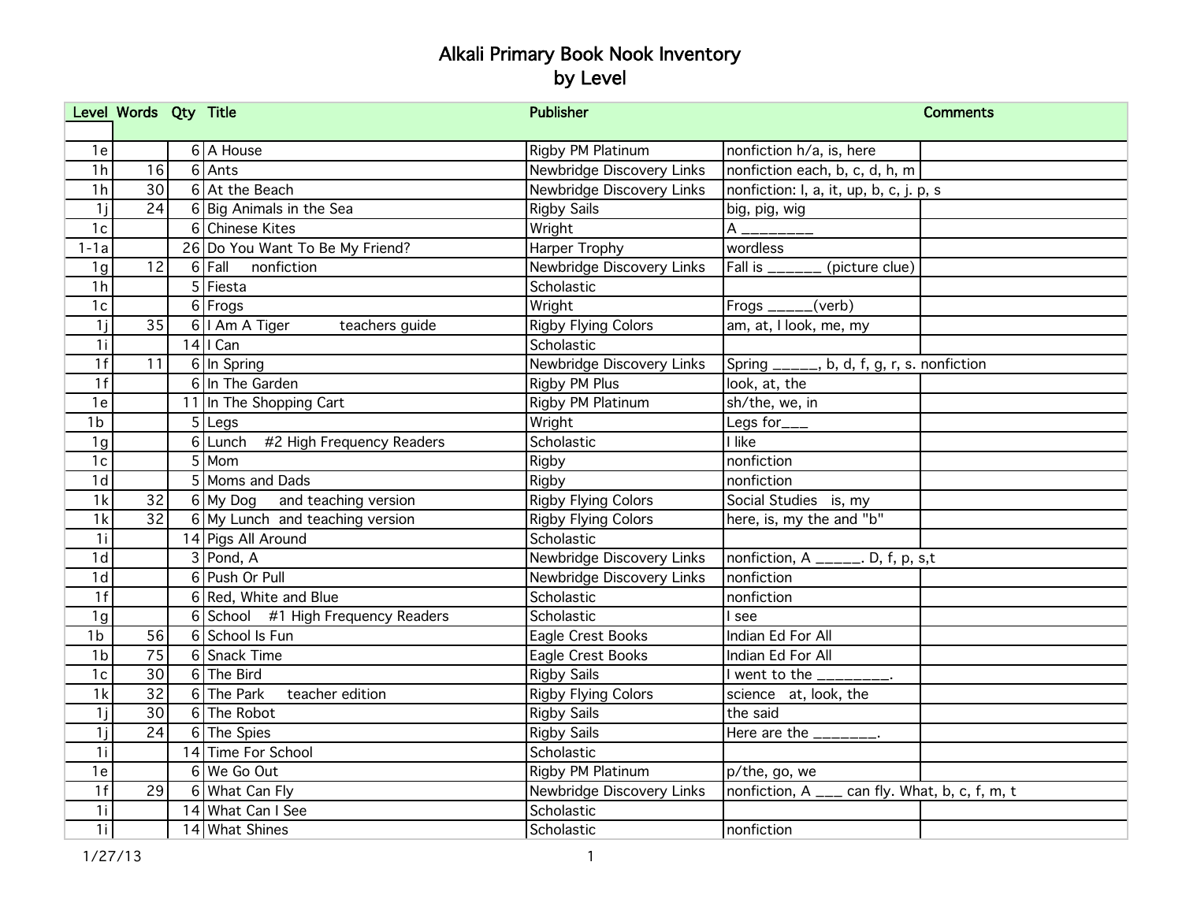# Alkali Primary Book Nook Inventory
## by Level

| Level | Words | Qty | Title | Publisher | Comments |
|---|---|---|---|---|---|
| 1e | | 6 | A House | Rigby PM Platinum | nonfiction h/a, is, here |
| 1h | 16 | 6 | Ants | Newbridge Discovery Links | nonfiction each, b, c, d, h, m |
| 1h | 30 | 6 | At the Beach | Newbridge Discovery Links | nonfiction: I, a, it, up, b, c, j. p, s |
| 1j | 24 | 6 | Big Animals in the Sea | Rigby Sails | big, pig, wig |
| 1c | | 6 | Chinese Kites | Wright | A ________ |
| 1-1a | | 26 | Do You Want To Be My Friend? | Harper Trophy | wordless |
| 1g | 12 | 6 | Fall nonfiction | Newbridge Discovery Links | Fall is ______ (picture clue) |
| 1h | | 5 | Fiesta | Scholastic | |
| 1c | | 6 | Frogs | Wright | Frogs _____(verb) |
| 1j | 35 | 6 | I Am A Tiger teachers guide | Rigby Flying Colors | am, at, I look, me, my |
| 1i | | 14 | I Can | Scholastic | |
| 1f | 11 | 6 | In Spring | Newbridge Discovery Links | Spring _____, b, d, f, g, r, s. nonfiction |
| 1f | | 6 | In The Garden | Rigby PM Plus | look, at, the |
| 1e | | 11 | In The Shopping Cart | Rigby PM Platinum | sh/the, we, in |
| 1b | | 5 | Legs | Wright | Legs for___ |
| 1g | | 6 | Lunch #2 High Frequency Readers | Scholastic | I like |
| 1c | | 5 | Mom | Rigby | nonfiction |
| 1d | | 5 | Moms and Dads | Rigby | nonfiction |
| 1k | 32 | 6 | My Dog and teaching version | Rigby Flying Colors | Social Studies is, my |
| 1k | 32 | 6 | My Lunch and teaching version | Rigby Flying Colors | here, is, my the and "b" |
| 1i | | 14 | Pigs All Around | Scholastic | |
| 1d | | 3 | Pond, A | Newbridge Discovery Links | nonfiction, A _____. D, f, p, s,t |
| 1d | | 6 | Push Or Pull | Newbridge Discovery Links | nonfiction |
| 1f | | 6 | Red, White and Blue | Scholastic | nonfiction |
| 1g | | 6 | School #1 High Frequency Readers | Scholastic | I see |
| 1b | 56 | 6 | School Is Fun | Eagle Crest Books | Indian Ed For All |
| 1b | 75 | 6 | Snack Time | Eagle Crest Books | Indian Ed For All |
| 1c | 30 | 6 | The Bird | Rigby Sails | I went to the ________. |
| 1k | 32 | 6 | The Park teacher edition | Rigby Flying Colors | science at, look, the |
| 1j | 30 | 6 | The Robot | Rigby Sails | the said |
| 1j | 24 | 6 | The Spies | Rigby Sails | Here are the _______. |
| 1i | | 14 | Time For School | Scholastic | |
| 1e | | 6 | We Go Out | Rigby PM Platinum | p/the, go, we |
| 1f | 29 | 6 | What Can Fly | Newbridge Discovery Links | nonfiction, A ___ can fly. What, b, c, f, m, t |
| 1i | | 14 | What Can I See | Scholastic | |
| 1i | | 14 | What Shines | Scholastic | nonfiction |

1/27/13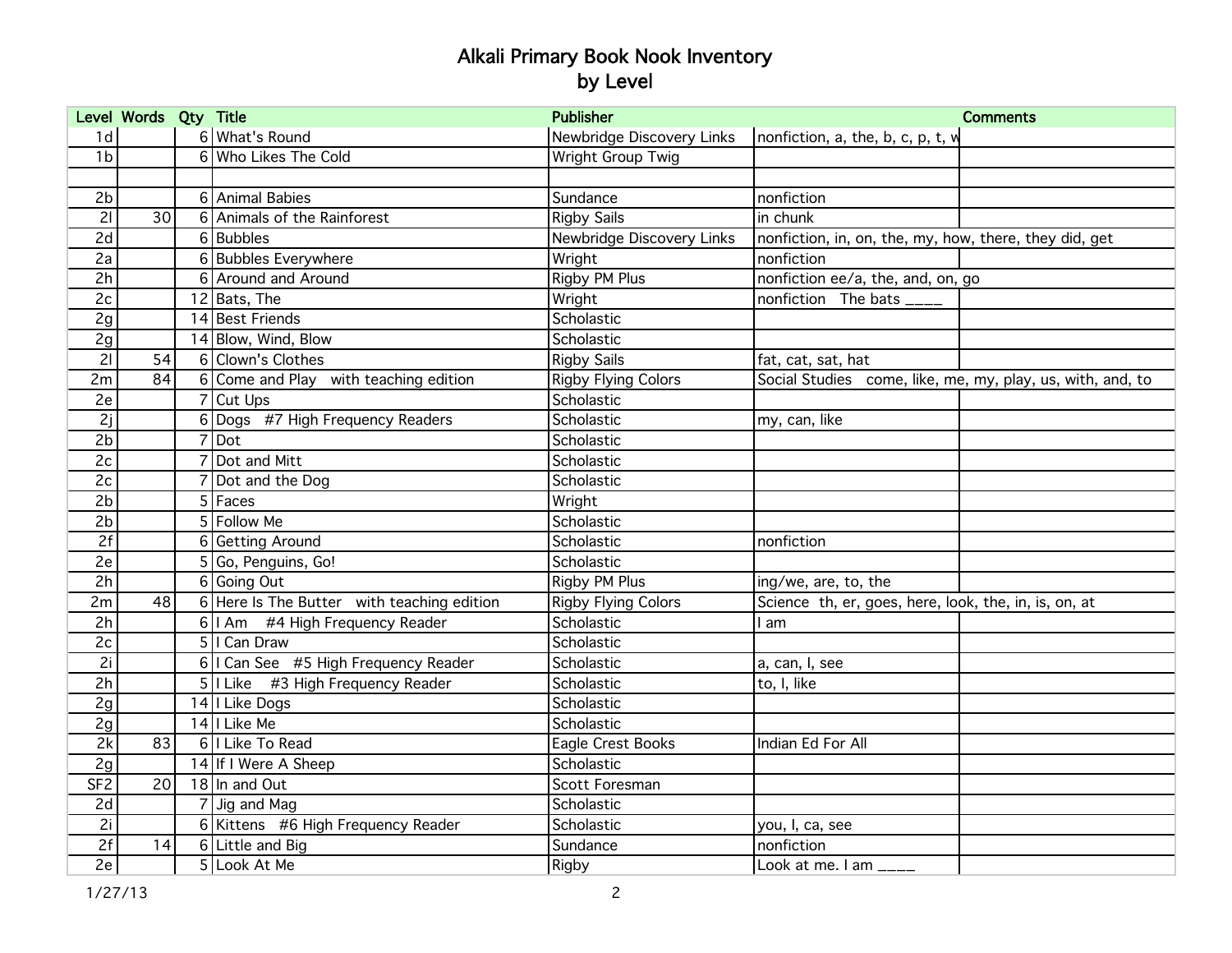# Alkali Primary Book Nook Inventory
## by Level

| Level | Words | Qty | Title | Publisher | Comments | |
|---|---|---|---|---|---|---|
| 1d | | 6 | What's Round | Newbridge Discovery Links | nonfiction, a, the, b, c, p, t, w | |
| 1b | | 6 | Who Likes The Cold | Wright Group Twig | | |
| | | | | | | |
| 2b | | 6 | Animal Babies | Sundance | nonfiction | |
| 2l | 30 | 6 | Animals of the Rainforest | Rigby Sails | in chunk | |
| 2d | | 6 | Bubbles | Newbridge Discovery Links | nonfiction, in, on, the, my, how, there, they did, get | |
| 2a | | 6 | Bubbles Everywhere | Wright | nonfiction | |
| 2h | | 6 | Around and Around | Rigby PM Plus | nonfiction ee/a, the, and, on, go | |
| 2c | | 12 | Bats, The | Wright | nonfiction The bats ____ | |
| 2g | | 14 | Best Friends | Scholastic | | |
| 2g | | 14 | Blow, Wind, Blow | Scholastic | | |
| 2l | 54 | 6 | Clown's Clothes | Rigby Sails | fat, cat, sat, hat | |
| 2m | 84 | 6 | Come and Play with teaching edition | Rigby Flying Colors | Social Studies come, like, me, my, play, us, with, and, to | |
| 2e | | 7 | Cut Ups | Scholastic | | |
| 2j | | 6 | Dogs #7 High Frequency Readers | Scholastic | my, can, like | |
| 2b | | 7 | Dot | Scholastic | | |
| 2c | | 7 | Dot and Mitt | Scholastic | | |
| 2c | | 7 | Dot and the Dog | Scholastic | | |
| 2b | | 5 | Faces | Wright | | |
| 2b | | 5 | Follow Me | Scholastic | | |
| 2f | | 6 | Getting Around | Scholastic | nonfiction | |
| 2e | | 5 | Go, Penguins, Go! | Scholastic | | |
| 2h | | 6 | Going Out | Rigby PM Plus | ing/we, are, to, the | |
| 2m | 48 | 6 | Here Is The Butter with teaching edition | Rigby Flying Colors | Science th, er, goes, here, look, the, in, is, on, at | |
| 2h | | 6 | I Am #4 High Frequency Reader | Scholastic | I am | |
| 2c | | 5 | I Can Draw | Scholastic | | |
| 2i | | 6 | I Can See #5 High Frequency Reader | Scholastic | a, can, I, see | |
| 2h | | 5 | I Like #3 High Frequency Reader | Scholastic | to, I, like | |
| 2g | | 14 | I Like Dogs | Scholastic | | |
| 2g | | 14 | I Like Me | Scholastic | | |
| 2k | 83 | 6 | I Like To Read | Eagle Crest Books | Indian Ed For All | |
| 2g | | 14 | If I Were A Sheep | Scholastic | | |
| SF2 | 20 | 18 | In and Out | Scott Foresman | | |
| 2d | | 7 | Jig and Mag | Scholastic | | |
| 2i | | 6 | Kittens #6 High Frequency Reader | Scholastic | you, I, ca, see | |
| 2f | 14 | 6 | Little and Big | Sundance | nonfiction | |
| 2e | | 5 | Look At Me | Rigby | Look at me. I am ____ | |

1/27/13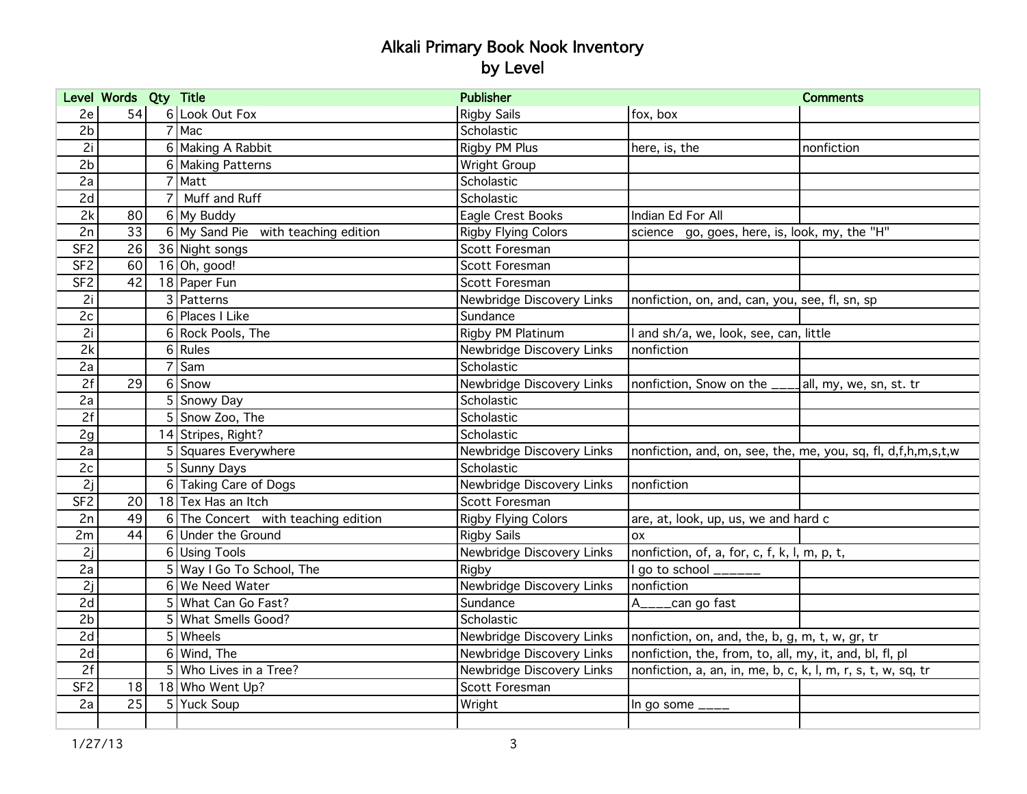# Alkali Primary Book Nook Inventory
## by Level

| Level | Words | Qty | Title | Publisher | | Comments |
|---|---|---|---|---|---|---|
| 2e | 54 | 6 | Look Out Fox | Rigby Sails | fox, box | |
| 2b | | 7 | Mac | Scholastic | | |
| 2i | | 6 | Making A Rabbit | Rigby PM Plus | here, is, the | nonfiction |
| 2b | | 6 | Making Patterns | Wright Group | | |
| 2a | | 7 | Matt | Scholastic | | |
| 2d | | 7 | Muff and Ruff | Scholastic | | |
| 2k | 80 | 6 | My Buddy | Eagle Crest Books | Indian Ed For All | |
| 2n | 33 | 6 | My Sand Pie with teaching edition | Rigby Flying Colors | science go, goes, here, is, look, my, the "H" | |
| SF2 | 26 | 36 | Night songs | Scott Foresman | | |
| SF2 | 60 | 16 | Oh, good! | Scott Foresman | | |
| SF2 | 42 | 18 | Paper Fun | Scott Foresman | | |
| 2i | | 3 | Patterns | Newbridge Discovery Links | nonfiction, on, and, can, you, see, fl, sn, sp | |
| 2c | | 6 | Places I Like | Sundance | | |
| 2i | | 6 | Rock Pools, The | Rigby PM Platinum | I and sh/a, we, look, see, can, little | |
| 2k | | 6 | Rules | Newbridge Discovery Links | nonfiction | |
| 2a | | 7 | Sam | Scholastic | | |
| 2f | 29 | 6 | Snow | Newbridge Discovery Links | nonfiction, Snow on the ____ | all, my, we, sn, st. tr |
| 2a | | 5 | Snowy Day | Scholastic | | |
| 2f | | 5 | Snow Zoo, The | Scholastic | | |
| 2g | | 14 | Stripes, Right? | Scholastic | | |
| 2a | | 5 | Squares Everywhere | Newbridge Discovery Links | nonfiction, and, on, see, the, me, you, sq, fl, d,f,h,m,s,t,w | |
| 2c | | 5 | Sunny Days | Scholastic | | |
| 2j | | 6 | Taking Care of Dogs | Newbridge Discovery Links | nonfiction | |
| SF2 | 20 | 18 | Tex Has an Itch | Scott Foresman | | |
| 2n | 49 | 6 | The Concert with teaching edition | Rigby Flying Colors | are, at, look, up, us, we and hard c | |
| 2m | 44 | 6 | Under the Ground | Rigby Sails | ox | |
| 2j | | 6 | Using Tools | Newbridge Discovery Links | nonfiction, of, a, for, c, f, k, l, m, p, t, | |
| 2a | | 5 | Way I Go To School, The | Rigby | I go to school ______ | |
| 2j | | 6 | We Need Water | Newbridge Discovery Links | nonfiction | |
| 2d | | 5 | What Can Go Fast? | Sundance | A____can go fast | |
| 2b | | 5 | What Smells Good? | Scholastic | | |
| 2d | | 5 | Wheels | Newbridge Discovery Links | nonfiction, on, and, the, b, g, m, t, w, gr, tr | |
| 2d | | 6 | Wind, The | Newbridge Discovery Links | nonfiction, the, from, to, all, my, it, and, bl, fl, pl | |
| 2f | | 5 | Who Lives in a Tree? | Newbridge Discovery Links | nonfiction, a, an, in, me, b, c, k, l, m, r, s, t, w, sq, tr | |
| SF2 | 18 | 18 | Who Went Up? | Scott Foresman | | |
| 2a | 25 | 5 | Yuck Soup | Wright | In go some ____ | |
| | | | | | | |

1/27/13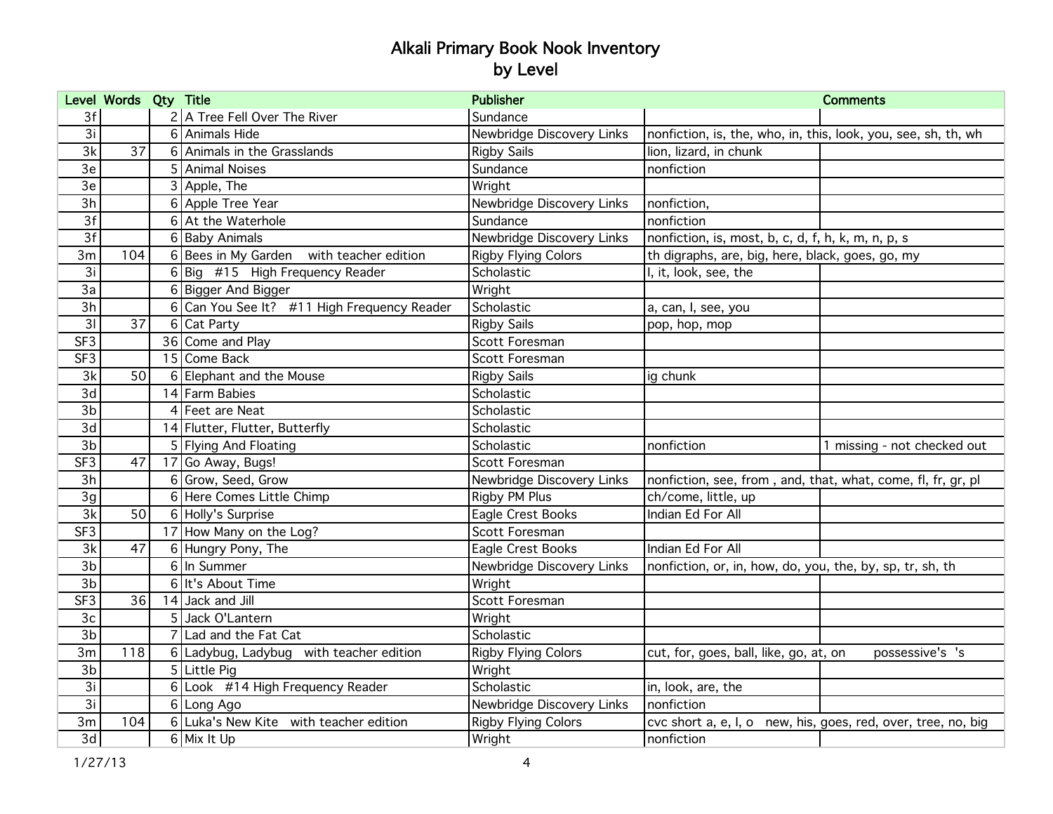# Alkali Primary Book Nook Inventory
## by Level

| Level | Words | Qty | Title | Publisher | | Comments |
|---|---|---|---|---|---|---|
| 3f | | 2 | A Tree Fell Over The River | Sundance | | |
| 3i | | 6 | Animals Hide | Newbridge Discovery Links | nonfiction, is, the, who, in, this, look, you, see, sh, th, wh | |
| 3k | 37 | 6 | Animals in the Grasslands | Rigby Sails | lion, lizard, in chunk | |
| 3e | | 5 | Animal Noises | Sundance | nonfiction | |
| 3e | | 3 | Apple, The | Wright | | |
| 3h | | 6 | Apple Tree Year | Newbridge Discovery Links | nonfiction, | |
| 3f | | 6 | At the Waterhole | Sundance | nonfiction | |
| 3f | | 6 | Baby Animals | Newbridge Discovery Links | nonfiction, is, most, b, c, d, f, h, k, m, n, p, s | |
| 3m | 104 | 6 | Bees in My Garden with teacher edition | Rigby Flying Colors | th digraphs, are, big, here, black, goes, go, my | |
| 3i | | 6 | Big #15 High Frequency Reader | Scholastic | I, it, look, see, the | |
| 3a | | 6 | Bigger And Bigger | Wright | | |
| 3h | | 6 | Can You See It? #11 High Frequency Reader | Scholastic | a, can, I, see, you | |
| 3l | 37 | 6 | Cat Party | Rigby Sails | pop, hop, mop | |
| SF3 | | 36 | Come and Play | Scott Foresman | | |
| SF3 | | 15 | Come Back | Scott Foresman | | |
| 3k | 50 | 6 | Elephant and the Mouse | Rigby Sails | ig chunk | |
| 3d | | 14 | Farm Babies | Scholastic | | |
| 3b | | 4 | Feet are Neat | Scholastic | | |
| 3d | | 14 | Flutter, Flutter, Butterfly | Scholastic | | |
| 3b | | 5 | Flying And Floating | Scholastic | nonfiction | 1 missing - not checked out |
| SF3 | 47 | 17 | Go Away, Bugs! | Scott Foresman | | |
| 3h | | 6 | Grow, Seed, Grow | Newbridge Discovery Links | nonfiction, see, from , and, that, what, come, fl, fr, gr, pl | |
| 3g | | 6 | Here Comes Little Chimp | Rigby PM Plus | ch/come, little, up | |
| 3k | 50 | 6 | Holly's Surprise | Eagle Crest Books | Indian Ed For All | |
| SF3 | | 17 | How Many on the Log? | Scott Foresman | | |
| 3k | 47 | 6 | Hungry Pony, The | Eagle Crest Books | Indian Ed For All | |
| 3b | | 6 | In Summer | Newbridge Discovery Links | nonfiction, or, in, how, do, you, the, by, sp, tr, sh, th | |
| 3b | | 6 | It's About Time | Wright | | |
| SF3 | 36 | 14 | Jack and Jill | Scott Foresman | | |
| 3c | | 5 | Jack O'Lantern | Wright | | |
| 3b | | 7 | Lad and the Fat Cat | Scholastic | | |
| 3m | 118 | 6 | Ladybug, Ladybug with teacher edition | Rigby Flying Colors | cut, for, goes, ball, like, go, at, on possessive's 's | |
| 3b | | 5 | Little Pig | Wright | | |
| 3i | | 6 | Look #14 High Frequency Reader | Scholastic | in, look, are, the | |
| 3i | | 6 | Long Ago | Newbridge Discovery Links | nonfiction | |
| 3m | 104 | 6 | Luka's New Kite with teacher edition | Rigby Flying Colors | cvc short a, e, I, o new, his, goes, red, over, tree, no, big | |
| 3d | | 6 | Mix It Up | Wright | nonfiction | |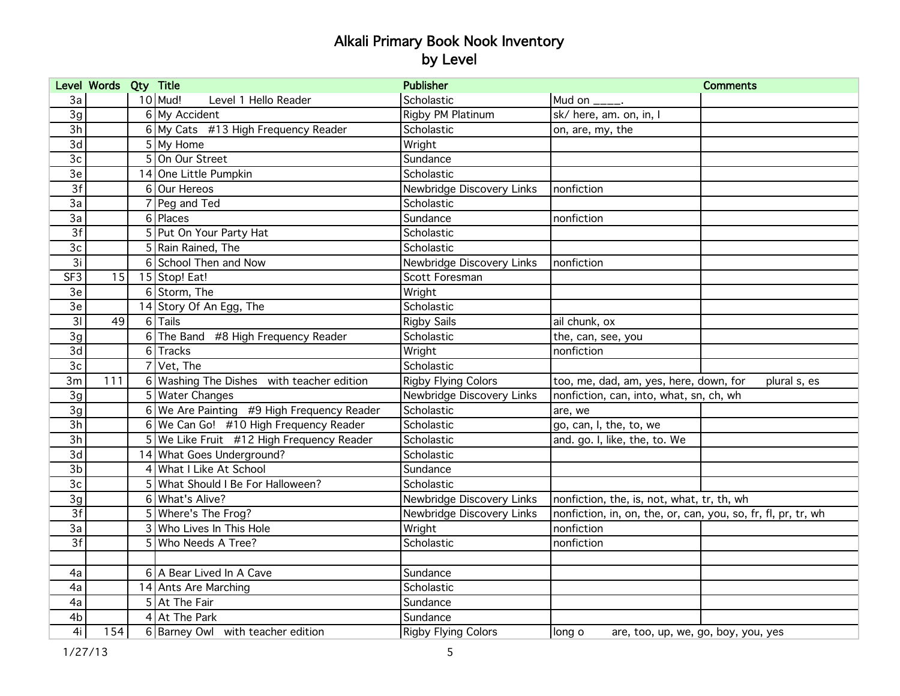# Alkali Primary Book Nook Inventory
## by Level

| Level | Words | Qty | Title | Publisher | Comments | |
|---|---|---|---|---|---|---|
| 3a | | 10 | Mud!        Level 1 Hello Reader | Scholastic | Mud on ____. | |
| 3g | | 6 | My Accident | Rigby PM Platinum | sk/ here, am. on, in, I | |
| 3h | | 6 | My Cats   #13 High Frequency Reader | Scholastic | on, are, my, the | |
| 3d | | 5 | My Home | Wright | | |
| 3c | | 5 | On Our Street | Sundance | | |
| 3e | | 14 | One Little Pumpkin | Scholastic | | |
| 3f | | 6 | Our Hereos | Newbridge Discovery Links | nonfiction | |
| 3a | | 7 | Peg and Ted | Scholastic | | |
| 3a | | 6 | Places | Sundance | nonfiction | |
| 3f | | 5 | Put On Your Party Hat | Scholastic | | |
| 3c | | 5 | Rain Rained, The | Scholastic | | |
| 3i | | 6 | School Then and Now | Newbridge Discovery Links | nonfiction | |
| SF3 | 15 | 15 | Stop! Eat! | Scott Foresman | | |
| 3e | | 6 | Storm, The | Wright | | |
| 3e | | 14 | Story Of An Egg, The | Scholastic | | |
| 3l | 49 | 6 | Tails | Rigby Sails | ail chunk, ox | |
| 3g | | 6 | The Band   #8 High Frequency Reader | Scholastic | the, can, see, you | |
| 3d | | 6 | Tracks | Wright | nonfiction | |
| 3c | | 7 | Vet, The | Scholastic | | |
| 3m | 111 | 6 | Washing The Dishes   with teacher edition | Rigby Flying Colors | too, me, dad, am, yes, here, down, for | plural s, es |
| 3g | | 5 | Water Changes | Newbridge Discovery Links | nonfiction, can, into, what, sn, ch, wh | |
| 3g | | 6 | We Are Painting   #9 High Frequency Reader | Scholastic | are, we | |
| 3h | | 6 | We Can Go!   #10 High Frequency Reader | Scholastic | go, can, I, the, to, we | |
| 3h | | 5 | We Like Fruit   #12 High Frequency Reader | Scholastic | and. go. I, like, the, to. We | |
| 3d | | 14 | What Goes Underground? | Scholastic | | |
| 3b | | 4 | What I Like At School | Sundance | | |
| 3c | | 5 | What Should I Be For Halloween? | Scholastic | | |
| 3g | | 6 | What's Alive? | Newbridge Discovery Links | nonfiction, the, is, not, what, tr, th, wh | |
| 3f | | 5 | Where's The Frog? | Newbridge Discovery Links | nonfiction, in, on, the, or, can, you, so, fr, fl, pr, tr, wh | |
| 3a | | 3 | Who Lives In This Hole | Wright | nonfiction | |
| 3f | | 5 | Who Needs A Tree? | Scholastic | nonfiction | |
| | | | | | | |
| 4a | | 6 | A Bear Lived In A Cave | Sundance | | |
| 4a | | 14 | Ants Are Marching | Scholastic | | |
| 4a | | 5 | At The Fair | Sundance | | |
| 4b | | 4 | At The Park | Sundance | | |
| 4i | 154 | 6 | Barney Owl   with teacher edition | Rigby Flying Colors | long o        are, too, up, we, go, boy, you, yes | |

1/27/13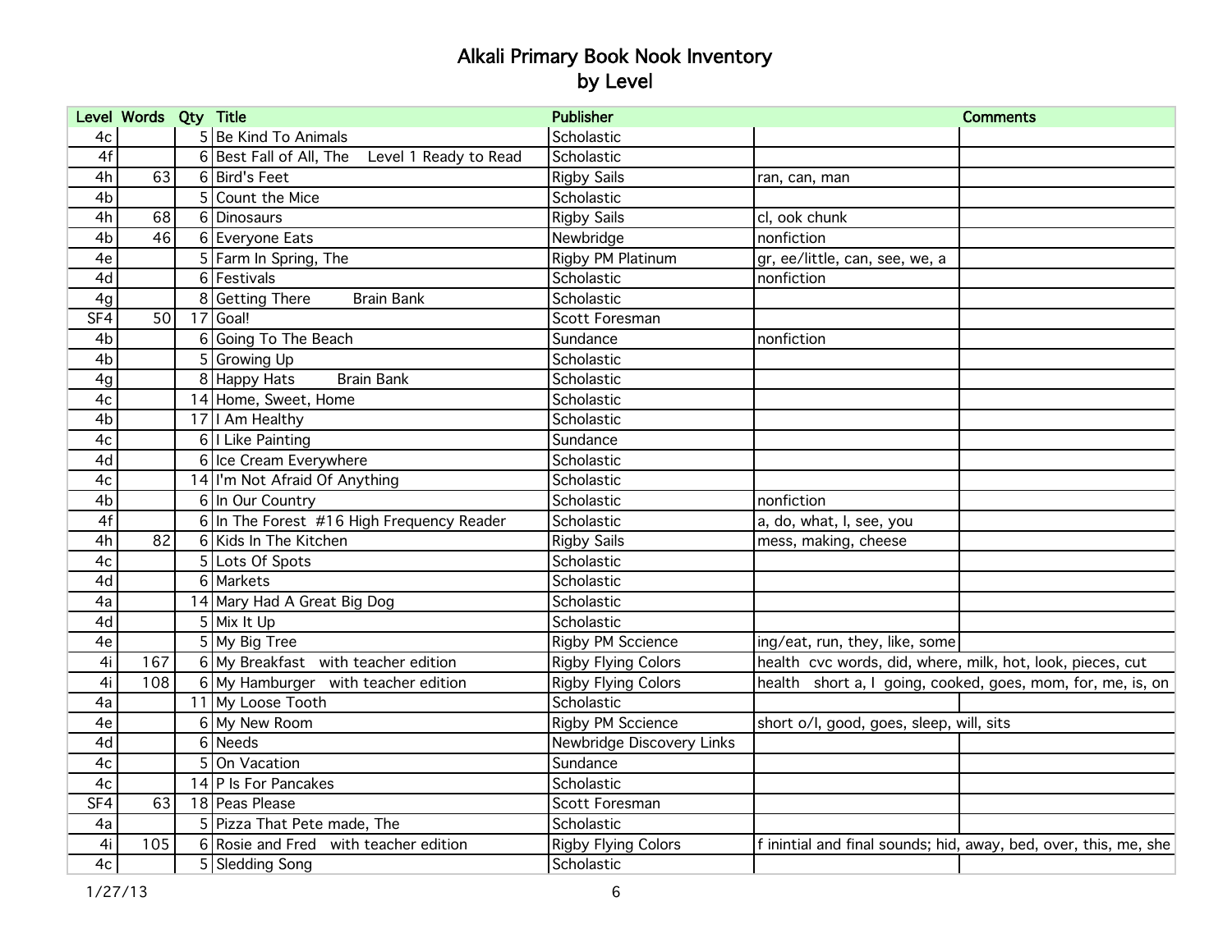# Alkali Primary Book Nook Inventory
# by Level

| Level | Words | Qty | Title | Publisher | | Comments |
|---|---|---|---|---|---|---|
| 4c | | 5 | Be Kind To Animals | Scholastic | | |
| 4f | | 6 | Best Fall of All, The Level 1 Ready to Read | Scholastic | | |
| 4h | 63 | 6 | Bird's Feet | Rigby Sails | ran, can, man | |
| 4b | | 5 | Count the Mice | Scholastic | | |
| 4h | 68 | 6 | Dinosaurs | Rigby Sails | cl, ook chunk | |
| 4b | 46 | 6 | Everyone Eats | Newbridge | nonfiction | |
| 4e | | 5 | Farm In Spring, The | Rigby PM Platinum | gr, ee/little, can, see, we, a | |
| 4d | | 6 | Festivals | Scholastic | nonfiction | |
| 4g | | 8 | Getting There Brain Bank | Scholastic | | |
| SF4 | 50 | 17 | Goal! | Scott Foresman | | |
| 4b | | 6 | Going To The Beach | Sundance | nonfiction | |
| 4b | | 5 | Growing Up | Scholastic | | |
| 4g | | 8 | Happy Hats Brain Bank | Scholastic | | |
| 4c | | 14 | Home, Sweet, Home | Scholastic | | |
| 4b | | 17 | I Am Healthy | Scholastic | | |
| 4c | | 6 | I Like Painting | Sundance | | |
| 4d | | 6 | Ice Cream Everywhere | Scholastic | | |
| 4c | | 14 | I'm Not Afraid Of Anything | Scholastic | | |
| 4b | | 6 | In Our Country | Scholastic | nonfiction | |
| 4f | | 6 | In The Forest #16 High Frequency Reader | Scholastic | a, do, what, I, see, you | |
| 4h | 82 | 6 | Kids In The Kitchen | Rigby Sails | mess, making, cheese | |
| 4c | | 5 | Lots Of Spots | Scholastic | | |
| 4d | | 6 | Markets | Scholastic | | |
| 4a | | 14 | Mary Had A Great Big Dog | Scholastic | | |
| 4d | | 5 | Mix It Up | Scholastic | | |
| 4e | | 5 | My Big Tree | Rigby PM Sccience | ing/eat, run, they, like, some | |
| 4i | 167 | 6 | My Breakfast with teacher edition | Rigby Flying Colors | health cvc words, did, where, milk, hot, look, pieces, cut | |
| 4i | 108 | 6 | My Hamburger with teacher edition | Rigby Flying Colors | health short a, I going, cooked, goes, mom, for, me, is, on | |
| 4a | | 11 | My Loose Tooth | Scholastic | | |
| 4e | | 6 | My New Room | Rigby PM Sccience | short o/l, good, goes, sleep, will, sits | |
| 4d | | 6 | Needs | Newbridge Discovery Links | | |
| 4c | | 5 | On Vacation | Sundance | | |
| 4c | | 14 | P Is For Pancakes | Scholastic | | |
| SF4 | 63 | 18 | Peas Please | Scott Foresman | | |
| 4a | | 5 | Pizza That Pete made, The | Scholastic | | |
| 4i | 105 | 6 | Rosie and Fred with teacher edition | Rigby Flying Colors | f inintial and final sounds; hid, away, bed, over, this, me, she | |
| 4c | | 5 | Sledding Song | Scholastic | | |

1/27/13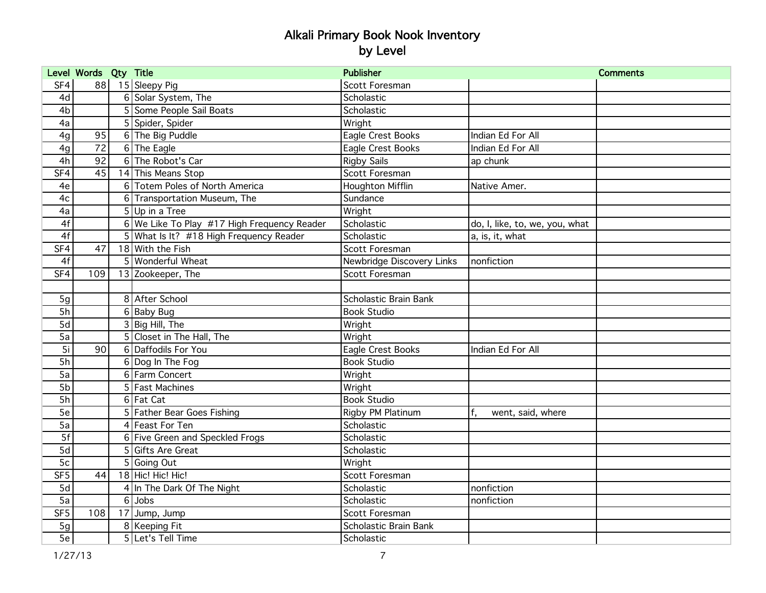# Alkali Primary Book Nook Inventory
## by Level

| Level | Words | Qty | Title | Publisher | | Comments |
|---|---|---|---|---|---|---|
| SF4 | 88 | 15 | Sleepy Pig | Scott Foresman | | |
| 4d | | 6 | Solar System, The | Scholastic | | |
| 4b | | 5 | Some People Sail Boats | Scholastic | | |
| 4a | | 5 | Spider, Spider | Wright | | |
| 4g | 95 | 6 | The Big Puddle | Eagle Crest Books | Indian Ed For All | |
| 4g | 72 | 6 | The Eagle | Eagle Crest Books | Indian Ed For All | |
| 4h | 92 | 6 | The Robot's Car | Rigby Sails | ap chunk | |
| SF4 | 45 | 14 | This Means Stop | Scott Foresman | | |
| 4e | | 6 | Totem Poles of North America | Houghton Mifflin | Native Amer. | |
| 4c | | 6 | Transportation Museum, The | Sundance | | |
| 4a | | 5 | Up in a Tree | Wright | | |
| 4f | | 6 | We Like To Play #17 High Frequency Reader | Scholastic | do, I, like, to, we, you, what | |
| 4f | | 5 | What Is It? #18 High Frequency Reader | Scholastic | a, is, it, what | |
| SF4 | 47 | 18 | With the Fish | Scott Foresman | | |
| 4f | | 5 | Wonderful Wheat | Newbridge Discovery Links | nonfiction | |
| SF4 | 109 | 13 | Zookeeper, The | Scott Foresman | | |
| | | | | | | |
| 5g | | 8 | After School | Scholastic Brain Bank | | |
| 5h | | 6 | Baby Bug | Book Studio | | |
| 5d | | 3 | Big Hill, The | Wright | | |
| 5a | | 5 | Closet in The Hall, The | Wright | | |
| 5i | 90 | 6 | Daffodils For You | Eagle Crest Books | Indian Ed For All | |
| 5h | | 6 | Dog In The Fog | Book Studio | | |
| 5a | | 6 | Farm Concert | Wright | | |
| 5b | | 5 | Fast Machines | Wright | | |
| 5h | | 6 | Fat Cat | Book Studio | | |
| 5e | | 5 | Father Bear Goes Fishing | Rigby PM Platinum | f, went, said, where | |
| 5a | | 4 | Feast For Ten | Scholastic | | |
| 5f | | 6 | Five Green and Speckled Frogs | Scholastic | | |
| 5d | | 5 | Gifts Are Great | Scholastic | | |
| 5c | | 5 | Going Out | Wright | | |
| SF5 | 44 | 18 | Hic! Hic! Hic! | Scott Foresman | | |
| 5d | | 4 | In The Dark Of The Night | Scholastic | nonfiction | |
| 5a | | 6 | Jobs | Scholastic | nonfiction | |
| SF5 | 108 | 17 | Jump, Jump | Scott Foresman | | |
| 5g | | 8 | Keeping Fit | Scholastic Brain Bank | | |
| 5e | | 5 | Let's Tell Time | Scholastic | | |

1/27/13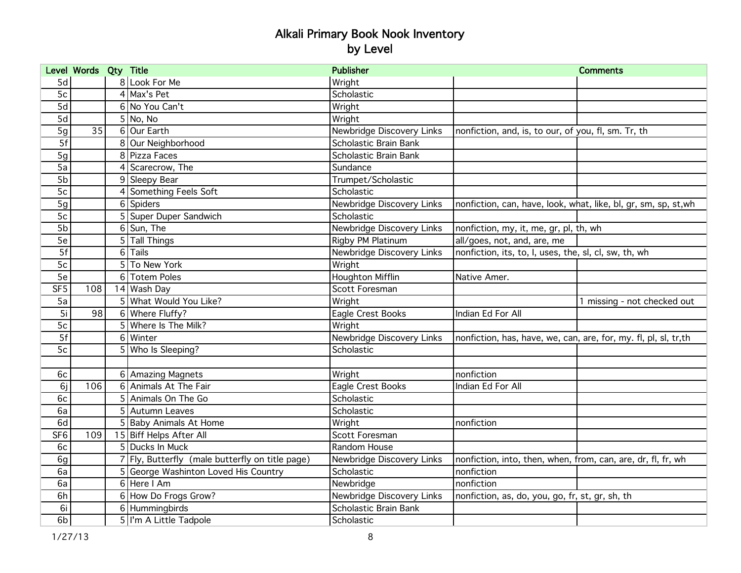# Alkali Primary Book Nook Inventory
## by Level

| Level | Words | Qty | Title | Publisher | | Comments |
|---|---|---|---|---|---|---|
| 5d | | 8 | Look For Me | Wright | | |
| 5c | | 4 | Max's Pet | Scholastic | | |
| 5d | | 6 | No You Can't | Wright | | |
| 5d | | 5 | No, No | Wright | | |
| 5g | 35 | 6 | Our Earth | Newbridge Discovery Links | nonfiction, and, is, to our, of you, fl, sm. Tr, th | |
| 5f | | 8 | Our Neighborhood | Scholastic Brain Bank | | |
| 5g | | 8 | Pizza Faces | Scholastic Brain Bank | | |
| 5a | | 4 | Scarecrow, The | Sundance | | |
| 5b | | 9 | Sleepy Bear | Trumpet/Scholastic | | |
| 5c | | 4 | Something Feels Soft | Scholastic | | |
| 5g | | 6 | Spiders | Newbridge Discovery Links | nonfiction, can, have, look, what, like, bl, gr, sm, sp, st,wh | |
| 5c | | 5 | Super Duper Sandwich | Scholastic | | |
| 5b | | 6 | Sun, The | Newbridge Discovery Links | nonfiction, my, it, me, gr, pl, th, wh | |
| 5e | | 5 | Tall Things | Rigby PM Platinum | all/goes, not, and, are, me | |
| 5f | | 6 | Tails | Newbridge Discovery Links | nonfiction, its, to, I, uses, the, sl, cl, sw, th, wh | |
| 5c | | 5 | To New York | Wright | | |
| 5e | | 6 | Totem Poles | Houghton Mifflin | Native Amer. | |
| SF5 | 108 | 14 | Wash Day | Scott Foresman | | |
| 5a | | 5 | What Would You Like? | Wright | | 1 missing - not checked out |
| 5i | 98 | 6 | Where Fluffy? | Eagle Crest Books | Indian Ed For All | |
| 5c | | 5 | Where Is The Milk? | Wright | | |
| 5f | | 6 | Winter | Newbridge Discovery Links | nonfiction, has, have, we, can, are, for, my. fl, pl, sl, tr,th | |
| 5c | | 5 | Who Is Sleeping? | Scholastic | | |
| | | | | | | |
| 6c | | 6 | Amazing Magnets | Wright | nonfiction | |
| 6j | 106 | 6 | Animals At The Fair | Eagle Crest Books | Indian Ed For All | |
| 6c | | 5 | Animals On The Go | Scholastic | | |
| 6a | | 5 | Autumn Leaves | Scholastic | | |
| 6d | | 5 | Baby Animals At Home | Wright | nonfiction | |
| SF6 | 109 | 15 | Biff Helps After All | Scott Foresman | | |
| 6c | | 5 | Ducks In Muck | Random House | | |
| 6g | | 7 | Fly, Butterfly (male butterfly on title page) | Newbridge Discovery Links | nonfiction, into, then, when, from, can, are, dr, fl, fr, wh | |
| 6a | | 5 | George Washinton Loved His Country | Scholastic | nonfiction | |
| 6a | | 6 | Here I Am | Newbridge | nonfiction | |
| 6h | | 6 | How Do Frogs Grow? | Newbridge Discovery Links | nonfiction, as, do, you, go, fr, st, gr, sh, th | |
| 6i | | 6 | Hummingbirds | Scholastic Brain Bank | | |
| 6b | | 5 | I'm A Little Tadpole | Scholastic | | |

1/27/13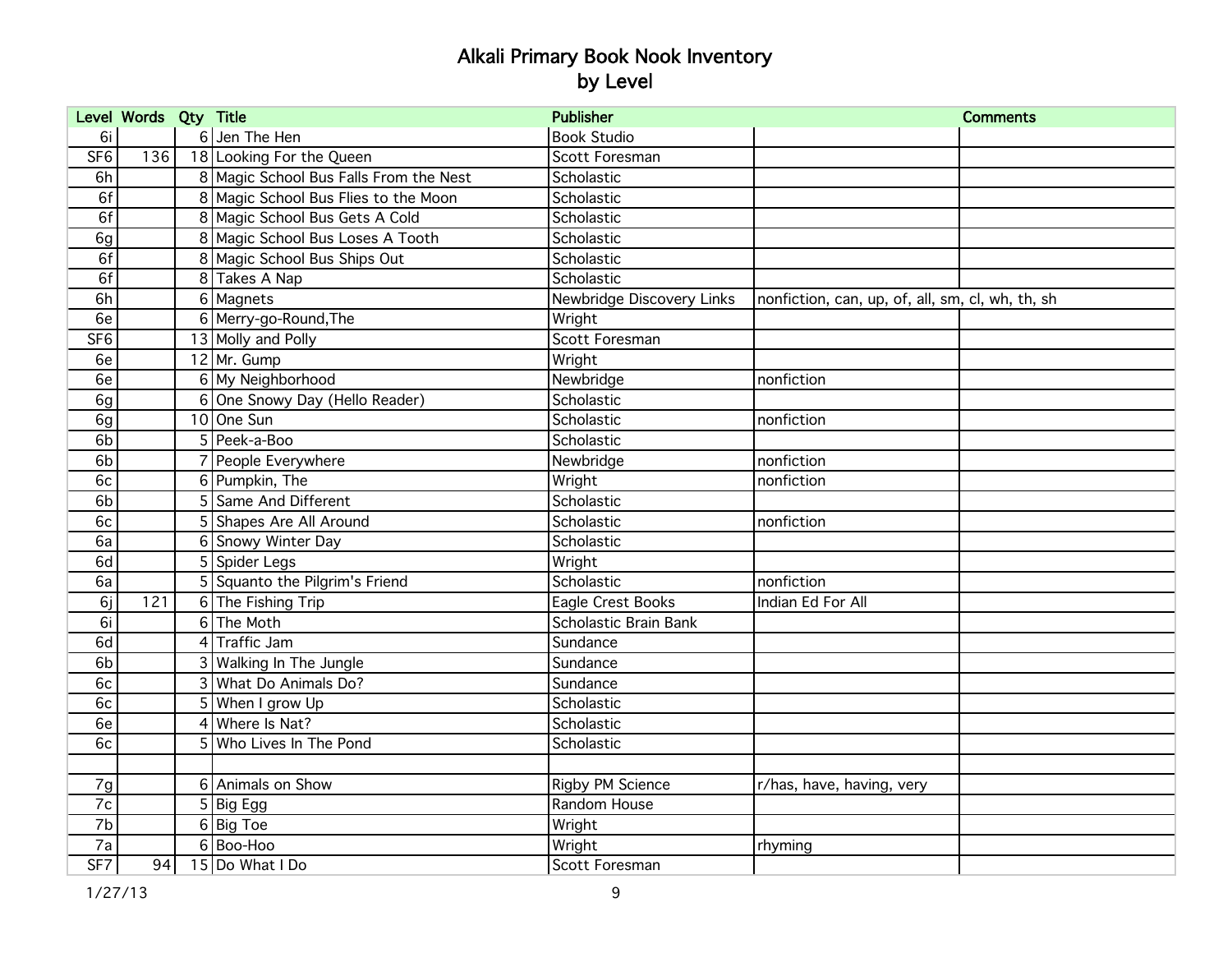# Alkali Primary Book Nook Inventory
## by Level

| Level | Words | Qty | Title | Publisher | | Comments |
|---|---|---|---|---|---|---|
| 6i | | 6 | Jen The Hen | Book Studio | | |
| SF6 | 136 | 18 | Looking For the Queen | Scott Foresman | | |
| 6h | | 8 | Magic School Bus Falls From the Nest | Scholastic | | |
| 6f | | 8 | Magic School Bus Flies to the Moon | Scholastic | | |
| 6f | | 8 | Magic School Bus Gets A Cold | Scholastic | | |
| 6g | | 8 | Magic School Bus Loses A Tooth | Scholastic | | |
| 6f | | 8 | Magic School Bus Ships Out | Scholastic | | |
| 6f | | 8 | Takes A Nap | Scholastic | | |
| 6h | | 6 | Magnets | Newbridge Discovery Links | nonfiction, can, up, of, all, sm, cl, wh, th, sh | |
| 6e | | 6 | Merry-go-Round,The | Wright | | |
| SF6 | | 13 | Molly and Polly | Scott Foresman | | |
| 6e | | 12 | Mr. Gump | Wright | | |
| 6e | | 6 | My Neighborhood | Newbridge | nonfiction | |
| 6g | | 6 | One Snowy Day (Hello Reader) | Scholastic | | |
| 6g | | 10 | One Sun | Scholastic | nonfiction | |
| 6b | | 5 | Peek-a-Boo | Scholastic | | |
| 6b | | 7 | People Everywhere | Newbridge | nonfiction | |
| 6c | | 6 | Pumpkin, The | Wright | nonfiction | |
| 6b | | 5 | Same And Different | Scholastic | | |
| 6c | | 5 | Shapes Are All Around | Scholastic | nonfiction | |
| 6a | | 6 | Snowy Winter Day | Scholastic | | |
| 6d | | 5 | Spider Legs | Wright | | |
| 6a | | 5 | Squanto the Pilgrim's Friend | Scholastic | nonfiction | |
| 6j | 121 | 6 | The Fishing Trip | Eagle Crest Books | Indian Ed For All | |
| 6i | | 6 | The Moth | Scholastic Brain Bank | | |
| 6d | | 4 | Traffic Jam | Sundance | | |
| 6b | | 3 | Walking In The Jungle | Sundance | | |
| 6c | | 3 | What Do Animals Do? | Sundance | | |
| 6c | | 5 | When I grow Up | Scholastic | | |
| 6e | | 4 | Where Is Nat? | Scholastic | | |
| 6c | | 5 | Who Lives In The Pond | Scholastic | | |
| | | | | | | |
| 7g | | 6 | Animals on Show | Rigby PM Science | r/has, have, having, very | |
| 7c | | 5 | Big Egg | Random House | | |
| 7b | | 6 | Big Toe | Wright | | |
| 7a | | 6 | Boo-Hoo | Wright | rhyming | |
| SF7 | 94 | 15 | Do What I Do | Scott Foresman | | |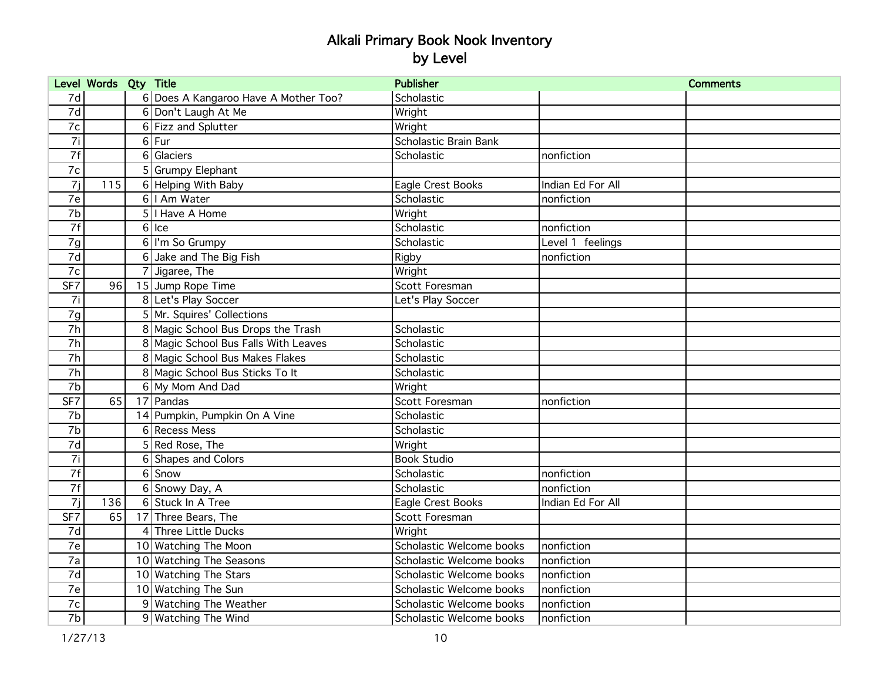# Alkali Primary Book Nook Inventory
## by Level

| Level | Words | Qty | Title | Publisher | | Comments |
|---|---|---|---|---|---|---|
| 7d | | 6 | Does A Kangaroo Have A Mother Too? | Scholastic | | |
| 7d | | 6 | Don't Laugh At Me | Wright | | |
| 7c | | 6 | Fizz and Splutter | Wright | | |
| 7i | | 6 | Fur | Scholastic Brain Bank | | |
| 7f | | 6 | Glaciers | Scholastic | nonfiction | |
| 7c | | 5 | Grumpy Elephant | | | |
| 7j | 115 | 6 | Helping With Baby | Eagle Crest Books | Indian Ed For All | |
| 7e | | 6 | I Am Water | Scholastic | nonfiction | |
| 7b | | 5 | I Have A Home | Wright | | |
| 7f | | 6 | Ice | Scholastic | nonfiction | |
| 7g | | 6 | I'm So Grumpy | Scholastic | Level 1 feelings | |
| 7d | | 6 | Jake and The Big Fish | Rigby | nonfiction | |
| 7c | | 7 | Jigaree, The | Wright | | |
| SF7 | 96 | 15 | Jump Rope Time | Scott Foresman | | |
| 7i | | 8 | Let's Play Soccer | Let's Play Soccer | | |
| 7g | | 5 | Mr. Squires' Collections | | | |
| 7h | | 8 | Magic School Bus Drops the Trash | Scholastic | | |
| 7h | | 8 | Magic School Bus Falls With Leaves | Scholastic | | |
| 7h | | 8 | Magic School Bus Makes Flakes | Scholastic | | |
| 7h | | 8 | Magic School Bus Sticks To It | Scholastic | | |
| 7b | | 6 | My Mom And Dad | Wright | | |
| SF7 | 65 | 17 | Pandas | Scott Foresman | nonfiction | |
| 7b | | 14 | Pumpkin, Pumpkin On A Vine | Scholastic | | |
| 7b | | 6 | Recess Mess | Scholastic | | |
| 7d | | 5 | Red Rose, The | Wright | | |
| 7i | | 6 | Shapes and Colors | Book Studio | | |
| 7f | | 6 | Snow | Scholastic | nonfiction | |
| 7f | | 6 | Snowy Day, A | Scholastic | nonfiction | |
| 7j | 136 | 6 | Stuck In A Tree | Eagle Crest Books | Indian Ed For All | |
| SF7 | 65 | 17 | Three Bears, The | Scott Foresman | | |
| 7d | | 4 | Three Little Ducks | Wright | | |
| 7e | | 10 | Watching The Moon | Scholastic Welcome books | nonfiction | |
| 7a | | 10 | Watching The Seasons | Scholastic Welcome books | nonfiction | |
| 7d | | 10 | Watching The Stars | Scholastic Welcome books | nonfiction | |
| 7e | | 10 | Watching The Sun | Scholastic Welcome books | nonfiction | |
| 7c | | 9 | Watching The Weather | Scholastic Welcome books | nonfiction | |
| 7b | | 9 | Watching The Wind | Scholastic Welcome books | nonfiction | |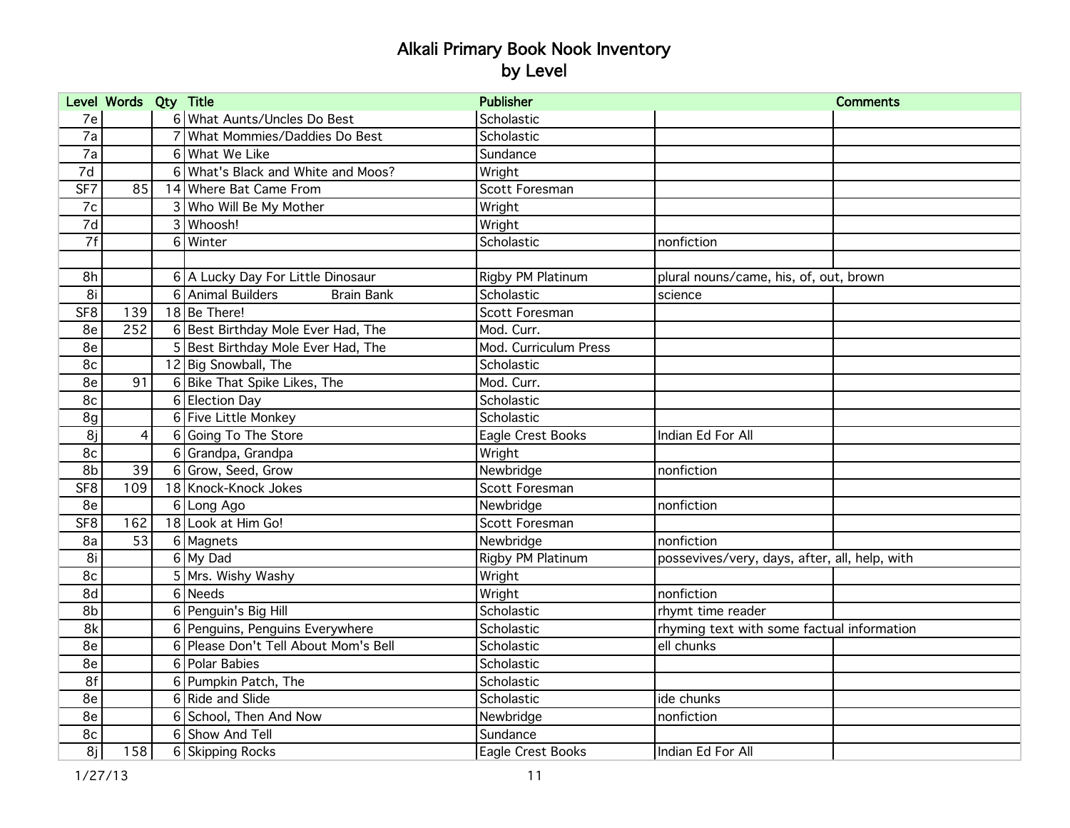# Alkali Primary Book Nook Inventory
# by Level

| Level | Words | Qty | Title | Publisher | | Comments |
|---|---|---|---|---|---|---|
| 7e | | 6 | What Aunts/Uncles Do Best | Scholastic | | |
| 7a | | 7 | What Mommies/Daddies Do Best | Scholastic | | |
| 7a | | 6 | What We Like | Sundance | | |
| 7d | | 6 | What's Black and White and Moos? | Wright | | |
| SF7 | 85 | 14 | Where Bat Came From | Scott Foresman | | |
| 7c | | 3 | Who Will Be My Mother | Wright | | |
| 7d | | 3 | Whoosh! | Wright | | |
| 7f | | 6 | Winter | Scholastic | nonfiction | |
| | | | | | | |
| 8h | | 6 | A Lucky Day For Little Dinosaur | Rigby PM Platinum | plural nouns/came, his, of, out, brown | |
| 8i | | 6 | Animal Builders Brain Bank | Scholastic | science | |
| SF8 | 139 | 18 | Be There! | Scott Foresman | | |
| 8e | 252 | 6 | Best Birthday Mole Ever Had, The | Mod. Curr. | | |
| 8e | | 5 | Best Birthday Mole Ever Had, The | Mod. Curriculum Press | | |
| 8c | | 12 | Big Snowball, The | Scholastic | | |
| 8e | 91 | 6 | Bike That Spike Likes, The | Mod. Curr. | | |
| 8c | | 6 | Election Day | Scholastic | | |
| 8g | | 6 | Five Little Monkey | Scholastic | | |
| 8j | 4 | 6 | Going To The Store | Eagle Crest Books | Indian Ed For All | |
| 8c | | 6 | Grandpa, Grandpa | Wright | | |
| 8b | 39 | 6 | Grow, Seed, Grow | Newbridge | nonfiction | |
| SF8 | 109 | 18 | Knock-Knock Jokes | Scott Foresman | | |
| 8e | | 6 | Long Ago | Newbridge | nonfiction | |
| SF8 | 162 | 18 | Look at Him Go! | Scott Foresman | | |
| 8a | 53 | 6 | Magnets | Newbridge | nonfiction | |
| 8i | | 6 | My Dad | Rigby PM Platinum | possevives/very, days, after, all, help, with | |
| 8c | | 5 | Mrs. Wishy Washy | Wright | | |
| 8d | | 6 | Needs | Wright | nonfiction | |
| 8b | | 6 | Penguin's Big Hill | Scholastic | rhymt time reader | |
| 8k | | 6 | Penguins, Penguins Everywhere | Scholastic | rhyming text with some factual information | |
| 8e | | 6 | Please Don't Tell About Mom's Bell | Scholastic | ell chunks | |
| 8e | | 6 | Polar Babies | Scholastic | | |
| 8f | | 6 | Pumpkin Patch, The | Scholastic | | |
| 8e | | 6 | Ride and Slide | Scholastic | ide chunks | |
| 8e | | 6 | School, Then And Now | Newbridge | nonfiction | |
| 8c | | 6 | Show And Tell | Sundance | | |
| 8j | 158 | 6 | Skipping Rocks | Eagle Crest Books | Indian Ed For All | |

1/27/13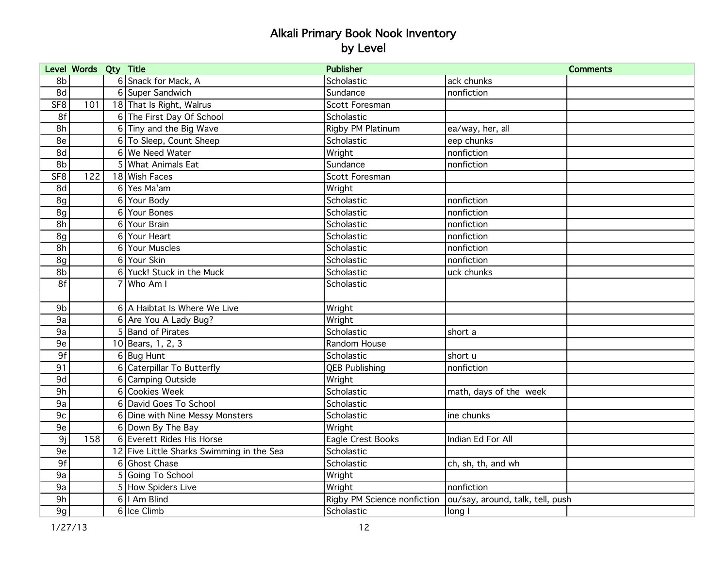# Alkali Primary Book Nook Inventory
## by Level

| Level | Words | Qty | Title | Publisher | | Comments |
|---|---|---|---|---|---|---|
| 8b | | 6 | Snack for Mack, A | Scholastic | ack chunks | |
| 8d | | 6 | Super Sandwich | Sundance | nonfiction | |
| SF8 | 101 | 18 | That Is Right, Walrus | Scott Foresman | | |
| 8f | | 6 | The First Day Of School | Scholastic | | |
| 8h | | 6 | Tiny and the Big Wave | Rigby PM Platinum | ea/way, her, all | |
| 8e | | 6 | To Sleep, Count Sheep | Scholastic | eep chunks | |
| 8d | | 6 | We Need Water | Wright | nonfiction | |
| 8b | | 5 | What Animals Eat | Sundance | nonfiction | |
| SF8 | 122 | 18 | Wish Faces | Scott Foresman | | |
| 8d | | 6 | Yes Ma'am | Wright | | |
| 8g | | 6 | Your Body | Scholastic | nonfiction | |
| 8g | | 6 | Your Bones | Scholastic | nonfiction | |
| 8h | | 6 | Your Brain | Scholastic | nonfiction | |
| 8g | | 6 | Your Heart | Scholastic | nonfiction | |
| 8h | | 6 | Your Muscles | Scholastic | nonfiction | |
| 8g | | 6 | Your Skin | Scholastic | nonfiction | |
| 8b | | 6 | Yuck! Stuck in the Muck | Scholastic | uck chunks | |
| 8f | | 7 | Who Am I | Scholastic | | |
| | | | | | | |
| 9b | | 6 | A Haibtat Is Where We Live | Wright | | |
| 9a | | 6 | Are You A Lady Bug? | Wright | | |
| 9a | | 5 | Band of Pirates | Scholastic | short a | |
| 9e | | 10 | Bears, 1, 2, 3 | Random House | | |
| 9f | | 6 | Bug Hunt | Scholastic | short u | |
| 91 | | 6 | Caterpillar To Butterfly | QEB Publishing | nonfiction | |
| 9d | | 6 | Camping Outside | Wright | | |
| 9h | | 6 | Cookies Week | Scholastic | math, days of the week | |
| 9a | | 6 | David Goes To School | Scholastic | | |
| 9c | | 6 | Dine with Nine Messy Monsters | Scholastic | ine chunks | |
| 9e | | 6 | Down By The Bay | Wright | | |
| 9j | 158 | 6 | Everett Rides His Horse | Eagle Crest Books | Indian Ed For All | |
| 9e | | 12 | Five Little Sharks Swimming in the Sea | Scholastic | | |
| 9f | | 6 | Ghost Chase | Scholastic | ch, sh, th, and wh | |
| 9a | | 5 | Going To School | Wright | | |
| 9a | | 5 | How Spiders Live | Wright | nonfiction | |
| 9h | | 6 | I Am Blind | Rigby PM Science nonfiction | ou/say, around, talk, tell, push | |
| 9g | | 6 | Ice Climb | Scholastic | long I | |

1/27/13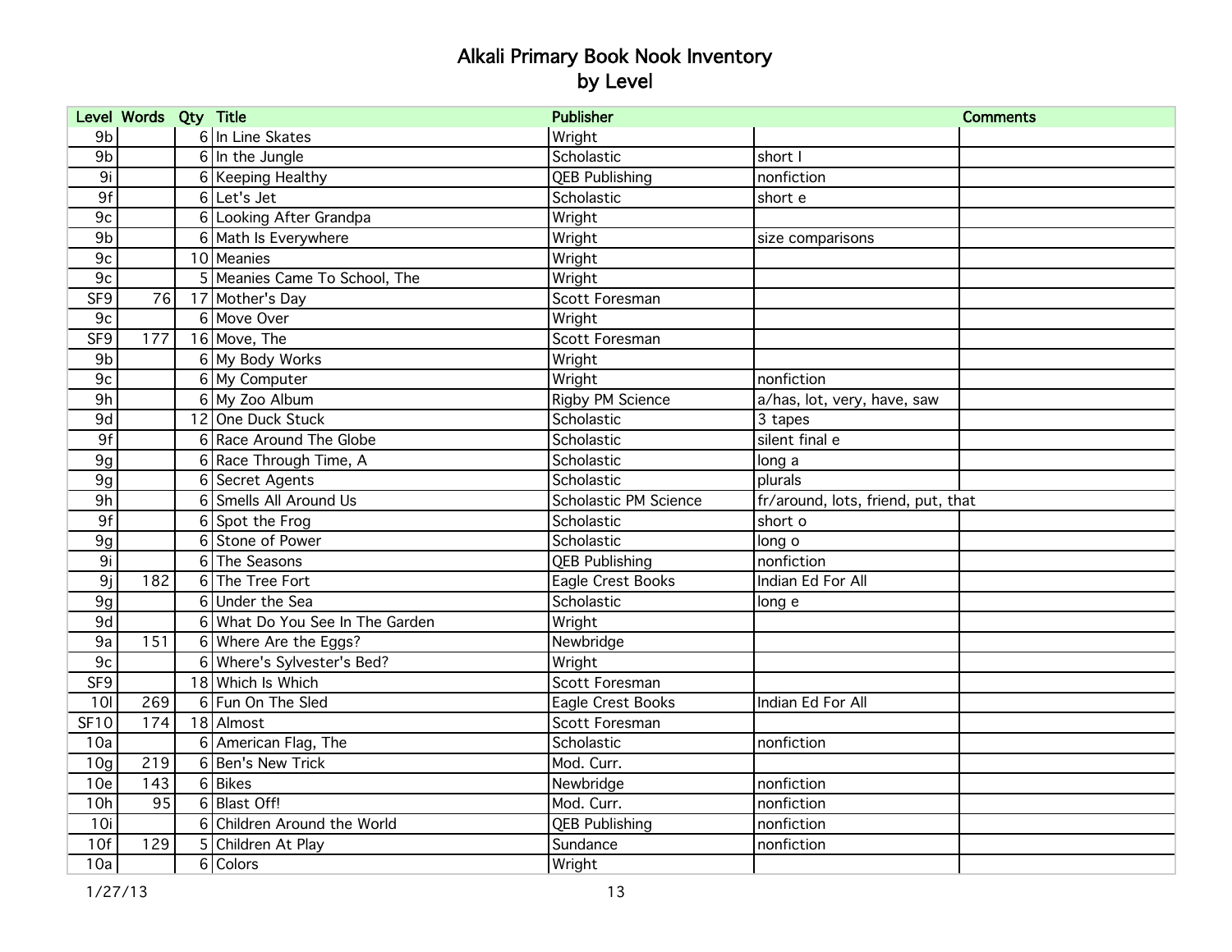# Alkali Primary Book Nook Inventory
## by Level

| Level | Words | Qty | Title | Publisher | | Comments |
|---|---|---|---|---|---|---|
| 9b | | 6 | In Line Skates | Wright | | |
| 9b | | 6 | In the Jungle | Scholastic | short I | |
| 9i | | 6 | Keeping Healthy | QEB Publishing | nonfiction | |
| 9f | | 6 | Let's Jet | Scholastic | short e | |
| 9c | | 6 | Looking After Grandpa | Wright | | |
| 9b | | 6 | Math Is Everywhere | Wright | size comparisons | |
| 9c | | 10 | Meanies | Wright | | |
| 9c | | 5 | Meanies Came To School, The | Wright | | |
| SF9 | 76 | 17 | Mother's Day | Scott Foresman | | |
| 9c | | 6 | Move Over | Wright | | |
| SF9 | 177 | 16 | Move, The | Scott Foresman | | |
| 9b | | 6 | My Body Works | Wright | | |
| 9c | | 6 | My Computer | Wright | nonfiction | |
| 9h | | 6 | My Zoo Album | Rigby PM Science | a/has, lot, very, have, saw | |
| 9d | | 12 | One Duck Stuck | Scholastic | 3 tapes | |
| 9f | | 6 | Race Around The Globe | Scholastic | silent final e | |
| 9g | | 6 | Race Through Time, A | Scholastic | long a | |
| 9g | | 6 | Secret Agents | Scholastic | plurals | |
| 9h | | 6 | Smells All Around Us | Scholastic PM Science | fr/around, lots, friend, put, that | |
| 9f | | 6 | Spot the Frog | Scholastic | short o | |
| 9g | | 6 | Stone of Power | Scholastic | long o | |
| 9i | | 6 | The Seasons | QEB Publishing | nonfiction | |
| 9j | 182 | 6 | The Tree Fort | Eagle Crest Books | Indian Ed For All | |
| 9g | | 6 | Under the Sea | Scholastic | long e | |
| 9d | | 6 | What Do You See In The Garden | Wright | | |
| 9a | 151 | 6 | Where Are the Eggs? | Newbridge | | |
| 9c | | 6 | Where's Sylvester's Bed? | Wright | | |
| SF9 | | 18 | Which Is Which | Scott Foresman | | |
| 10l | 269 | 6 | Fun On The Sled | Eagle Crest Books | Indian Ed For All | |
| SF10 | 174 | 18 | Almost | Scott Foresman | | |
| 10a | | 6 | American Flag, The | Scholastic | nonfiction | |
| 10g | 219 | 6 | Ben's New Trick | Mod. Curr. | | |
| 10e | 143 | 6 | Bikes | Newbridge | nonfiction | |
| 10h | 95 | 6 | Blast Off! | Mod. Curr. | nonfiction | |
| 10i | | 6 | Children Around the World | QEB Publishing | nonfiction | |
| 10f | 129 | 5 | Children At Play | Sundance | nonfiction | |
| 10a | | 6 | Colors | Wright | | |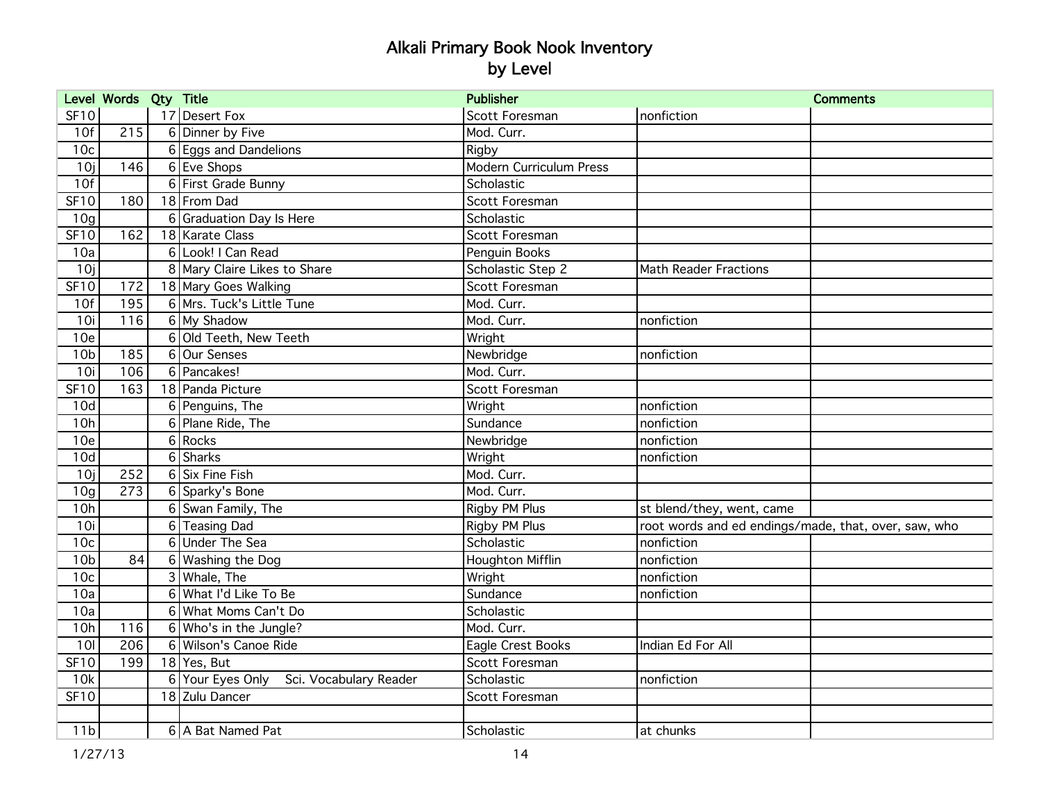# Alkali Primary Book Nook Inventory
## by Level

| Level | Words | Qty | Title | Publisher | | Comments |
|---|---|---|---|---|---|---|
| SF10 | | 17 | Desert Fox | Scott Foresman | nonfiction | |
| 10f | 215 | 6 | Dinner by Five | Mod. Curr. | | |
| 10c | | 6 | Eggs and Dandelions | Rigby | | |
| 10j | 146 | 6 | Eve Shops | Modern Curriculum Press | | |
| 10f | | 6 | First Grade Bunny | Scholastic | | |
| SF10 | 180 | 18 | From Dad | Scott Foresman | | |
| 10g | | 6 | Graduation Day Is Here | Scholastic | | |
| SF10 | 162 | 18 | Karate Class | Scott Foresman | | |
| 10a | | 6 | Look! I Can Read | Penguin Books | | |
| 10j | | 8 | Mary Claire Likes to Share | Scholastic Step 2 | Math Reader Fractions | |
| SF10 | 172 | 18 | Mary Goes Walking | Scott Foresman | | |
| 10f | 195 | 6 | Mrs. Tuck's Little Tune | Mod. Curr. | | |
| 10i | 116 | 6 | My Shadow | Mod. Curr. | nonfiction | |
| 10e | | 6 | Old Teeth, New Teeth | Wright | | |
| 10b | 185 | 6 | Our Senses | Newbridge | nonfiction | |
| 10i | 106 | 6 | Pancakes! | Mod. Curr. | | |
| SF10 | 163 | 18 | Panda Picture | Scott Foresman | | |
| 10d | | 6 | Penguins, The | Wright | nonfiction | |
| 10h | | 6 | Plane Ride, The | Sundance | nonfiction | |
| 10e | | 6 | Rocks | Newbridge | nonfiction | |
| 10d | | 6 | Sharks | Wright | nonfiction | |
| 10j | 252 | 6 | Six Fine Fish | Mod. Curr. | | |
| 10g | 273 | 6 | Sparky's Bone | Mod. Curr. | | |
| 10h | | 6 | Swan Family, The | Rigby PM Plus | st blend/they, went, came | |
| 10i | | 6 | Teasing Dad | Rigby PM Plus | root words and ed endings/made, that, over, saw, who | |
| 10c | | 6 | Under The Sea | Scholastic | nonfiction | |
| 10b | 84 | 6 | Washing the Dog | Houghton Mifflin | nonfiction | |
| 10c | | 3 | Whale, The | Wright | nonfiction | |
| 10a | | 6 | What I'd Like To Be | Sundance | nonfiction | |
| 10a | | 6 | What Moms Can't Do | Scholastic | | |
| 10h | 116 | 6 | Who's in the Jungle? | Mod. Curr. | | |
| 10l | 206 | 6 | Wilson's Canoe Ride | Eagle Crest Books | Indian Ed For All | |
| SF10 | 199 | 18 | Yes, But | Scott Foresman | | |
| 10k | | 6 | Your Eyes Only Sci. Vocabulary Reader | Scholastic | nonfiction | |
| SF10 | | 18 | Zulu Dancer | Scott Foresman | | |
| | | | | | | |
| 11b | | 6 | A Bat Named Pat | Scholastic | at chunks | |

1/27/13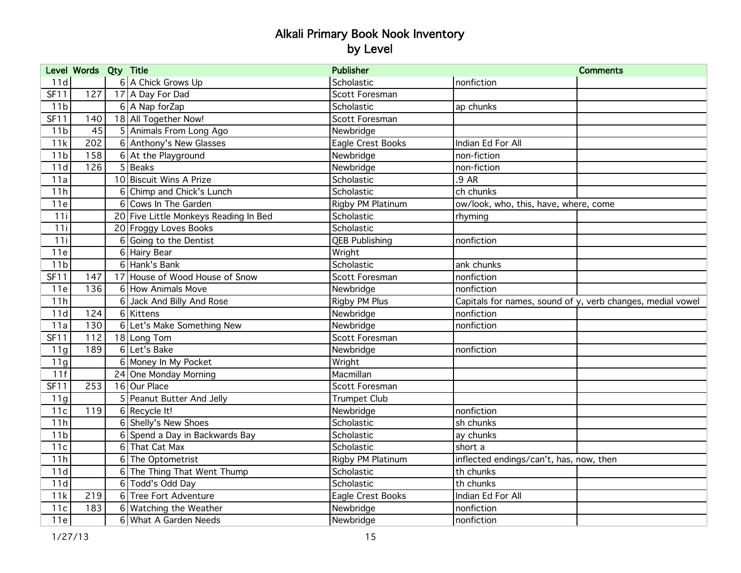# Alkali Primary Book Nook Inventory
# by Level

| Level | Words | Qty | Title | Publisher | Comments | |
|---|---|---|---|---|---|---|
| 11d | | 6 | A Chick Grows Up | Scholastic | nonfiction | |
| SF11 | 127 | 17 | A Day For Dad | Scott Foresman | | |
| 11b | | 6 | A Nap forZap | Scholastic | ap chunks | |
| SF11 | 140 | 18 | All Together Now! | Scott Foresman | | |
| 11b | 45 | 5 | Animals From Long Ago | Newbridge | | |
| 11k | 202 | 6 | Anthony's New Glasses | Eagle Crest Books | Indian Ed For All | |
| 11b | 158 | 6 | At the Playground | Newbridge | non-fiction | |
| 11d | 126 | 5 | Beaks | Newbridge | non-fiction | |
| 11a | | 10 | Biscuit Wins A Prize | Scholastic | .9 AR | |
| 11h | | 6 | Chimp and Chick's Lunch | Scholastic | ch chunks | |
| 11e | | 6 | Cows In The Garden | Rigby PM Platinum | ow/look, who, this, have, where, come | |
| 11i | | 20 | Five Little Monkeys Reading In Bed | Scholastic | rhyming | |
| 11i | | 20 | Froggy Loves Books | Scholastic | | |
| 11i | | 6 | Going to the Dentist | QEB Publishing | nonfiction | |
| 11e | | 6 | Hairy Bear | Wright | | |
| 11b | | 6 | Hank's Bank | Scholastic | ank chunks | |
| SF11 | 147 | 17 | House of Wood House of Snow | Scott Foresman | nonfiction | |
| 11e | 136 | 6 | How Animals Move | Newbridge | nonfiction | |
| 11h | | 6 | Jack And Billy And Rose | Rigby PM Plus | Capitals for names, sound of y, verb changes, medial vowel | |
| 11d | 124 | 6 | Kittens | Newbridge | nonfiction | |
| 11a | 130 | 6 | Let's Make Something New | Newbridge | nonfiction | |
| SF11 | 112 | 18 | Long Tom | Scott Foresman | | |
| 11g | 189 | 6 | Let's Bake | Newbridge | nonfiction | |
| 11g | | 6 | Money In My Pocket | Wright | | |
| 11f | | 24 | One Monday Morning | Macmillan | | |
| SF11 | 253 | 16 | Our Place | Scott Foresman | | |
| 11g | | 5 | Peanut Butter And Jelly | Trumpet Club | | |
| 11c | 119 | 6 | Recycle It! | Newbridge | nonfiction | |
| 11h | | 6 | Shelly's New Shoes | Scholastic | sh chunks | |
| 11b | | 6 | Spend a Day in Backwards Bay | Scholastic | ay chunks | |
| 11c | | 6 | That Cat Max | Scholastic | short a | |
| 11h | | 6 | The Optometrist | Rigby PM Platinum | inflected endings/can't, has, now, then | |
| 11d | | 6 | The Thing That Went Thump | Scholastic | th chunks | |
| 11d | | 6 | Todd's Odd Day | Scholastic | th chunks | |
| 11k | 219 | 6 | Tree Fort Adventure | Eagle Crest Books | Indian Ed For All | |
| 11c | 183 | 6 | Watching the Weather | Newbridge | nonfiction | |
| 11e | | 6 | What A Garden Needs | Newbridge | nonfiction | |

1/27/13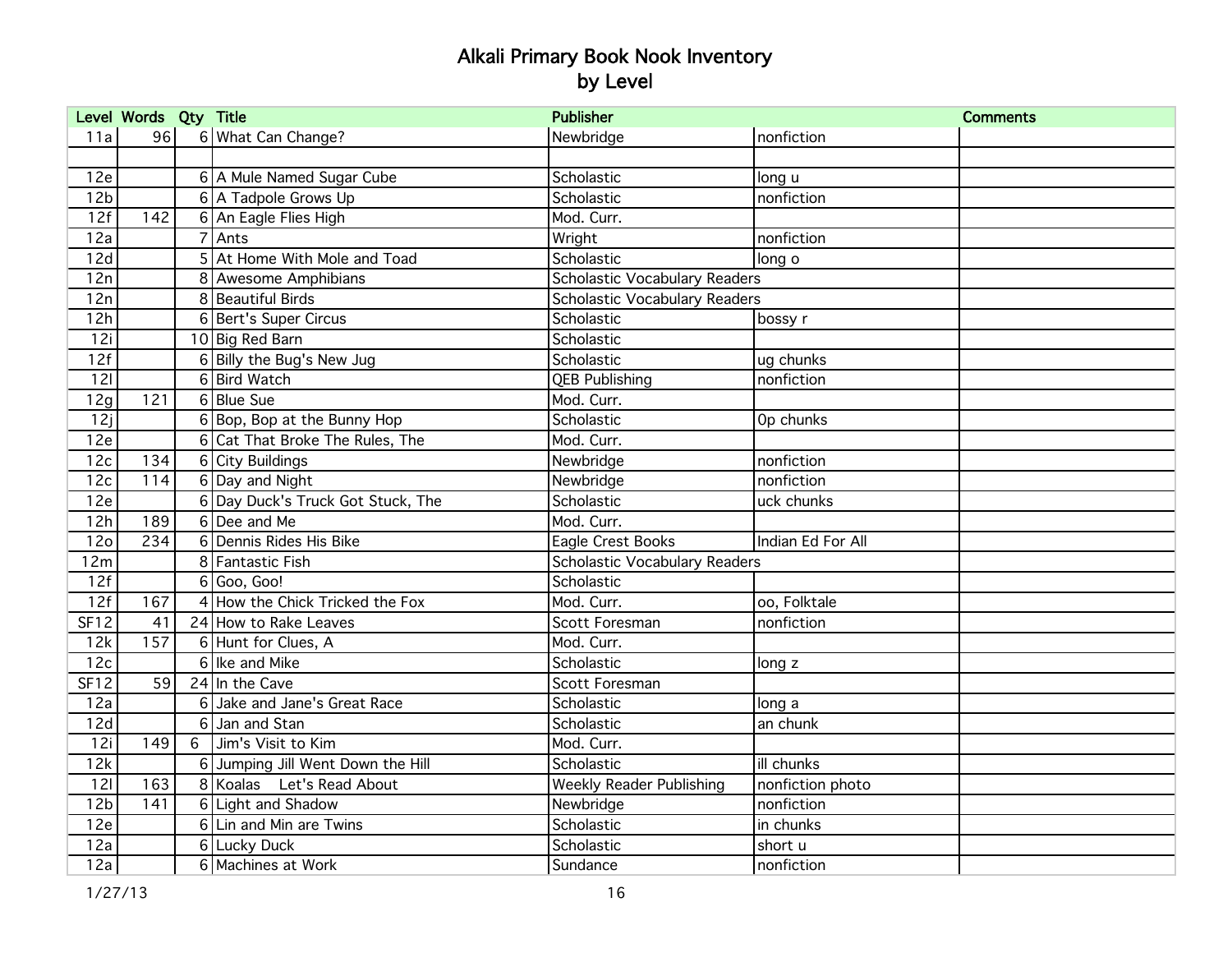# Alkali Primary Book Nook Inventory
## by Level

| Level | Words | Qty | Title | Publisher | | Comments |
|---|---|---|---|---|---|---|
| 11a | 96 | 6 | What Can Change? | Newbridge | nonfiction | |
| | | | | | | |
| 12e | | 6 | A Mule Named Sugar Cube | Scholastic | long u | |
| 12b | | 6 | A Tadpole Grows Up | Scholastic | nonfiction | |
| 12f | 142 | 6 | An Eagle Flies High | Mod. Curr. | | |
| 12a | | 7 | Ants | Wright | nonfiction | |
| 12d | | 5 | At Home With Mole and Toad | Scholastic | long o | |
| 12n | | 8 | Awesome Amphibians | Scholastic Vocabulary Readers | | |
| 12n | | 8 | Beautiful Birds | Scholastic Vocabulary Readers | | |
| 12h | | 6 | Bert's Super Circus | Scholastic | bossy r | |
| 12i | | 10 | Big Red Barn | Scholastic | | |
| 12f | | 6 | Billy the Bug's New Jug | Scholastic | ug chunks | |
| 12l | | 6 | Bird Watch | QEB Publishing | nonfiction | |
| 12g | 121 | 6 | Blue Sue | Mod. Curr. | | |
| 12j | | 6 | Bop, Bop at the Bunny Hop | Scholastic | 0p chunks | |
| 12e | | 6 | Cat That Broke The Rules, The | Mod. Curr. | | |
| 12c | 134 | 6 | City Buildings | Newbridge | nonfiction | |
| 12c | 114 | 6 | Day and Night | Newbridge | nonfiction | |
| 12e | | 6 | Day Duck's Truck Got Stuck, The | Scholastic | uck chunks | |
| 12h | 189 | 6 | Dee and Me | Mod. Curr. | | |
| 12o | 234 | 6 | Dennis Rides His Bike | Eagle Crest Books | Indian Ed For All | |
| 12m | | 8 | Fantastic Fish | Scholastic Vocabulary Readers | | |
| 12f | | 6 | Goo, Goo! | Scholastic | | |
| 12f | 167 | 4 | How the Chick Tricked the Fox | Mod. Curr. | oo, Folktale | |
| SF12 | 41 | 24 | How to Rake Leaves | Scott Foresman | nonfiction | |
| 12k | 157 | 6 | Hunt for Clues, A | Mod. Curr. | | |
| 12c | | 6 | Ike and Mike | Scholastic | long z | |
| SF12 | 59 | 24 | In the Cave | Scott Foresman | | |
| 12a | | 6 | Jake and Jane's Great Race | Scholastic | long a | |
| 12d | | 6 | Jan and Stan | Scholastic | an chunk | |
| 12i | 149 | 6 | Jim's Visit to Kim | Mod. Curr. | | |
| 12k | | 6 | Jumping Jill Went Down the Hill | Scholastic | ill chunks | |
| 12l | 163 | 8 | Koalas Let's Read About | Weekly Reader Publishing | nonfiction photo | |
| 12b | 141 | 6 | Light and Shadow | Newbridge | nonfiction | |
| 12e | | 6 | Lin and Min are Twins | Scholastic | in chunks | |
| 12a | | 6 | Lucky Duck | Scholastic | short u | |
| 12a | | 6 | Machines at Work | Sundance | nonfiction | |

1/27/13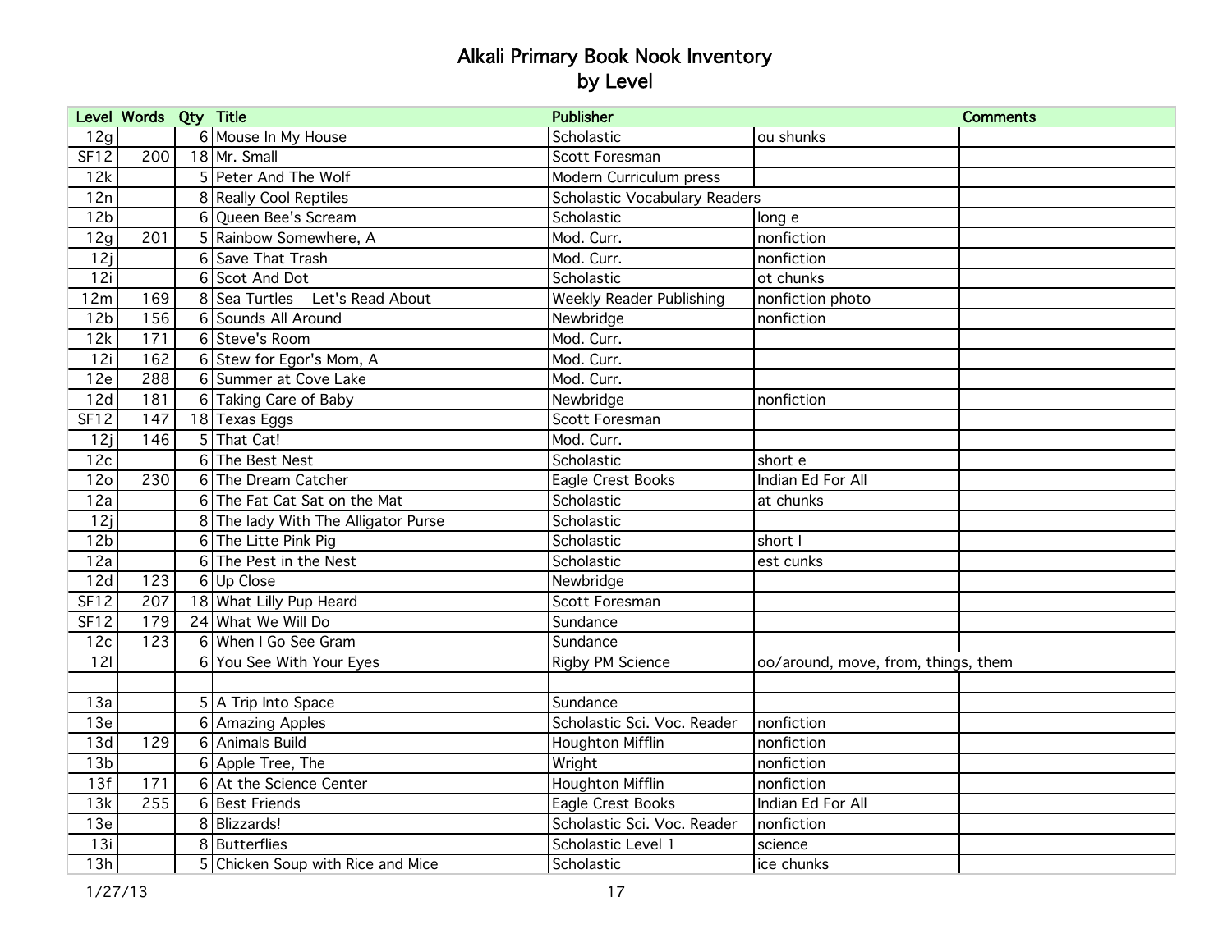# Alkali Primary Book Nook Inventory
## by Level

| Level | Words | Qty | Title | Publisher | | Comments |
|---|---|---|---|---|---|---|
| 12g | | 6 | Mouse In My House | Scholastic | ou shunks | |
| SF12 | 200 | 18 | Mr. Small | Scott Foresman | | |
| 12k | | 5 | Peter And The Wolf | Modern Curriculum press | | |
| 12n | | 8 | Really Cool Reptiles | Scholastic Vocabulary Readers | | |
| 12b | | 6 | Queen Bee's Scream | Scholastic | long e | |
| 12g | 201 | 5 | Rainbow Somewhere, A | Mod. Curr. | nonfiction | |
| 12j | | 6 | Save That Trash | Mod. Curr. | nonfiction | |
| 12i | | 6 | Scot And Dot | Scholastic | ot chunks | |
| 12m | 169 | 8 | Sea Turtles Let's Read About | Weekly Reader Publishing | nonfiction photo | |
| 12b | 156 | 6 | Sounds All Around | Newbridge | nonfiction | |
| 12k | 171 | 6 | Steve's Room | Mod. Curr. | | |
| 12i | 162 | 6 | Stew for Egor's Mom, A | Mod. Curr. | | |
| 12e | 288 | 6 | Summer at Cove Lake | Mod. Curr. | | |
| 12d | 181 | 6 | Taking Care of Baby | Newbridge | nonfiction | |
| SF12 | 147 | 18 | Texas Eggs | Scott Foresman | | |
| 12j | 146 | 5 | That Cat! | Mod. Curr. | | |
| 12c | | 6 | The Best Nest | Scholastic | short e | |
| 12o | 230 | 6 | The Dream Catcher | Eagle Crest Books | Indian Ed For All | |
| 12a | | 6 | The Fat Cat Sat on the Mat | Scholastic | at chunks | |
| 12j | | 8 | The lady With The Alligator Purse | Scholastic | | |
| 12b | | 6 | The Litte Pink Pig | Scholastic | short I | |
| 12a | | 6 | The Pest in the Nest | Scholastic | est cunks | |
| 12d | 123 | 6 | Up Close | Newbridge | | |
| SF12 | 207 | 18 | What Lilly Pup Heard | Scott Foresman | | |
| SF12 | 179 | 24 | What We Will Do | Sundance | | |
| 12c | 123 | 6 | When I Go See Gram | Sundance | | |
| 12l | | 6 | You See With Your Eyes | Rigby PM Science | oo/around, move, from, things, them | |
| | | | | | | |
| 13a | | 5 | A Trip Into Space | Sundance | | |
| 13e | | 6 | Amazing Apples | Scholastic Sci. Voc. Reader | nonfiction | |
| 13d | 129 | 6 | Animals Build | Houghton Mifflin | nonfiction | |
| 13b | | 6 | Apple Tree, The | Wright | nonfiction | |
| 13f | 171 | 6 | At the Science Center | Houghton Mifflin | nonfiction | |
| 13k | 255 | 6 | Best Friends | Eagle Crest Books | Indian Ed For All | |
| 13e | | 8 | Blizzards! | Scholastic Sci. Voc. Reader | nonfiction | |
| 13i | | 8 | Butterflies | Scholastic Level 1 | science | |
| 13h | | 5 | Chicken Soup with Rice and Mice | Scholastic | ice chunks | |

1/27/13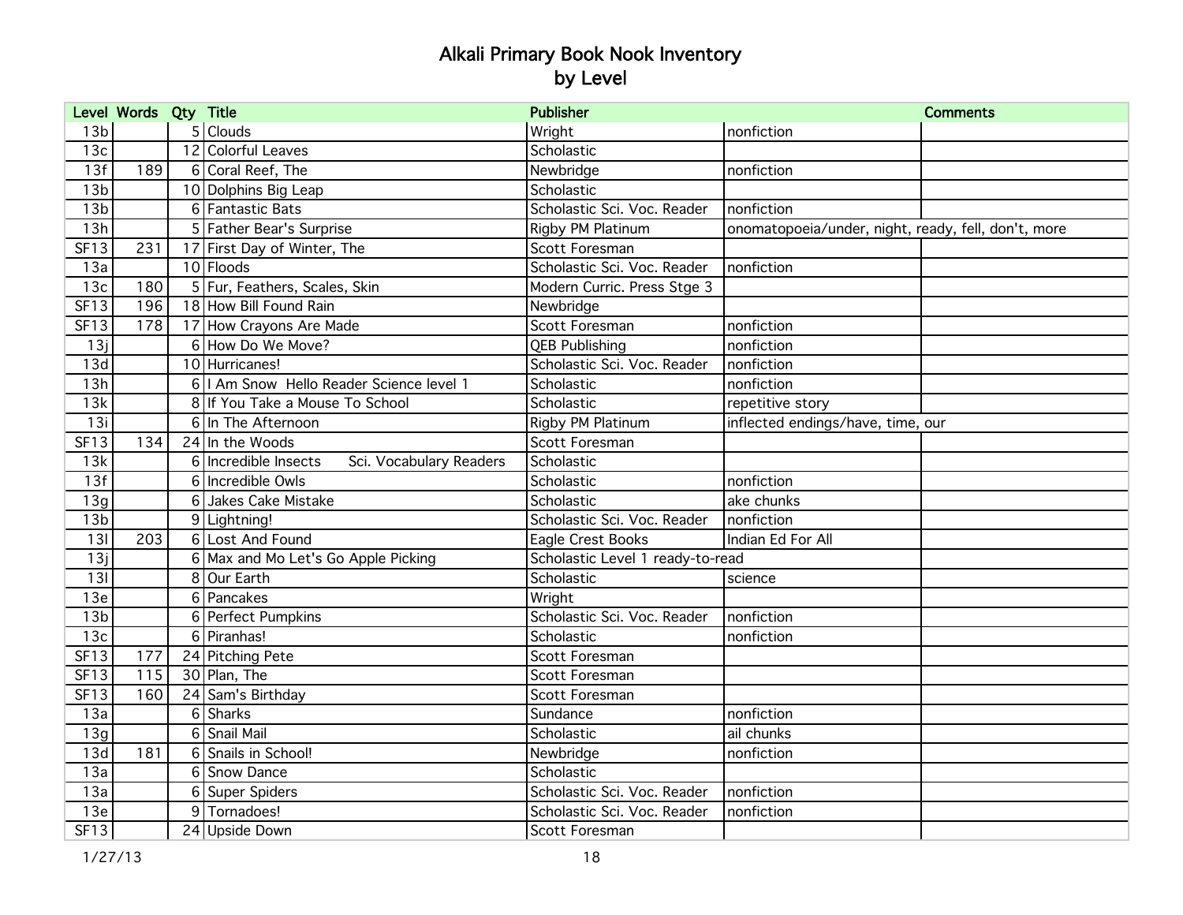# Alkali Primary Book Nook Inventory
## by Level

| Level | Words | Qty | Title | Publisher | | Comments |
|---|---|---|---|---|---|---|
| 13b | | 5 | Clouds | Wright | nonfiction | |
| 13c | | 12 | Colorful Leaves | Scholastic | | |
| 13f | 189 | 6 | Coral Reef, The | Newbridge | nonfiction | |
| 13b | | 10 | Dolphins Big Leap | Scholastic | | |
| 13b | | 6 | Fantastic Bats | Scholastic Sci. Voc. Reader | nonfiction | |
| 13h | | 5 | Father Bear's Surprise | Rigby PM Platinum | onomatopoeia/under, night, ready, fell, don't, more | |
| SF13 | 231 | 17 | First Day of Winter, The | Scott Foresman | | |
| 13a | | 10 | Floods | Scholastic Sci. Voc. Reader | nonfiction | |
| 13c | 180 | 5 | Fur, Feathers, Scales, Skin | Modern Curric. Press Stge 3 | | |
| SF13 | 196 | 18 | How Bill Found Rain | Newbridge | | |
| SF13 | 178 | 17 | How Crayons Are Made | Scott Foresman | nonfiction | |
| 13j | | 6 | How Do We Move? | QEB Publishing | nonfiction | |
| 13d | | 10 | Hurricanes! | Scholastic Sci. Voc. Reader | nonfiction | |
| 13h | | 6 | I Am Snow Hello Reader Science level 1 | Scholastic | nonfiction | |
| 13k | | 8 | If You Take a Mouse To School | Scholastic | repetitive story | |
| 13i | | 6 | In The Afternoon | Rigby PM Platinum | inflected endings/have, time, our | |
| SF13 | 134 | 24 | In the Woods | Scott Foresman | | |
| 13k | | 6 | Incredible Insects Sci. Vocabulary Readers | Scholastic | | |
| 13f | | 6 | Incredible Owls | Scholastic | nonfiction | |
| 13g | | 6 | Jakes Cake Mistake | Scholastic | ake chunks | |
| 13b | | 9 | Lightning! | Scholastic Sci. Voc. Reader | nonfiction | |
| 13l | 203 | 6 | Lost And Found | Eagle Crest Books | Indian Ed For All | |
| 13j | | 6 | Max and Mo Let's Go Apple Picking | Scholastic Level 1 ready-to-read | | |
| 13l | | 8 | Our Earth | Scholastic | science | |
| 13e | | 6 | Pancakes | Wright | | |
| 13b | | 6 | Perfect Pumpkins | Scholastic Sci. Voc. Reader | nonfiction | |
| 13c | | 6 | Piranhas! | Scholastic | nonfiction | |
| SF13 | 177 | 24 | Pitching Pete | Scott Foresman | | |
| SF13 | 115 | 30 | Plan, The | Scott Foresman | | |
| SF13 | 160 | 24 | Sam's Birthday | Scott Foresman | | |
| 13a | | 6 | Sharks | Sundance | nonfiction | |
| 13g | | 6 | Snail Mail | Scholastic | ail chunks | |
| 13d | 181 | 6 | Snails in School! | Newbridge | nonfiction | |
| 13a | | 6 | Snow Dance | Scholastic | | |
| 13a | | 6 | Super Spiders | Scholastic Sci. Voc. Reader | nonfiction | |
| 13e | | 9 | Tornadoes! | Scholastic Sci. Voc. Reader | nonfiction | |
| SF13 | | 24 | Upside Down | Scott Foresman | | |

1/27/13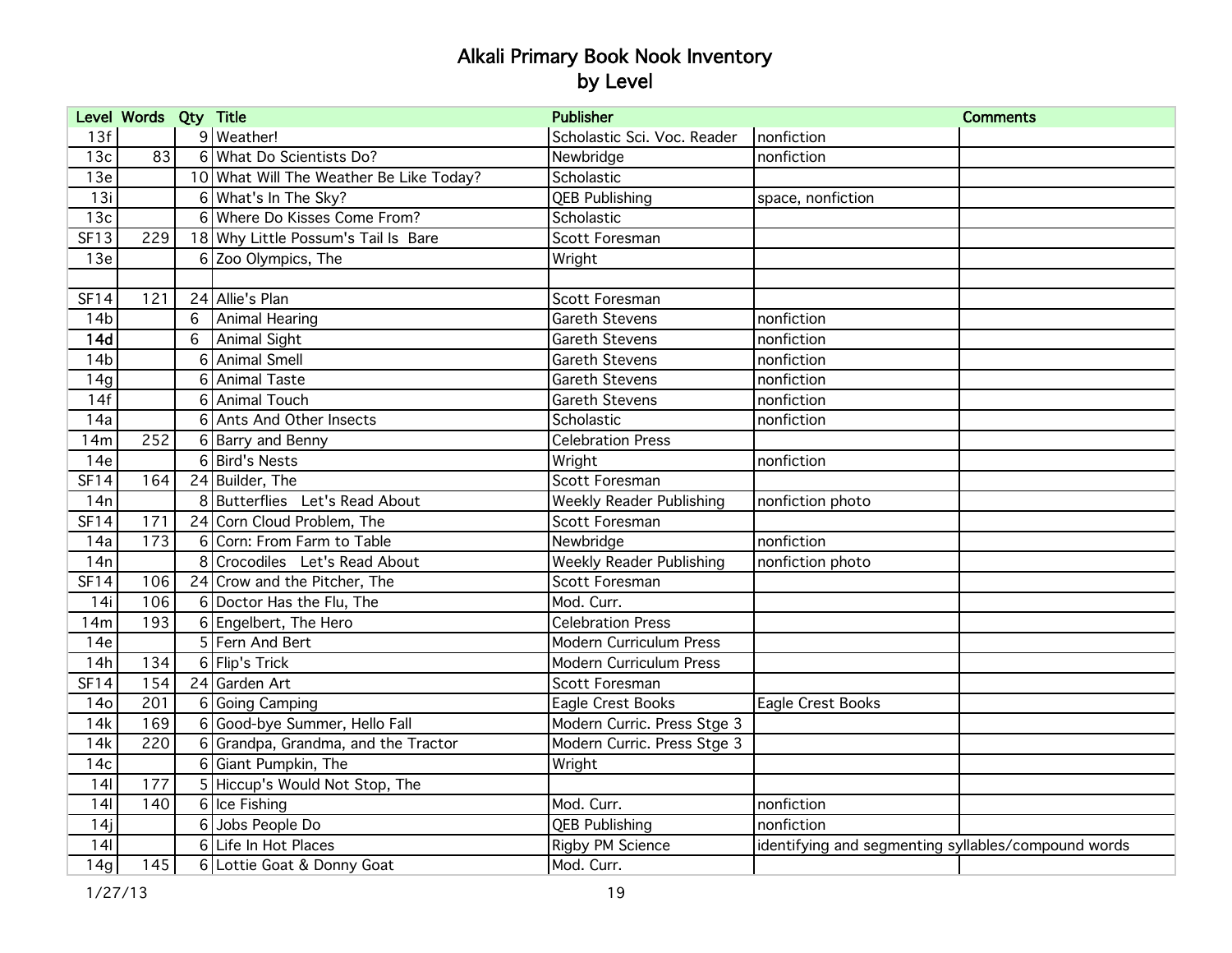# Alkali Primary Book Nook Inventory
## by Level

| Level | Words | Qty | Title | Publisher | | Comments |
|---|---|---|---|---|---|---|
| 13f | | 9 | Weather! | Scholastic Sci. Voc. Reader | nonfiction | |
| 13c | 83 | 6 | What Do Scientists Do? | Newbridge | nonfiction | |
| 13e | | 10 | What Will The Weather Be Like Today? | Scholastic | | |
| 13i | | 6 | What's In The Sky? | QEB Publishing | space, nonfiction | |
| 13c | | 6 | Where Do Kisses Come From? | Scholastic | | |
| SF13 | 229 | 18 | Why Little Possum's Tail Is Bare | Scott Foresman | | |
| 13e | | 6 | Zoo Olympics, The | Wright | | |
| | | | | | | |
| SF14 | 121 | 24 | Allie's Plan | Scott Foresman | | |
| 14b | | 6 | Animal Hearing | Gareth Stevens | nonfiction | |
| **14d** | | 6 | Animal Sight | Gareth Stevens | nonfiction | |
| 14b | | 6 | Animal Smell | Gareth Stevens | nonfiction | |
| 14g | | 6 | Animal Taste | Gareth Stevens | nonfiction | |
| 14f | | 6 | Animal Touch | Gareth Stevens | nonfiction | |
| 14a | | 6 | Ants And Other Insects | Scholastic | nonfiction | |
| 14m | 252 | 6 | Barry and Benny | Celebration Press | | |
| 14e | | 6 | Bird's Nests | Wright | nonfiction | |
| SF14 | 164 | 24 | Builder, The | Scott Foresman | | |
| 14n | | 8 | Butterflies Let's Read About | Weekly Reader Publishing | nonfiction photo | |
| SF14 | 171 | 24 | Corn Cloud Problem, The | Scott Foresman | | |
| 14a | 173 | 6 | Corn: From Farm to Table | Newbridge | nonfiction | |
| 14n | | 8 | Crocodiles Let's Read About | Weekly Reader Publishing | nonfiction photo | |
| SF14 | 106 | 24 | Crow and the Pitcher, The | Scott Foresman | | |
| 14i | 106 | 6 | Doctor Has the Flu, The | Mod. Curr. | | |
| 14m | 193 | 6 | Engelbert, The Hero | Celebration Press | | |
| 14e | | 5 | Fern And Bert | Modern Curriculum Press | | |
| 14h | 134 | 6 | Flip's Trick | Modern Curriculum Press | | |
| SF14 | 154 | 24 | Garden Art | Scott Foresman | | |
| 14o | 201 | 6 | Going Camping | Eagle Crest Books | Eagle Crest Books | |
| 14k | 169 | 6 | Good-bye Summer, Hello Fall | Modern Curric. Press Stge 3 | | |
| 14k | 220 | 6 | Grandpa, Grandma, and the Tractor | Modern Curric. Press Stge 3 | | |
| 14c | | 6 | Giant Pumpkin, The | Wright | | |
| 14l | 177 | 5 | Hiccup's Would Not Stop, The | | | |
| 14l | 140 | 6 | Ice Fishing | Mod. Curr. | nonfiction | |
| 14j | | 6 | Jobs People Do | QEB Publishing | nonfiction | |
| 14l | | 6 | Life In Hot Places | Rigby PM Science | identifying and segmenting syllables/compound words | |
| 14g | 145 | 6 | Lottie Goat & Donny Goat | Mod. Curr. | | |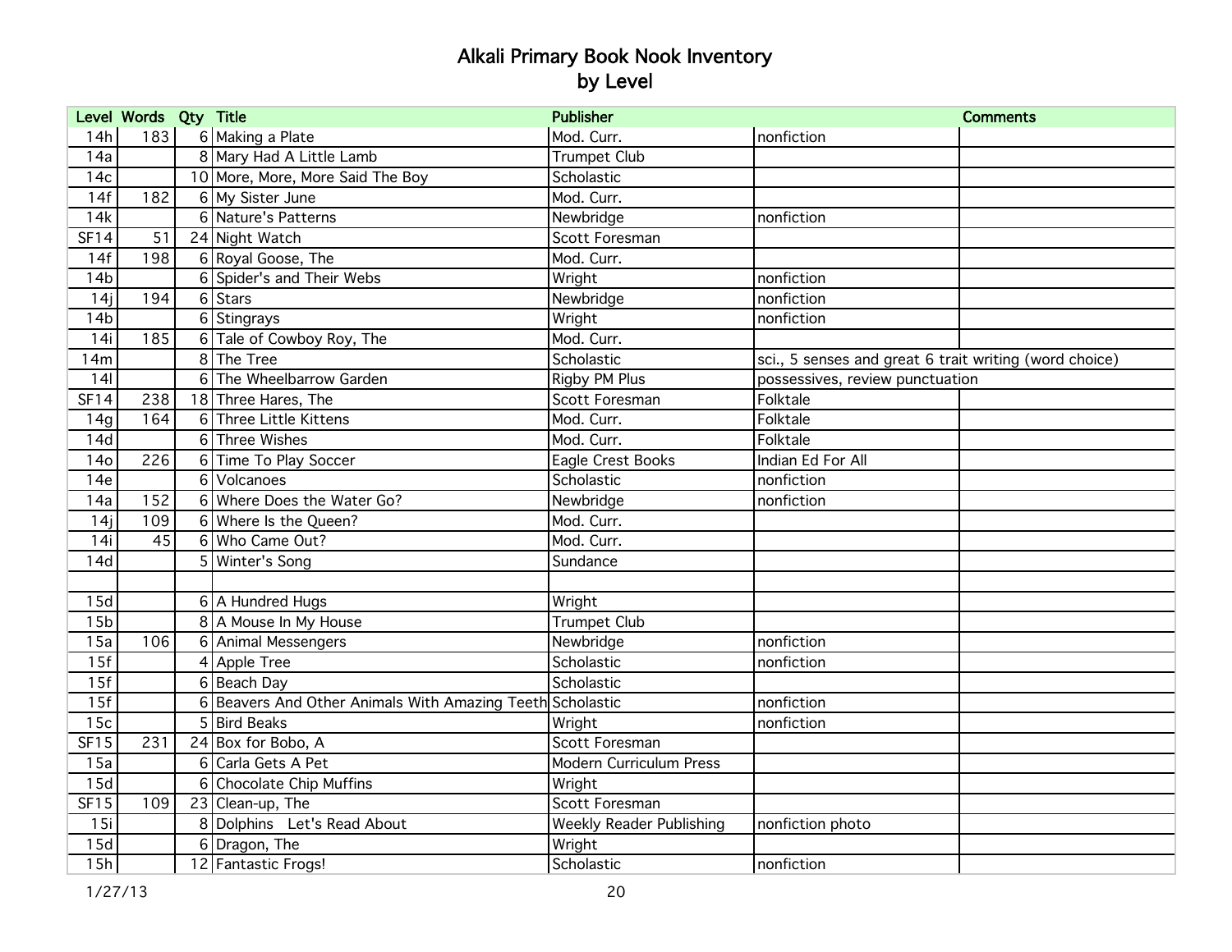# Alkali Primary Book Nook Inventory
## by Level

| Level | Words | Qty | Title | Publisher | | Comments |
|---|---|---|---|---|---|---|
| 14h | 183 | 6 | Making a Plate | Mod. Curr. | nonfiction | |
| 14a | | 8 | Mary Had A Little Lamb | Trumpet Club | | |
| 14c | | 10 | More, More, More Said The Boy | Scholastic | | |
| 14f | 182 | 6 | My Sister June | Mod. Curr. | | |
| 14k | | 6 | Nature's Patterns | Newbridge | nonfiction | |
| SF14 | 51 | 24 | Night Watch | Scott Foresman | | |
| 14f | 198 | 6 | Royal Goose, The | Mod. Curr. | | |
| 14b | | 6 | Spider's and Their Webs | Wright | nonfiction | |
| 14j | 194 | 6 | Stars | Newbridge | nonfiction | |
| 14b | | 6 | Stingrays | Wright | nonfiction | |
| 14i | 185 | 6 | Tale of Cowboy Roy, The | Mod. Curr. | | |
| 14m | | 8 | The Tree | Scholastic | sci., 5 senses and great 6 trait writing (word choice) | |
| 14l | | 6 | The Wheelbarrow Garden | Rigby PM Plus | possessives, review punctuation | |
| SF14 | 238 | 18 | Three Hares, The | Scott Foresman | Folktale | |
| 14g | 164 | 6 | Three Little Kittens | Mod. Curr. | Folktale | |
| 14d | | 6 | Three Wishes | Mod. Curr. | Folktale | |
| 14o | 226 | 6 | Time To Play Soccer | Eagle Crest Books | Indian Ed For All | |
| 14e | | 6 | Volcanoes | Scholastic | nonfiction | |
| 14a | 152 | 6 | Where Does the Water Go? | Newbridge | nonfiction | |
| 14j | 109 | 6 | Where Is the Queen? | Mod. Curr. | | |
| 14i | 45 | 6 | Who Came Out? | Mod. Curr. | | |
| 14d | | 5 | Winter's Song | Sundance | | |
| | | | | | | |
| 15d | | 6 | A Hundred Hugs | Wright | | |
| 15b | | 8 | A Mouse In My House | Trumpet Club | | |
| 15a | 106 | 6 | Animal Messengers | Newbridge | nonfiction | |
| 15f | | 4 | Apple Tree | Scholastic | nonfiction | |
| 15f | | 6 | Beach Day | Scholastic | | |
| 15f | | 6 | Beavers And Other Animals With Amazing Teeth | Scholastic | nonfiction | |
| 15c | | 5 | Bird Beaks | Wright | nonfiction | |
| SF15 | 231 | 24 | Box for Bobo, A | Scott Foresman | | |
| 15a | | 6 | Carla Gets A Pet | Modern Curriculum Press | | |
| 15d | | 6 | Chocolate Chip Muffins | Wright | | |
| SF15 | 109 | 23 | Clean-up, The | Scott Foresman | | |
| 15i | | 8 | Dolphins Let's Read About | Weekly Reader Publishing | nonfiction photo | |
| 15d | | 6 | Dragon, The | Wright | | |
| 15h | | 12 | Fantastic Frogs! | Scholastic | nonfiction | |

1/27/13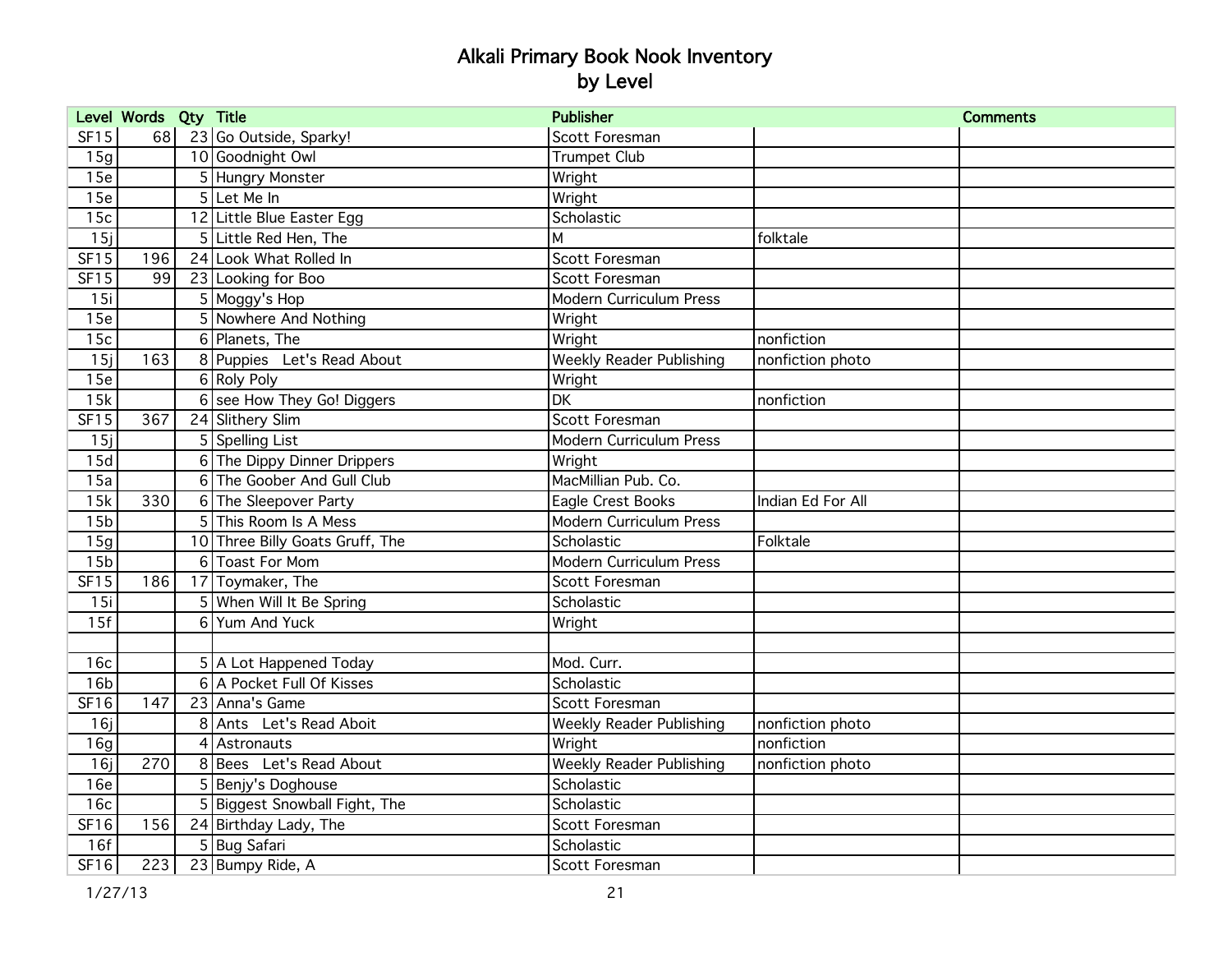# Alkali Primary Book Nook Inventory
## by Level

| Level | Words | Qty | Title | Publisher | | Comments |
|---|---|---|---|---|---|---|
| SF15 | 68 | 23 | Go Outside, Sparky! | Scott Foresman | | |
| 15g | | 10 | Goodnight Owl | Trumpet Club | | |
| 15e | | 5 | Hungry Monster | Wright | | |
| 15e | | 5 | Let Me In | Wright | | |
| 15c | | 12 | Little Blue Easter Egg | Scholastic | | |
| 15j | | 5 | Little Red Hen, The | M | folktale | |
| SF15 | 196 | 24 | Look What Rolled In | Scott Foresman | | |
| SF15 | 99 | 23 | Looking for Boo | Scott Foresman | | |
| 15i | | 5 | Moggy's Hop | Modern Curriculum Press | | |
| 15e | | 5 | Nowhere And Nothing | Wright | | |
| 15c | | 6 | Planets, The | Wright | nonfiction | |
| 15j | 163 | 8 | Puppies Let's Read About | Weekly Reader Publishing | nonfiction photo | |
| 15e | | 6 | Roly Poly | Wright | | |
| 15k | | 6 | see How They Go! Diggers | DK | nonfiction | |
| SF15 | 367 | 24 | Slithery Slim | Scott Foresman | | |
| 15j | | 5 | Spelling List | Modern Curriculum Press | | |
| 15d | | 6 | The Dippy Dinner Drippers | Wright | | |
| 15a | | 6 | The Goober And Gull Club | MacMillian Pub. Co. | | |
| 15k | 330 | 6 | The Sleepover Party | Eagle Crest Books | Indian Ed For All | |
| 15b | | 5 | This Room Is A Mess | Modern Curriculum Press | | |
| 15g | | 10 | Three Billy Goats Gruff, The | Scholastic | Folktale | |
| 15b | | 6 | Toast For Mom | Modern Curriculum Press | | |
| SF15 | 186 | 17 | Toymaker, The | Scott Foresman | | |
| 15i | | 5 | When Will It Be Spring | Scholastic | | |
| 15f | | 6 | Yum And Yuck | Wright | | |
| | | | | | | |
| 16c | | 5 | A Lot Happened Today | Mod. Curr. | | |
| 16b | | 6 | A Pocket Full Of Kisses | Scholastic | | |
| SF16 | 147 | 23 | Anna's Game | Scott Foresman | | |
| 16j | | 8 | Ants Let's Read Aboit | Weekly Reader Publishing | nonfiction photo | |
| 16g | | 4 | Astronauts | Wright | nonfiction | |
| 16j | 270 | 8 | Bees Let's Read About | Weekly Reader Publishing | nonfiction photo | |
| 16e | | 5 | Benjy's Doghouse | Scholastic | | |
| 16c | | 5 | Biggest Snowball Fight, The | Scholastic | | |
| SF16 | 156 | 24 | Birthday Lady, The | Scott Foresman | | |
| 16f | | 5 | Bug Safari | Scholastic | | |
| SF16 | 223 | 23 | Bumpy Ride, A | Scott Foresman | | |

1/27/13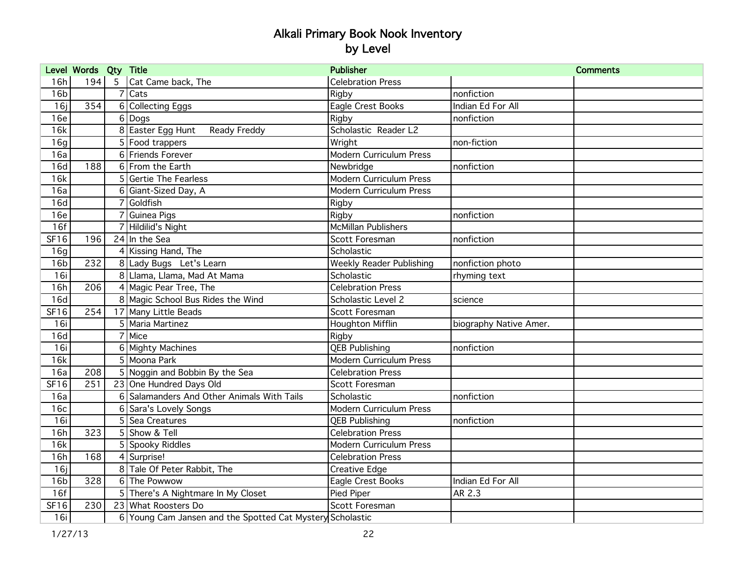# Alkali Primary Book Nook Inventory
## by Level

| Level | Words | Qty | Title | Publisher | | Comments |
|---|---|---|---|---|---|---|
| 16h | 194 | 5 | Cat Came back, The | Celebration Press | | |
| 16b | | 7 | Cats | Rigby | nonfiction | |
| 16j | 354 | 6 | Collecting Eggs | Eagle Crest Books | Indian Ed For All | |
| 16e | | 6 | Dogs | Rigby | nonfiction | |
| 16k | | 8 | Easter Egg Hunt Ready Freddy | Scholastic Reader L2 | | |
| 16g | | 5 | Food trappers | Wright | non-fiction | |
| 16a | | 6 | Friends Forever | Modern Curriculum Press | | |
| 16d | 188 | 6 | From the Earth | Newbridge | nonfiction | |
| 16k | | 5 | Gertie The Fearless | Modern Curriculum Press | | |
| 16a | | 6 | Giant-Sized Day, A | Modern Curriculum Press | | |
| 16d | | 7 | Goldfish | Rigby | | |
| 16e | | 7 | Guinea Pigs | Rigby | nonfiction | |
| 16f | | 7 | Hildilid's Night | McMillan Publishers | | |
| SF16 | 196 | 24 | In the Sea | Scott Foresman | nonfiction | |
| 16g | | 4 | Kissing Hand, The | Scholastic | | |
| 16b | 232 | 8 | Lady Bugs Let's Learn | Weekly Reader Publishing | nonfiction photo | |
| 16i | | 8 | Llama, Llama, Mad At Mama | Scholastic | rhyming text | |
| 16h | 206 | 4 | Magic Pear Tree, The | Celebration Press | | |
| 16d | | 8 | Magic School Bus Rides the Wind | Scholastic Level 2 | science | |
| SF16 | 254 | 17 | Many Little Beads | Scott Foresman | | |
| 16i | | 5 | Maria Martinez | Houghton Mifflin | biography Native Amer. | |
| 16d | | 7 | Mice | Rigby | | |
| 16i | | 6 | Mighty Machines | QEB Publishing | nonfiction | |
| 16k | | 5 | Moona Park | Modern Curriculum Press | | |
| 16a | 208 | 5 | Noggin and Bobbin By the Sea | Celebration Press | | |
| SF16 | 251 | 23 | One Hundred Days Old | Scott Foresman | | |
| 16a | | 6 | Salamanders And Other Animals With Tails | Scholastic | nonfiction | |
| 16c | | 6 | Sara's Lovely Songs | Modern Curriculum Press | | |
| 16i | | 5 | Sea Creatures | QEB Publishing | nonfiction | |
| 16h | 323 | 5 | Show & Tell | Celebration Press | | |
| 16k | | 5 | Spooky Riddles | Modern Curriculum Press | | |
| 16h | 168 | 4 | Surprise! | Celebration Press | | |
| 16j | | 8 | Tale Of Peter Rabbit, The | Creative Edge | | |
| 16b | 328 | 6 | The Powwow | Eagle Crest Books | Indian Ed For All | |
| 16f | | 5 | There's A Nightmare In My Closet | Pied Piper | AR 2.3 | |
| SF16 | 230 | 23 | What Roosters Do | Scott Foresman | | |
| 16i | | 6 | Young Cam Jansen and the Spotted Cat Mystery | Scholastic | | |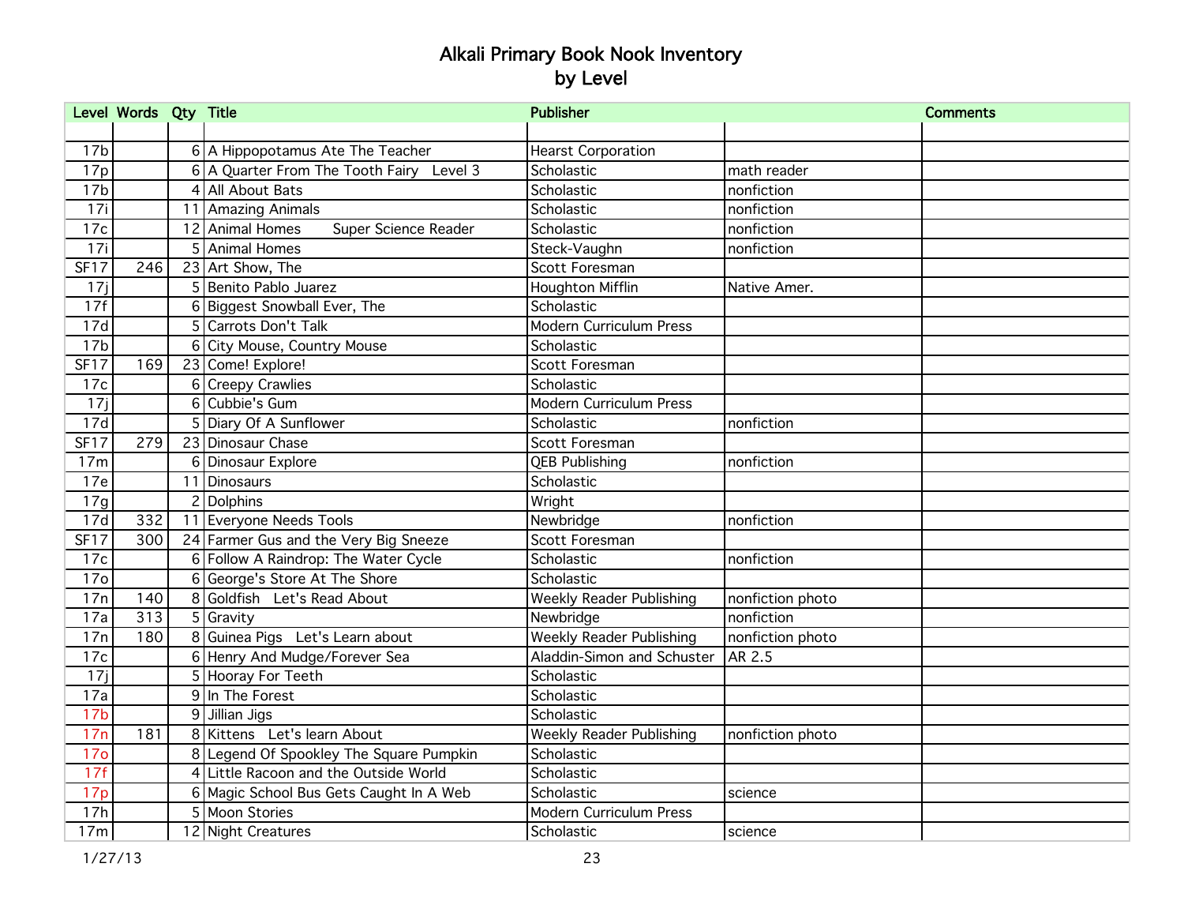# Alkali Primary Book Nook Inventory
## by Level

| Level | Words | Qty | Title | Publisher | | Comments |
|---|---|---|---|---|---|---|
| | | | | | | |
| 17b | | 6 | A Hippopotamus Ate The Teacher | Hearst Corporation | | |
| 17p | | 6 | A Quarter From The Tooth Fairy  Level 3 | Scholastic | math reader | |
| 17b | | 4 | All About Bats | Scholastic | nonfiction | |
| 17i | | 11 | Amazing Animals | Scholastic | nonfiction | |
| 17c | | 12 | Animal Homes  Super Science Reader | Scholastic | nonfiction | |
| 17i | | 5 | Animal Homes | Steck-Vaughn | nonfiction | |
| SF17 | 246 | 23 | Art Show, The | Scott Foresman | | |
| 17j | | 5 | Benito Pablo Juarez | Houghton Mifflin | Native Amer. | |
| 17f | | 6 | Biggest Snowball Ever, The | Scholastic | | |
| 17d | | 5 | Carrots Don't Talk | Modern Curriculum Press | | |
| 17b | | 6 | City Mouse, Country Mouse | Scholastic | | |
| SF17 | 169 | 23 | Come! Explore! | Scott Foresman | | |
| 17c | | 6 | Creepy Crawlies | Scholastic | | |
| 17j | | 6 | Cubbie's Gum | Modern Curriculum Press | | |
| 17d | | 5 | Diary Of A Sunflower | Scholastic | nonfiction | |
| SF17 | 279 | 23 | Dinosaur Chase | Scott Foresman | | |
| 17m | | 6 | Dinosaur Explore | QEB Publishing | nonfiction | |
| 17e | | 11 | Dinosaurs | Scholastic | | |
| 17g | | 2 | Dolphins | Wright | | |
| 17d | 332 | 11 | Everyone Needs Tools | Newbridge | nonfiction | |
| SF17 | 300 | 24 | Farmer Gus and the Very Big Sneeze | Scott Foresman | | |
| 17c | | 6 | Follow A Raindrop: The Water Cycle | Scholastic | nonfiction | |
| 17o | | 6 | George's Store At The Shore | Scholastic | | |
| 17n | 140 | 8 | Goldfish  Let's Read About | Weekly Reader Publishing | nonfiction photo | |
| 17a | 313 | 5 | Gravity | Newbridge | nonfiction | |
| 17n | 180 | 8 | Guinea Pigs  Let's Learn about | Weekly Reader Publishing | nonfiction photo | |
| 17c | | 6 | Henry And Mudge/Forever Sea | Aladdin-Simon and Schuster | AR 2.5 | |
| 17j | | 5 | Hooray For Teeth | Scholastic | | |
| 17a | | 9 | In The Forest | Scholastic | | |
| 17b | | 9 | Jillian Jigs | Scholastic | | |
| 17n | 181 | 8 | Kittens  Let's learn About | Weekly Reader Publishing | nonfiction photo | |
| 17o | | 8 | Legend Of Spookley The Square Pumpkin | Scholastic | | |
| 17f | | 4 | Little Racoon and the Outside World | Scholastic | | |
| 17p | | 6 | Magic School Bus Gets Caught In A Web | Scholastic | science | |
| 17h | | 5 | Moon Stories | Modern Curriculum Press | | |
| 17m | | 12 | Night Creatures | Scholastic | science | |

1/27/13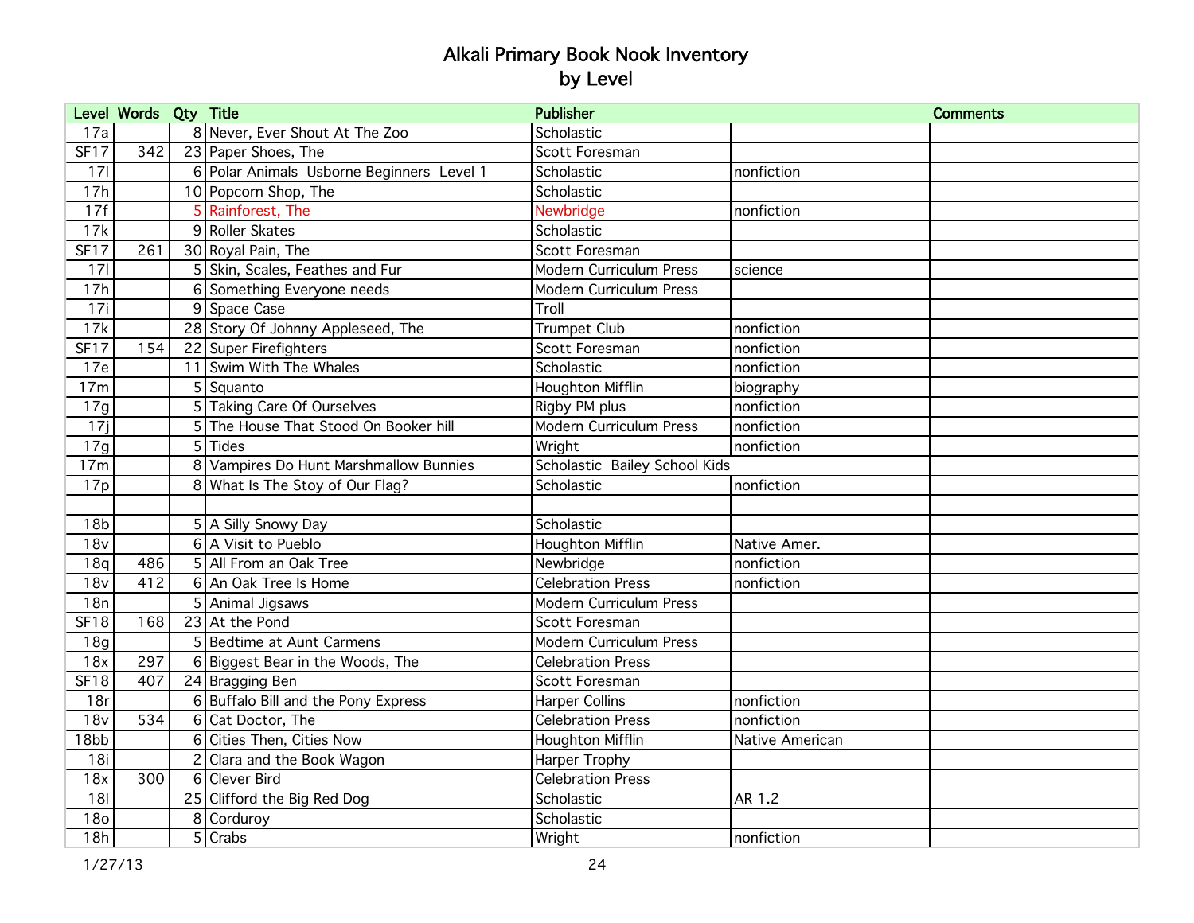# Alkali Primary Book Nook Inventory
## by Level

| Level | Words | Qty | Title | Publisher | | Comments |
|---|---|---|---|---|---|---|
| 17a | | 8 | Never, Ever Shout At The Zoo | Scholastic | | |
| SF17 | 342 | 23 | Paper Shoes, The | Scott Foresman | | |
| 17l | | 6 | Polar Animals Usborne Beginners Level 1 | Scholastic | nonfiction | |
| 17h | | 10 | Popcorn Shop, The | Scholastic | | |
| 17f | | 5 | Rainforest, The | Newbridge | nonfiction | |
| 17k | | 9 | Roller Skates | Scholastic | | |
| SF17 | 261 | 30 | Royal Pain, The | Scott Foresman | | |
| 17l | | 5 | Skin, Scales, Feathes and Fur | Modern Curriculum Press | science | |
| 17h | | 6 | Something Everyone needs | Modern Curriculum Press | | |
| 17i | | 9 | Space Case | Troll | | |
| 17k | | 28 | Story Of Johnny Appleseed, The | Trumpet Club | nonfiction | |
| SF17 | 154 | 22 | Super Firefighters | Scott Foresman | nonfiction | |
| 17e | | 11 | Swim With The Whales | Scholastic | nonfiction | |
| 17m | | 5 | Squanto | Houghton Mifflin | biography | |
| 17g | | 5 | Taking Care Of Ourselves | Rigby PM plus | nonfiction | |
| 17j | | 5 | The House That Stood On Booker hill | Modern Curriculum Press | nonfiction | |
| 17g | | 5 | Tides | Wright | nonfiction | |
| 17m | | 8 | Vampires Do Hunt Marshmallow Bunnies | Scholastic Bailey School Kids | | |
| 17p | | 8 | What Is The Stoy of Our Flag? | Scholastic | nonfiction | |
| | | | | | | |
| 18b | | 5 | A Silly Snowy Day | Scholastic | | |
| 18v | | 6 | A Visit to Pueblo | Houghton Mifflin | Native Amer. | |
| 18q | 486 | 5 | All From an Oak Tree | Newbridge | nonfiction | |
| 18v | 412 | 6 | An Oak Tree Is Home | Celebration Press | nonfiction | |
| 18n | | 5 | Animal Jigsaws | Modern Curriculum Press | | |
| SF18 | 168 | 23 | At the Pond | Scott Foresman | | |
| 18g | | 5 | Bedtime at Aunt Carmens | Modern Curriculum Press | | |
| 18x | 297 | 6 | Biggest Bear in the Woods, The | Celebration Press | | |
| SF18 | 407 | 24 | Bragging Ben | Scott Foresman | | |
| 18r | | 6 | Buffalo Bill and the Pony Express | Harper Collins | nonfiction | |
| 18v | 534 | 6 | Cat Doctor, The | Celebration Press | nonfiction | |
| 18bb | | 6 | Cities Then, Cities Now | Houghton Mifflin | Native American | |
| 18i | | 2 | Clara and the Book Wagon | Harper Trophy | | |
| 18x | 300 | 6 | Clever Bird | Celebration Press | | |
| 18l | | 25 | Clifford the Big Red Dog | Scholastic | AR 1.2 | |
| 18o | | 8 | Corduroy | Scholastic | | |
| 18h | | 5 | Crabs | Wright | nonfiction | |

1/27/13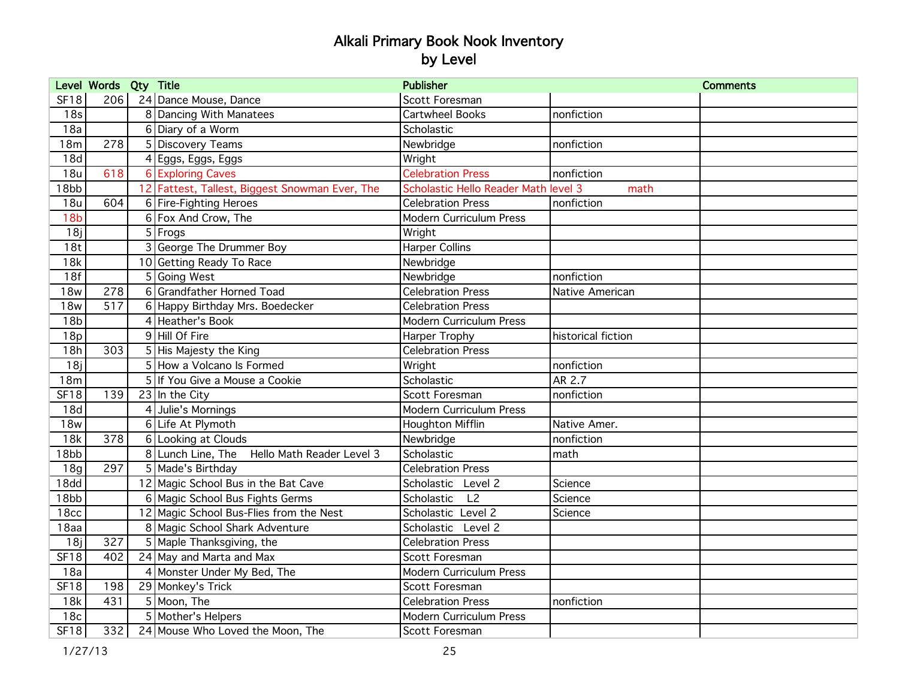# Alkali Primary Book Nook Inventory
## by Level

| Level | Words | Qty | Title | Publisher | | Comments |
|---|---|---|---|---|---|---|
| SF18 | 206 | 24 | Dance Mouse, Dance | Scott Foresman | | |
| 18s | | 8 | Dancing With Manatees | Cartwheel Books | nonfiction | |
| 18a | | 6 | Diary of a Worm | Scholastic | | |
| 18m | 278 | 5 | Discovery Teams | Newbridge | nonfiction | |
| 18d | | 4 | Eggs, Eggs, Eggs | Wright | | |
| 18u | 618 | 6 | Exploring Caves | Celebration Press | nonfiction | |
| 18bb | | 12 | Fattest, Tallest, Biggest Snowman Ever, The | Scholastic Hello Reader Math level 3 | math | |
| 18u | 604 | 6 | Fire-Fighting Heroes | Celebration Press | nonfiction | |
| 18b | | 6 | Fox And Crow, The | Modern Curriculum Press | | |
| 18j | | 5 | Frogs | Wright | | |
| 18t | | 3 | George The Drummer Boy | Harper Collins | | |
| 18k | | 10 | Getting Ready To Race | Newbridge | | |
| 18f | | 5 | Going West | Newbridge | nonfiction | |
| 18w | 278 | 6 | Grandfather Horned Toad | Celebration Press | Native American | |
| 18w | 517 | 6 | Happy Birthday Mrs. Boedecker | Celebration Press | | |
| 18b | | 4 | Heather's Book | Modern Curriculum Press | | |
| 18p | | 9 | Hill Of Fire | Harper Trophy | historical fiction | |
| 18h | 303 | 5 | His Majesty the King | Celebration Press | | |
| 18j | | 5 | How a Volcano Is Formed | Wright | nonfiction | |
| 18m | | 5 | If You Give a Mouse a Cookie | Scholastic | AR 2.7 | |
| SF18 | 139 | 23 | In the City | Scott Foresman | nonfiction | |
| 18d | | 4 | Julie's Mornings | Modern Curriculum Press | | |
| 18w | | 6 | Life At Plymoth | Houghton Mifflin | Native Amer. | |
| 18k | 378 | 6 | Looking at Clouds | Newbridge | nonfiction | |
| 18bb | | 8 | Lunch Line, The Hello Math Reader Level 3 | Scholastic | math | |
| 18g | 297 | 5 | Made's Birthday | Celebration Press | | |
| 18dd | | 12 | Magic School Bus in the Bat Cave | Scholastic Level 2 | Science | |
| 18bb | | 6 | Magic School Bus Fights Germs | Scholastic L2 | Science | |
| 18cc | | 12 | Magic School Bus-Flies from the Nest | Scholastic Level 2 | Science | |
| 18aa | | 8 | Magic School Shark Adventure | Scholastic Level 2 | | |
| 18j | 327 | 5 | Maple Thanksgiving, the | Celebration Press | | |
| SF18 | 402 | 24 | May and Marta and Max | Scott Foresman | | |
| 18a | | 4 | Monster Under My Bed, The | Modern Curriculum Press | | |
| SF18 | 198 | 29 | Monkey's Trick | Scott Foresman | | |
| 18k | 431 | 5 | Moon, The | Celebration Press | nonfiction | |
| 18c | | 5 | Mother's Helpers | Modern Curriculum Press | | |
| SF18 | 332 | 24 | Mouse Who Loved the Moon, The | Scott Foresman | | |

1/27/13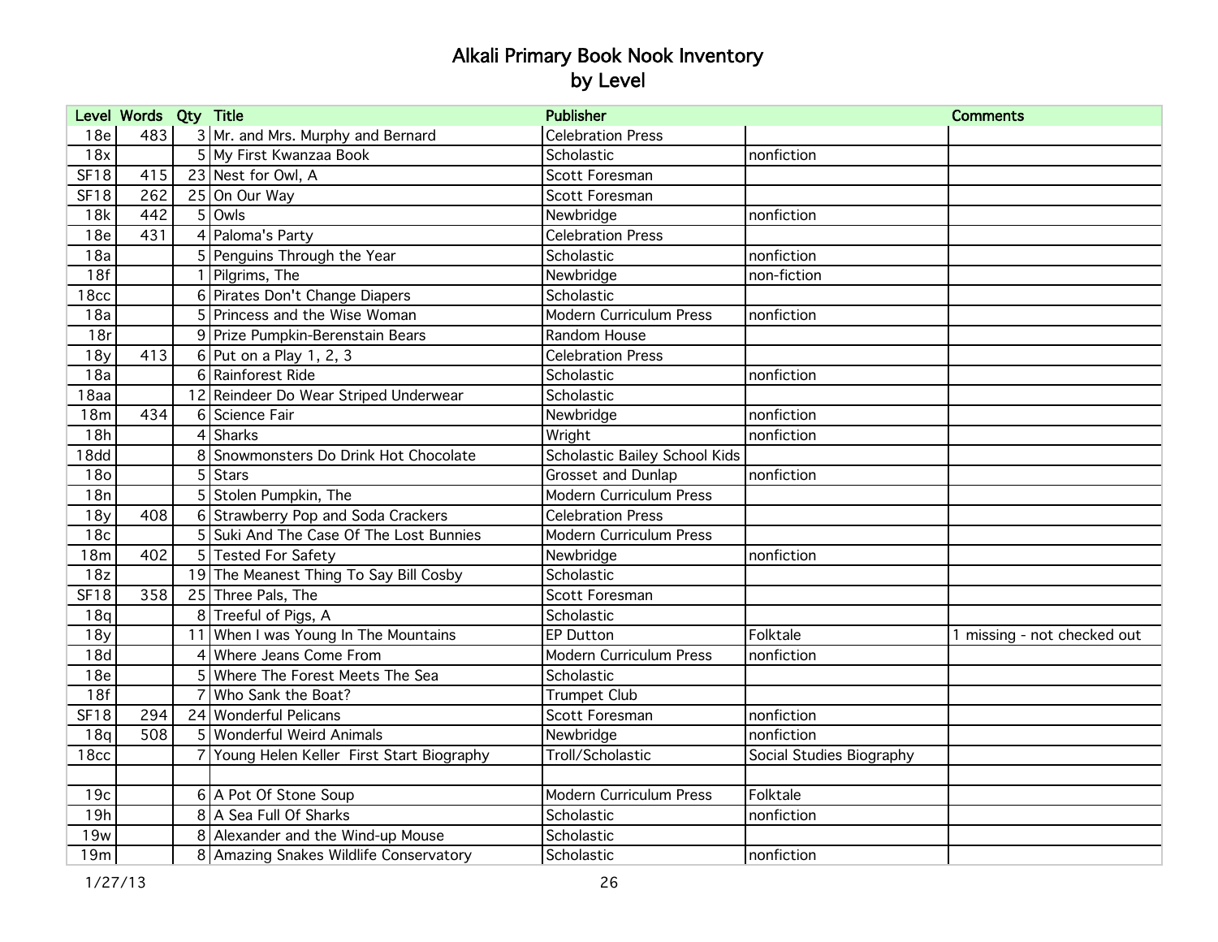# Alkali Primary Book Nook Inventory
## by Level

| Level | Words | Qty | Title | Publisher | | Comments |
|---|---|---|---|---|---|---|
| 18e | 483 | 3 | Mr. and Mrs. Murphy and Bernard | Celebration Press | | |
| 18x | | 5 | My First Kwanzaa Book | Scholastic | nonfiction | |
| SF18 | 415 | 23 | Nest for Owl, A | Scott Foresman | | |
| SF18 | 262 | 25 | On Our Way | Scott Foresman | | |
| 18k | 442 | 5 | Owls | Newbridge | nonfiction | |
| 18e | 431 | 4 | Paloma's Party | Celebration Press | | |
| 18a | | 5 | Penguins Through the Year | Scholastic | nonfiction | |
| 18f | | 1 | Pilgrims, The | Newbridge | non-fiction | |
| 18cc | | 6 | Pirates Don't Change Diapers | Scholastic | | |
| 18a | | 5 | Princess and the Wise Woman | Modern Curriculum Press | nonfiction | |
| 18r | | 9 | Prize Pumpkin-Berenstain Bears | Random House | | |
| 18y | 413 | 6 | Put on a Play 1, 2, 3 | Celebration Press | | |
| 18a | | 6 | Rainforest Ride | Scholastic | nonfiction | |
| 18aa | | 12 | Reindeer Do Wear Striped Underwear | Scholastic | | |
| 18m | 434 | 6 | Science Fair | Newbridge | nonfiction | |
| 18h | | 4 | Sharks | Wright | nonfiction | |
| 18dd | | 8 | Snowmonsters Do Drink Hot Chocolate | Scholastic Bailey School Kids | | |
| 18o | | 5 | Stars | Grosset and Dunlap | nonfiction | |
| 18n | | 5 | Stolen Pumpkin, The | Modern Curriculum Press | | |
| 18y | 408 | 6 | Strawberry Pop and Soda Crackers | Celebration Press | | |
| 18c | | 5 | Suki And The Case Of The Lost Bunnies | Modern Curriculum Press | | |
| 18m | 402 | 5 | Tested For Safety | Newbridge | nonfiction | |
| 18z | | 19 | The Meanest Thing To Say Bill Cosby | Scholastic | | |
| SF18 | 358 | 25 | Three Pals, The | Scott Foresman | | |
| 18q | | 8 | Treeful of Pigs, A | Scholastic | | |
| 18y | | 11 | When I was Young In The Mountains | EP Dutton | Folktale | 1 missing - not checked out |
| 18d | | 4 | Where Jeans Come From | Modern Curriculum Press | nonfiction | |
| 18e | | 5 | Where The Forest Meets The Sea | Scholastic | | |
| 18f | | 7 | Who Sank the Boat? | Trumpet Club | | |
| SF18 | 294 | 24 | Wonderful Pelicans | Scott Foresman | nonfiction | |
| 18q | 508 | 5 | Wonderful Weird Animals | Newbridge | nonfiction | |
| 18cc | | 7 | Young Helen Keller First Start Biography | Troll/Scholastic | Social Studies Biography | |
| | | | | | | |
| 19c | | 6 | A Pot Of Stone Soup | Modern Curriculum Press | Folktale | |
| 19h | | 8 | A Sea Full Of Sharks | Scholastic | nonfiction | |
| 19w | | 8 | Alexander and the Wind-up Mouse | Scholastic | | |
| 19m | | 8 | Amazing Snakes Wildlife Conservatory | Scholastic | nonfiction | |

1/27/13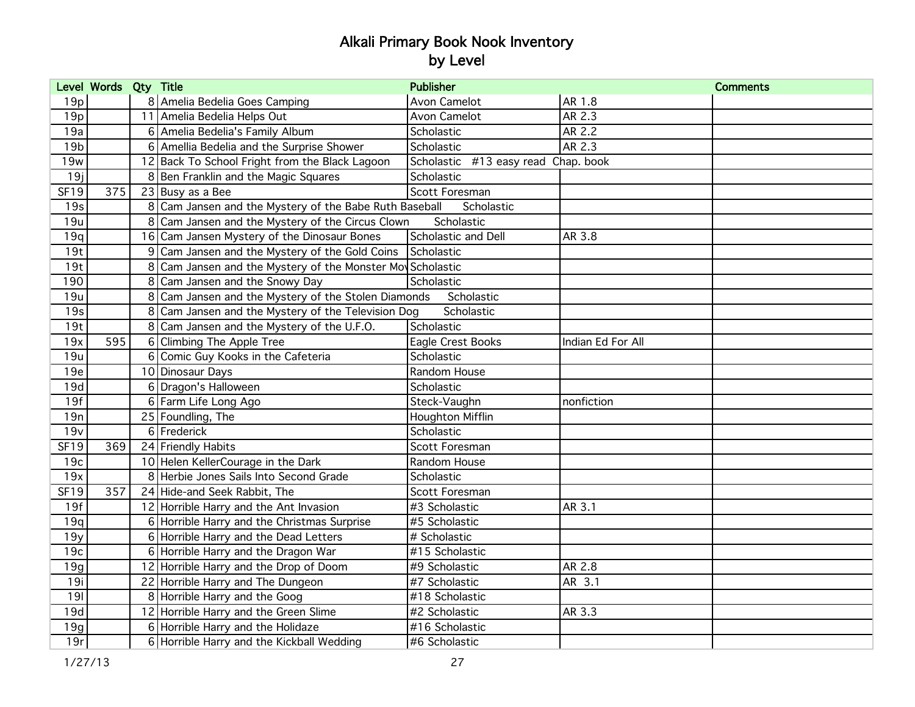# Alkali Primary Book Nook Inventory
## by Level

| Level | Words | Qty | Title | Publisher | | Comments |
|---|---|---|---|---|---|---|
| 19p | | 8 | Amelia Bedelia Goes Camping | Avon Camelot | AR 1.8 | |
| 19p | | 11 | Amelia Bedelia Helps Out | Avon Camelot | AR 2.3 | |
| 19a | | 6 | Amelia Bedelia's Family Album | Scholastic | AR 2.2 | |
| 19b | | 6 | Amellia Bedelia and the Surprise Shower | Scholastic | AR 2.3 | |
| 19w | | 12 | Back To School Fright from the Black Lagoon | Scholastic #13 easy read Chap. book | | |
| 19j | | 8 | Ben Franklin and the Magic Squares | Scholastic | | |
| SF19 | 375 | 23 | Busy as a Bee | Scott Foresman | | |
| 19s | | 8 | Cam Jansen and the Mystery of the Babe Ruth Baseball | Scholastic | | |
| 19u | | 8 | Cam Jansen and the Mystery of the Circus Clown | Scholastic | | |
| 19q | | 16 | Cam Jansen Mystery of the Dinosaur Bones | Scholastic and Dell | AR 3.8 | |
| 19t | | 9 | Cam Jansen and the Mystery of the Gold Coins | Scholastic | | |
| 19t | | 8 | Cam Jansen and the Mystery of the Monster Mov | Scholastic | | |
| 19O | | 8 | Cam Jansen and the Snowy Day | Scholastic | | |
| 19u | | 8 | Cam Jansen and the Mystery of the Stolen Diamonds | Scholastic | | |
| 19s | | 8 | Cam Jansen and the Mystery of the Television Dog | Scholastic | | |
| 19t | | 8 | Cam Jansen and the Mystery of the U.F.O. | Scholastic | | |
| 19x | 595 | 6 | Climbing The Apple Tree | Eagle Crest Books | Indian Ed For All | |
| 19u | | 6 | Comic Guy Kooks in the Cafeteria | Scholastic | | |
| 19e | | 10 | Dinosaur Days | Random House | | |
| 19d | | 6 | Dragon's Halloween | Scholastic | | |
| 19f | | 6 | Farm Life Long Ago | Steck-Vaughn | nonfiction | |
| 19n | | 25 | Foundling, The | Houghton Mifflin | | |
| 19v | | 6 | Frederick | Scholastic | | |
| SF19 | 369 | 24 | Friendly Habits | Scott Foresman | | |
| 19c | | 10 | Helen KellerCourage in the Dark | Random House | | |
| 19x | | 8 | Herbie Jones Sails Into Second Grade | Scholastic | | |
| SF19 | 357 | 24 | Hide-and Seek Rabbit, The | Scott Foresman | | |
| 19f | | 12 | Horrible Harry and the Ant Invasion | #3 Scholastic | AR 3.1 | |
| 19q | | 6 | Horrible Harry and the Christmas Surprise | #5 Scholastic | | |
| 19y | | 6 | Horrible Harry and the Dead Letters | # Scholastic | | |
| 19c | | 6 | Horrible Harry and the Dragon War | #15 Scholastic | | |
| 19g | | 12 | Horrible Harry and the Drop of Doom | #9 Scholastic | AR 2.8 | |
| 19i | | 22 | Horrible Harry and The Dungeon | #7 Scholastic | AR 3.1 | |
| 19l | | 8 | Horrible Harry and the Goog | #18 Scholastic | | |
| 19d | | 12 | Horrible Harry and the Green Slime | #2 Scholastic | AR 3.3 | |
| 19g | | 6 | Horrible Harry and the Holidaze | #16 Scholastic | | |
| 19r | | 6 | Horrible Harry and the Kickball Wedding | #6 Scholastic | | |

1/27/13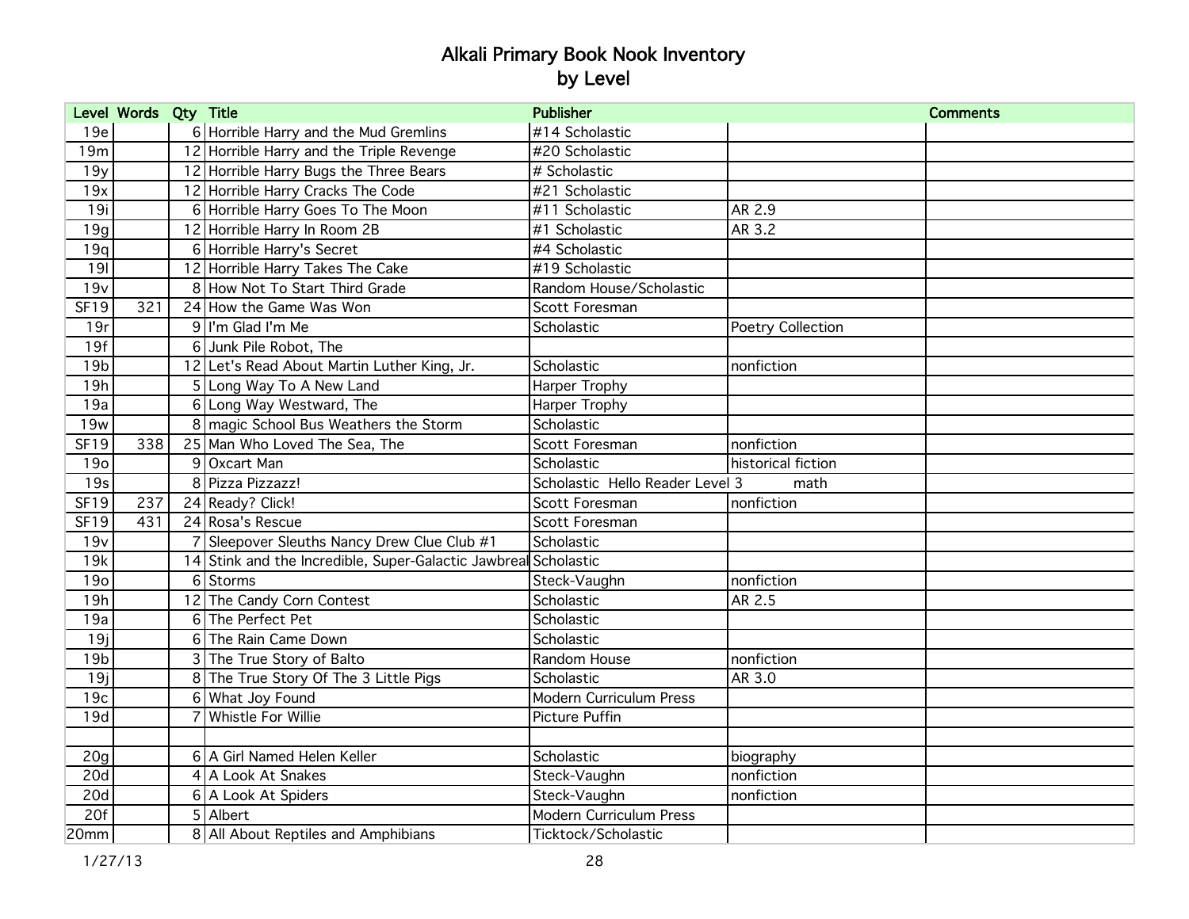# Alkali Primary Book Nook Inventory
## by Level

| Level | Words | Qty | Title | Publisher | | Comments |
|---|---|---|---|---|---|---|
| 19e | | 6 | Horrible Harry and the Mud Gremlins | #14 Scholastic | | |
| 19m | | 12 | Horrible Harry and the Triple Revenge | #20 Scholastic | | |
| 19y | | 12 | Horrible Harry Bugs the Three Bears | # Scholastic | | |
| 19x | | 12 | Horrible Harry Cracks The Code | #21 Scholastic | | |
| 19i | | 6 | Horrible Harry Goes To The Moon | #11 Scholastic | AR 2.9 | |
| 19g | | 12 | Horrible Harry In Room 2B | #1 Scholastic | AR 3.2 | |
| 19q | | 6 | Horrible Harry's Secret | #4 Scholastic | | |
| 19l | | 12 | Horrible Harry Takes The Cake | #19 Scholastic | | |
| 19v | | 8 | How Not To Start Third Grade | Random House/Scholastic | | |
| SF19 | 321 | 24 | How the Game Was Won | Scott Foresman | | |
| 19r | | 9 | I'm Glad I'm Me | Scholastic | Poetry Collection | |
| 19f | | 6 | Junk Pile Robot, The | | | |
| 19b | | 12 | Let's Read About Martin Luther King, Jr. | Scholastic | nonfiction | |
| 19h | | 5 | Long Way To A New Land | Harper Trophy | | |
| 19a | | 6 | Long Way Westward, The | Harper Trophy | | |
| 19w | | 8 | magic School Bus Weathers the Storm | Scholastic | | |
| SF19 | 338 | 25 | Man Who Loved The Sea, The | Scott Foresman | nonfiction | |
| 19o | | 9 | Oxcart Man | Scholastic | historical fiction | |
| 19s | | 8 | Pizza Pizzazz! | Scholastic Hello Reader Level 3 | math | |
| SF19 | 237 | 24 | Ready? Click! | Scott Foresman | nonfiction | |
| SF19 | 431 | 24 | Rosa's Rescue | Scott Foresman | | |
| 19v | | 7 | Sleepover Sleuths Nancy Drew Clue Club #1 | Scholastic | | |
| 19k | | 14 | Stink and the Incredible, Super-Galactic Jawbreal | Scholastic | | |
| 19o | | 6 | Storms | Steck-Vaughn | nonfiction | |
| 19h | | 12 | The Candy Corn Contest | Scholastic | AR 2.5 | |
| 19a | | 6 | The Perfect Pet | Scholastic | | |
| 19j | | 6 | The Rain Came Down | Scholastic | | |
| 19b | | 3 | The True Story of Balto | Random House | nonfiction | |
| 19j | | 8 | The True Story Of The 3 Little Pigs | Scholastic | AR 3.0 | |
| 19c | | 6 | What Joy Found | Modern Curriculum Press | | |
| 19d | | 7 | Whistle For Willie | Picture Puffin | | |
| | | | | | | |
| 20g | | 6 | A Girl Named Helen Keller | Scholastic | biography | |
| 20d | | 4 | A Look At Snakes | Steck-Vaughn | nonfiction | |
| 20d | | 6 | A Look At Spiders | Steck-Vaughn | nonfiction | |
| 20f | | 5 | Albert | Modern Curriculum Press | | |
| 20mm | | 8 | All About Reptiles and Amphibians | Ticktock/Scholastic | | |

1/27/13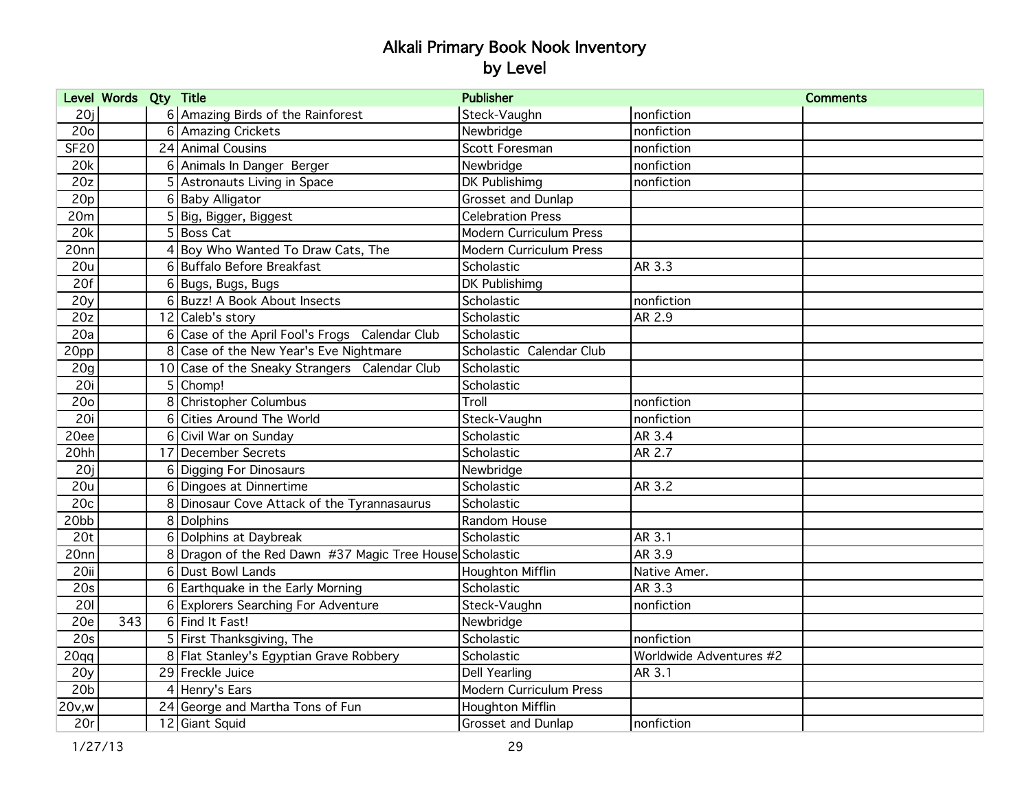# Alkali Primary Book Nook Inventory
# by Level

| Level | Words | Qty | Title | Publisher | | Comments |
|---|---|---|---|---|---|---|
| 20j | | 6 | Amazing Birds of the Rainforest | Steck-Vaughn | nonfiction | |
| 20o | | 6 | Amazing Crickets | Newbridge | nonfiction | |
| SF20 | | 24 | Animal Cousins | Scott Foresman | nonfiction | |
| 20k | | 6 | Animals In Danger  Berger | Newbridge | nonfiction | |
| 20z | | 5 | Astronauts Living in Space | DK Publishimg | nonfiction | |
| 20p | | 6 | Baby Alligator | Grosset and Dunlap | | |
| 20m | | 5 | Big, Bigger, Biggest | Celebration Press | | |
| 20k | | 5 | Boss Cat | Modern Curriculum Press | | |
| 20nn | | 4 | Boy Who Wanted To Draw Cats, The | Modern Curriculum Press | | |
| 20u | | 6 | Buffalo Before Breakfast | Scholastic | AR 3.3 | |
| 20f | | 6 | Bugs, Bugs, Bugs | DK Publishimg | | |
| 20y | | 6 | Buzz! A Book About Insects | Scholastic | nonfiction | |
| 20z | | 12 | Caleb's story | Scholastic | AR 2.9 | |
| 20a | | 6 | Case of the April Fool's Frogs   Calendar Club | Scholastic | | |
| 20pp | | 8 | Case of the New Year's Eve Nightmare | Scholastic  Calendar Club | | |
| 20g | | 10 | Case of the Sneaky Strangers   Calendar Club | Scholastic | | |
| 20i | | 5 | Chomp! | Scholastic | | |
| 20o | | 8 | Christopher Columbus | Troll | nonfiction | |
| 20i | | 6 | Cities Around The World | Steck-Vaughn | nonfiction | |
| 20ee | | 6 | Civil War on Sunday | Scholastic | AR 3.4 | |
| 20hh | | 17 | December Secrets | Scholastic | AR 2.7 | |
| 20j | | 6 | Digging For Dinosaurs | Newbridge | | |
| 20u | | 6 | Dingoes at Dinnertime | Scholastic | AR 3.2 | |
| 20c | | 8 | Dinosaur Cove Attack of the Tyrannasaurus | Scholastic | | |
| 20bb | | 8 | Dolphins | Random House | | |
| 20t | | 6 | Dolphins at Daybreak | Scholastic | AR 3.1 | |
| 20nn | | 8 | Dragon of the Red Dawn  #37 Magic Tree House | Scholastic | AR 3.9 | |
| 20ii | | 6 | Dust Bowl Lands | Houghton Mifflin | Native Amer. | |
| 20s | | 6 | Earthquake in the Early Morning | Scholastic | AR 3.3 | |
| 20l | | 6 | Explorers Searching For Adventure | Steck-Vaughn | nonfiction | |
| 20e | 343 | 6 | Find It Fast! | Newbridge | | |
| 20s | | 5 | First Thanksgiving, The | Scholastic | nonfiction | |
| 20qq | | 8 | Flat Stanley's Egyptian Grave Robbery | Scholastic | Worldwide Adventures #2 | |
| 20y | | 29 | Freckle Juice | Dell Yearling | AR 3.1 | |
| 20b | | 4 | Henry's Ears | Modern Curriculum Press | | |
| 20v,w | | 24 | George and Martha Tons of Fun | Houghton Mifflin | | |
| 20r | | 12 | Giant Squid | Grosset and Dunlap | nonfiction | |

1/27/13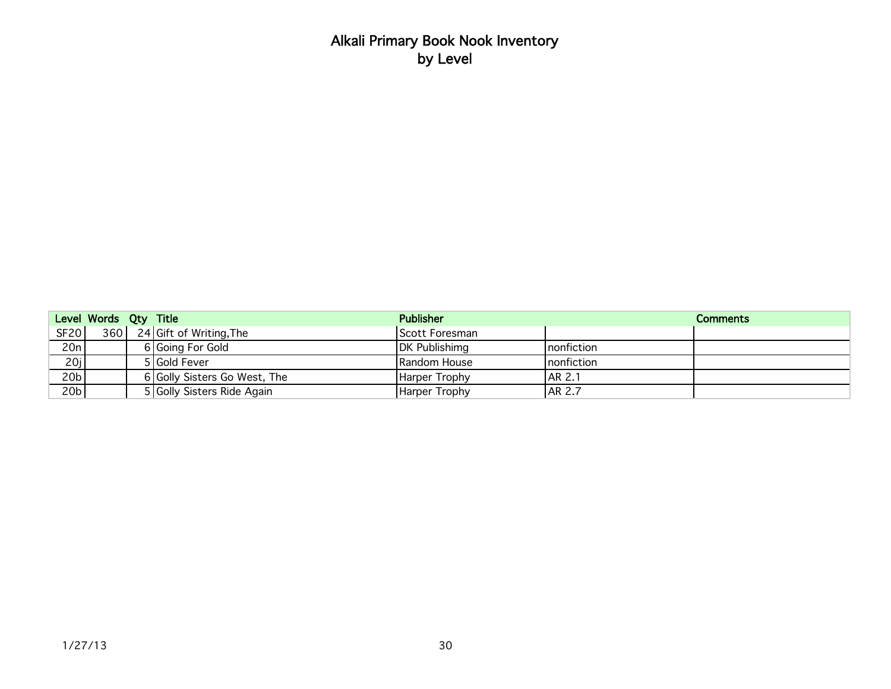# Alkali Primary Book Nook Inventory
## by Level

| Level | Words | Qty | Title | Publisher | | Comments |
|---|---|---|---|---|---|---|
| SF20 | 360 | 24 | Gift of Writing,The | Scott Foresman | | |
| 20n | | 6 | Going For Gold | DK Publishimg | nonfiction | |
| 20j | | 5 | Gold Fever | Random House | nonfiction | |
| 20b | | 6 | Golly Sisters Go West, The | Harper Trophy | AR 2.1 | |
| 20b | | 5 | Golly Sisters Ride Again | Harper Trophy | AR 2.7 | |

1/27/13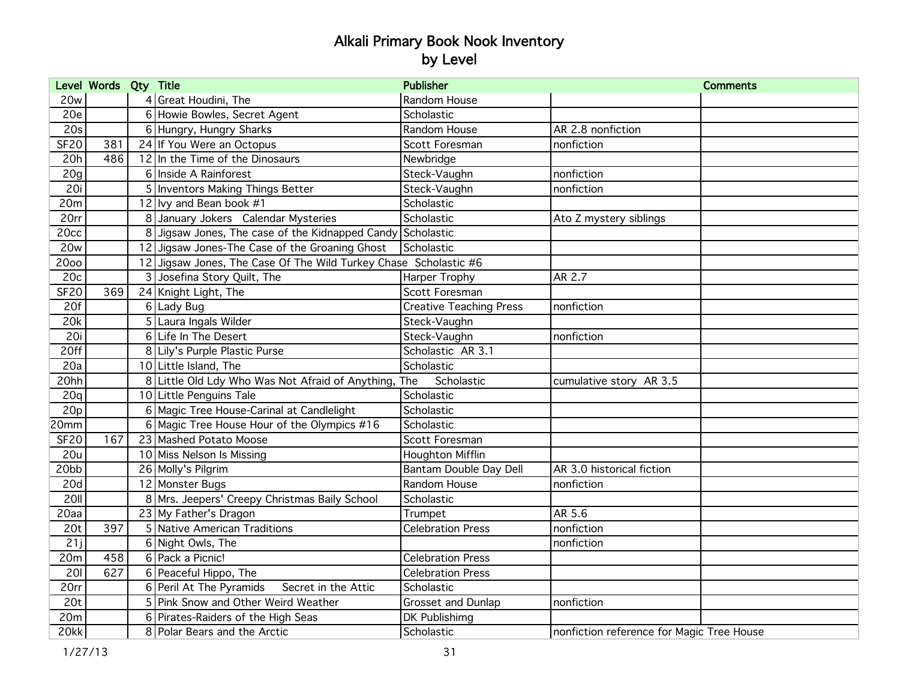# Alkali Primary Book Nook Inventory
## by Level

| Level | Words | Qty | Title | Publisher | | Comments |
|---|---|---|---|---|---|---|
| 20w | | 4 | Great Houdini, The | Random House | | |
| 20e | | 6 | Howie Bowles, Secret Agent | Scholastic | | |
| 20s | | 6 | Hungry, Hungry Sharks | Random House | AR 2.8 nonfiction | |
| SF20 | 381 | 24 | If You Were an Octopus | Scott Foresman | nonfiction | |
| 20h | 486 | 12 | In the Time of the Dinosaurs | Newbridge | | |
| 20g | | 6 | Inside A Rainforest | Steck-Vaughn | nonfiction | |
| 20i | | 5 | Inventors Making Things Better | Steck-Vaughn | nonfiction | |
| 20m | | 12 | Ivy and Bean book #1 | Scholastic | | |
| 20rr | | 8 | January Jokers Calendar Mysteries | Scholastic | Ato Z mystery siblings | |
| 20cc | | 8 | Jigsaw Jones, The case of the Kidnapped Candy | Scholastic | | |
| 20w | | 12 | Jigsaw Jones-The Case of the Groaning Ghost | Scholastic | | |
| 20oo | | 12 | Jigsaw Jones, The Case Of The Wild Turkey Chase | Scholastic #6 | | |
| 20c | | 3 | Josefina Story Quilt, The | Harper Trophy | AR 2.7 | |
| SF20 | 369 | 24 | Knight Light, The | Scott Foresman | | |
| 20f | | 6 | Lady Bug | Creative Teaching Press | nonfiction | |
| 20k | | 5 | Laura Ingals Wilder | Steck-Vaughn | | |
| 20i | | 6 | Life In The Desert | Steck-Vaughn | nonfiction | |
| 20ff | | 8 | Lily's Purple Plastic Purse | Scholastic AR 3.1 | | |
| 20a | | 10 | Little Island, The | Scholastic | | |
| 20hh | | 8 | Little Old Ldy Who Was Not Afraid of Anything, The | Scholastic | cumulative story AR 3.5 | |
| 20q | | 10 | Little Penguins Tale | Scholastic | | |
| 20p | | 6 | Magic Tree House-Carinal at Candlelight | Scholastic | | |
| 20mm | | 6 | Magic Tree House Hour of the Olympics #16 | Scholastic | | |
| SF20 | 167 | 23 | Mashed Potato Moose | Scott Foresman | | |
| 20u | | 10 | Miss Nelson Is Missing | Houghton Mifflin | | |
| 20bb | | 26 | Molly's Pilgrim | Bantam Double Day Dell | AR 3.0 historical fiction | |
| 20d | | 12 | Monster Bugs | Random House | nonfiction | |
| 20ll | | 8 | Mrs. Jeepers' Creepy Christmas Baily School | Scholastic | | |
| 20aa | | 23 | My Father's Dragon | Trumpet | AR 5.6 | |
| 20t | 397 | 5 | Native American Traditions | Celebration Press | nonfiction | |
| 21j | | 6 | Night Owls, The | | nonfiction | |
| 20m | 458 | 6 | Pack a Picnic! | Celebration Press | | |
| 20l | 627 | 6 | Peaceful Hippo, The | Celebration Press | | |
| 20rr | | 6 | Peril At The Pyramids Secret in the Attic | Scholastic | | |
| 20t | | 5 | Pink Snow and Other Weird Weather | Grosset and Dunlap | nonfiction | |
| 20m | | 6 | Pirates-Raiders of the High Seas | DK Publishimg | | |
| 20kk | | 8 | Polar Bears and the Arctic | Scholastic | nonfiction reference for Magic Tree House | |

1/27/13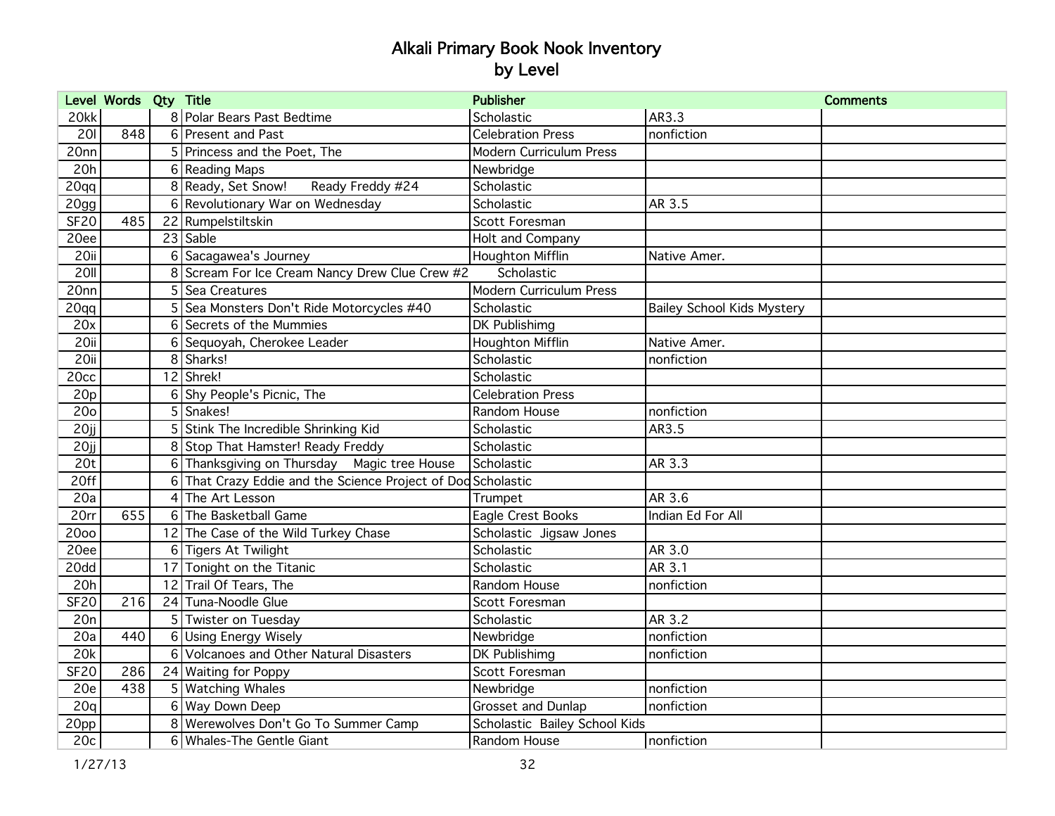# Alkali Primary Book Nook Inventory
# by Level

| Level | Words | Qty | Title | Publisher | | Comments |
|---|---|---|---|---|---|---|
| 20kk | | 8 | Polar Bears Past Bedtime | Scholastic | AR3.3 | |
| 20l | 848 | 6 | Present and Past | Celebration Press | nonfiction | |
| 20nn | | 5 | Princess and the Poet, The | Modern Curriculum Press | | |
| 20h | | 6 | Reading Maps | Newbridge | | |
| 20qq | | 8 | Ready, Set Snow!     Ready Freddy #24 | Scholastic | | |
| 20gg | | 6 | Revolutionary War on Wednesday | Scholastic | AR 3.5 | |
| SF20 | 485 | 22 | Rumpelstiltskin | Scott Foresman | | |
| 20ee | | 23 | Sable | Holt and Company | | |
| 20ii | | 6 | Sacagawea's Journey | Houghton Mifflin | Native Amer. | |
| 20ll | | 8 | Scream For Ice Cream Nancy Drew Clue Crew #2     Scholastic | | | |
| 20nn | | 5 | Sea Creatures | Modern Curriculum Press | | |
| 20qq | | 5 | Sea Monsters Don't Ride Motorcycles #40 | Scholastic | Bailey School Kids Mystery | |
| 20x | | 6 | Secrets of the Mummies | DK Publishimg | | |
| 20ii | | 6 | Sequoyah, Cherokee Leader | Houghton Mifflin | Native Amer. | |
| 20ii | | 8 | Sharks! | Scholastic | nonfiction | |
| 20cc | | 12 | Shrek! | Scholastic | | |
| 20p | | 6 | Shy People's Picnic, The | Celebration Press | | |
| 20o | | 5 | Snakes! | Random House | nonfiction | |
| 20jj | | 5 | Stink The Incredible Shrinking Kid | Scholastic | AR3.5 | |
| 20jj | | 8 | Stop That Hamster! Ready Freddy | Scholastic | | |
| 20t | | 6 | Thanksgiving on Thursday     Magic tree House | Scholastic | AR 3.3 | |
| 20ff | | 6 | That Crazy Eddie and the Science Project of Doo | Scholastic | | |
| 20a | | 4 | The Art Lesson | Trumpet | AR 3.6 | |
| 20rr | 655 | 6 | The Basketball Game | Eagle Crest Books | Indian Ed For All | |
| 20oo | | 12 | The Case of the Wild Turkey Chase | Scholastic  Jigsaw Jones | | |
| 20ee | | 6 | Tigers At Twilight | Scholastic | AR 3.0 | |
| 20dd | | 17 | Tonight on the Titanic | Scholastic | AR 3.1 | |
| 20h | | 12 | Trail Of Tears, The | Random House | nonfiction | |
| SF20 | 216 | 24 | Tuna-Noodle Glue | Scott Foresman | | |
| 20n | | 5 | Twister on Tuesday | Scholastic | AR 3.2 | |
| 20a | 440 | 6 | Using Energy Wisely | Newbridge | nonfiction | |
| 20k | | 6 | Volcanoes and Other Natural Disasters | DK Publishimg | nonfiction | |
| SF20 | 286 | 24 | Waiting for Poppy | Scott Foresman | | |
| 20e | 438 | 5 | Watching Whales | Newbridge | nonfiction | |
| 20q | | 6 | Way Down Deep | Grosset and Dunlap | nonfiction | |
| 20pp | | 8 | Werewolves Don't Go To Summer Camp | Scholastic  Bailey School Kids | | |
| 20c | | 6 | Whales-The Gentle Giant | Random House | nonfiction | |

1/27/13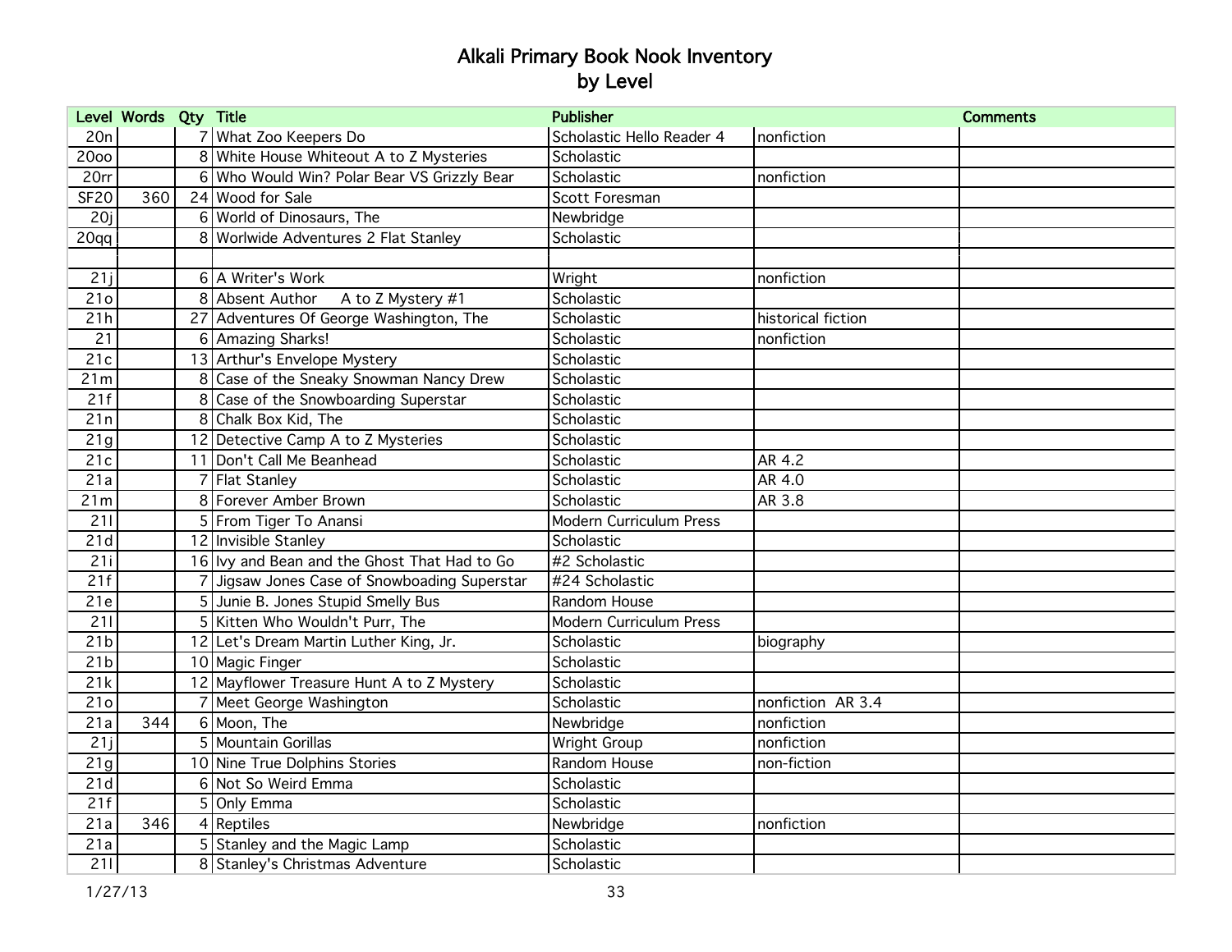# Alkali Primary Book Nook Inventory
## by Level

| Level | Words | Qty | Title | Publisher | | Comments |
|---|---|---|---|---|---|---|
| 20n | | 7 | What Zoo Keepers Do | Scholastic Hello Reader 4 | nonfiction | |
| 20oo | | 8 | White House Whiteout A to Z Mysteries | Scholastic | | |
| 20rr | | 6 | Who Would Win? Polar Bear VS Grizzly Bear | Scholastic | nonfiction | |
| SF20 | 360 | 24 | Wood for Sale | Scott Foresman | | |
| 20j | | 6 | World of Dinosaurs, The | Newbridge | | |
| 20qq | | 8 | Worlwide Adventures 2 Flat Stanley | Scholastic | | |
| | | | | | | |
| 21j | | 6 | A Writer's Work | Wright | nonfiction | |
| 21o | | 8 | Absent Author A to Z Mystery #1 | Scholastic | | |
| 21h | | 27 | Adventures Of George Washington, The | Scholastic | historical fiction | |
| 21 | | 6 | Amazing Sharks! | Scholastic | nonfiction | |
| 21c | | 13 | Arthur's Envelope Mystery | Scholastic | | |
| 21m | | 8 | Case of the Sneaky Snowman Nancy Drew | Scholastic | | |
| 21f | | 8 | Case of the Snowboarding Superstar | Scholastic | | |
| 21n | | 8 | Chalk Box Kid, The | Scholastic | | |
| 21g | | 12 | Detective Camp A to Z Mysteries | Scholastic | | |
| 21c | | 11 | Don't Call Me Beanhead | Scholastic | AR 4.2 | |
| 21a | | 7 | Flat Stanley | Scholastic | AR 4.0 | |
| 21m | | 8 | Forever Amber Brown | Scholastic | AR 3.8 | |
| 21l | | 5 | From Tiger To Anansi | Modern Curriculum Press | | |
| 21d | | 12 | Invisible Stanley | Scholastic | | |
| 21i | | 16 | Ivy and Bean and the Ghost That Had to Go | #2 Scholastic | | |
| 21f | | 7 | Jigsaw Jones Case of Snowboading Superstar | #24 Scholastic | | |
| 21e | | 5 | Junie B. Jones Stupid Smelly Bus | Random House | | |
| 21l | | 5 | Kitten Who Wouldn't Purr, The | Modern Curriculum Press | | |
| 21b | | 12 | Let's Dream Martin Luther King, Jr. | Scholastic | biography | |
| 21b | | 10 | Magic Finger | Scholastic | | |
| 21k | | 12 | Mayflower Treasure Hunt A to Z Mystery | Scholastic | | |
| 21o | | 7 | Meet George Washington | Scholastic | nonfiction AR 3.4 | |
| 21a | 344 | 6 | Moon, The | Newbridge | nonfiction | |
| 21j | | 5 | Mountain Gorillas | Wright Group | nonfiction | |
| 21g | | 10 | Nine True Dolphins Stories | Random House | non-fiction | |
| 21d | | 6 | Not So Weird Emma | Scholastic | | |
| 21f | | 5 | Only Emma | Scholastic | | |
| 21a | 346 | 4 | Reptiles | Newbridge | nonfiction | |
| 21a | | 5 | Stanley and the Magic Lamp | Scholastic | | |
| 21l | | 8 | Stanley's Christmas Adventure | Scholastic | | |

1/27/13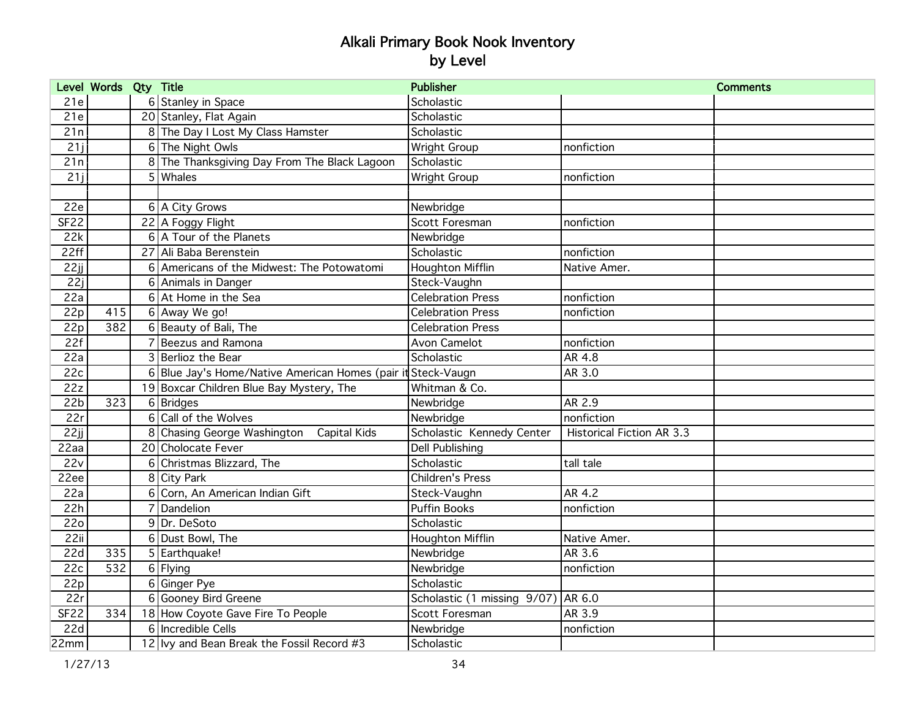# Alkali Primary Book Nook Inventory
## by Level

| Level | Words | Qty | Title | Publisher | | Comments |
|---|---|---|---|---|---|---|
| 21e | | 6 | Stanley in Space | Scholastic | | |
| 21e | | 20 | Stanley, Flat Again | Scholastic | | |
| 21n | | 8 | The Day I Lost My Class Hamster | Scholastic | | |
| 21j | | 6 | The Night Owls | Wright Group | nonfiction | |
| 21n | | 8 | The Thanksgiving Day From The Black Lagoon | Scholastic | | |
| 21j | | 5 | Whales | Wright Group | nonfiction | |
| | | | | | | |
| 22e | | 6 | A City Grows | Newbridge | | |
| SF22 | | 22 | A Foggy Flight | Scott Foresman | nonfiction | |
| 22k | | 6 | A Tour of the Planets | Newbridge | | |
| 22ff | | 27 | Ali Baba Berenstein | Scholastic | nonfiction | |
| 22jj | | 6 | Americans of the Midwest: The Potowatomi | Houghton Mifflin | Native Amer. | |
| 22j | | 6 | Animals in Danger | Steck-Vaughn | | |
| 22a | | 6 | At Home in the Sea | Celebration Press | nonfiction | |
| 22p | 415 | 6 | Away We go! | Celebration Press | nonfiction | |
| 22p | 382 | 6 | Beauty of Bali, The | Celebration Press | | |
| 22f | | 7 | Beezus and Ramona | Avon Camelot | nonfiction | |
| 22a | | 3 | Berlioz the Bear | Scholastic | AR 4.8 | |
| 22c | | 6 | Blue Jay's Home/Native American Homes (pair it | Steck-Vaugn | AR 3.0 | |
| 22z | | 19 | Boxcar Children Blue Bay Mystery, The | Whitman & Co. | | |
| 22b | 323 | 6 | Bridges | Newbridge | AR 2.9 | |
| 22r | | 6 | Call of the Wolves | Newbridge | nonfiction | |
| 22jj | | 8 | Chasing George Washington Capital Kids | Scholastic Kennedy Center | Historical Fiction AR 3.3 | |
| 22aa | | 20 | Cholocate Fever | Dell Publishing | | |
| 22v | | 6 | Christmas Blizzard, The | Scholastic | tall tale | |
| 22ee | | 8 | City Park | Children's Press | | |
| 22a | | 6 | Corn, An American Indian Gift | Steck-Vaughn | AR 4.2 | |
| 22h | | 7 | Dandelion | Puffin Books | nonfiction | |
| 22o | | 9 | Dr. DeSoto | Scholastic | | |
| 22ii | | 6 | Dust Bowl, The | Houghton Mifflin | Native Amer. | |
| 22d | 335 | 5 | Earthquake! | Newbridge | AR 3.6 | |
| 22c | 532 | 6 | Flying | Newbridge | nonfiction | |
| 22p | | 6 | Ginger Pye | Scholastic | | |
| 22r | | 6 | Gooney Bird Greene | Scholastic (1 missing 9/07) | AR 6.0 | |
| SF22 | 334 | 18 | How Coyote Gave Fire To People | Scott Foresman | AR 3.9 | |
| 22d | | 6 | Incredible Cells | Newbridge | nonfiction | |
| 22mm | | 12 | Ivy and Bean Break the Fossil Record #3 | Scholastic | | |

1/27/13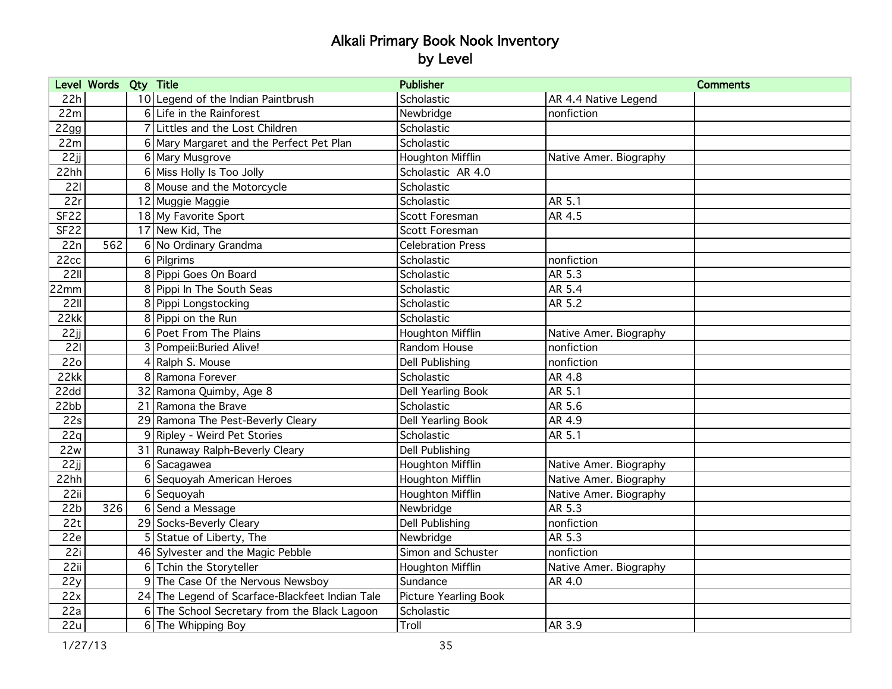# Alkali Primary Book Nook Inventory
## by Level

| Level | Words | Qty | Title | Publisher | | Comments |
|---|---|---|---|---|---|---|
| 22h | | 10 | Legend of the Indian Paintbrush | Scholastic | AR 4.4 Native Legend | |
| 22m | | 6 | Life in the Rainforest | Newbridge | nonfiction | |
| 22gg | | 7 | Littles and the Lost Children | Scholastic | | |
| 22m | | 6 | Mary Margaret and the Perfect Pet Plan | Scholastic | | |
| 22jj | | 6 | Mary Musgrove | Houghton Mifflin | Native Amer. Biography | |
| 22hh | | 6 | Miss Holly Is Too Jolly | Scholastic AR 4.0 | | |
| 22l | | 8 | Mouse and the Motorcycle | Scholastic | | |
| 22r | | 12 | Muggie Maggie | Scholastic | AR 5.1 | |
| SF22 | | 18 | My Favorite Sport | Scott Foresman | AR 4.5 | |
| SF22 | | 17 | New Kid, The | Scott Foresman | | |
| 22n | 562 | 6 | No Ordinary Grandma | Celebration Press | | |
| 22cc | | 6 | Pilgrims | Scholastic | nonfiction | |
| 22ll | | 8 | Pippi Goes On Board | Scholastic | AR 5.3 | |
| 22mm | | 8 | Pippi In The South Seas | Scholastic | AR 5.4 | |
| 22ll | | 8 | Pippi Longstocking | Scholastic | AR 5.2 | |
| 22kk | | 8 | Pippi on the Run | Scholastic | | |
| 22jj | | 6 | Poet From The Plains | Houghton Mifflin | Native Amer. Biography | |
| 22l | | 3 | Pompeii:Buried Alive! | Random House | nonfiction | |
| 22o | | 4 | Ralph S. Mouse | Dell Publishing | nonfiction | |
| 22kk | | 8 | Ramona Forever | Scholastic | AR 4.8 | |
| 22dd | | 32 | Ramona Quimby, Age 8 | Dell Yearling Book | AR 5.1 | |
| 22bb | | 21 | Ramona the Brave | Scholastic | AR 5.6 | |
| 22s | | 29 | Ramona The Pest-Beverly Cleary | Dell Yearling Book | AR 4.9 | |
| 22q | | 9 | Ripley - Weird Pet Stories | Scholastic | AR 5.1 | |
| 22w | | 31 | Runaway Ralph-Beverly Cleary | Dell Publishing | | |
| 22jj | | 6 | Sacagawea | Houghton Mifflin | Native Amer. Biography | |
| 22hh | | 6 | Sequoyah American Heroes | Houghton Mifflin | Native Amer. Biography | |
| 22ii | | 6 | Sequoyah | Houghton Mifflin | Native Amer. Biography | |
| 22b | 326 | 6 | Send a Message | Newbridge | AR 5.3 | |
| 22t | | 29 | Socks-Beverly Cleary | Dell Publishing | nonfiction | |
| 22e | | 5 | Statue of Liberty, The | Newbridge | AR 5.3 | |
| 22i | | 46 | Sylvester and the Magic Pebble | Simon and Schuster | nonfiction | |
| 22ii | | 6 | Tchin the Storyteller | Houghton Mifflin | Native Amer. Biography | |
| 22y | | 9 | The Case Of the Nervous Newsboy | Sundance | AR 4.0 | |
| 22x | | 24 | The Legend of Scarface-Blackfeet Indian Tale | Picture Yearling Book | | |
| 22a | | 6 | The School Secretary from the Black Lagoon | Scholastic | | |
| 22u | | 6 | The Whipping Boy | Troll | AR 3.9 | |

1/27/13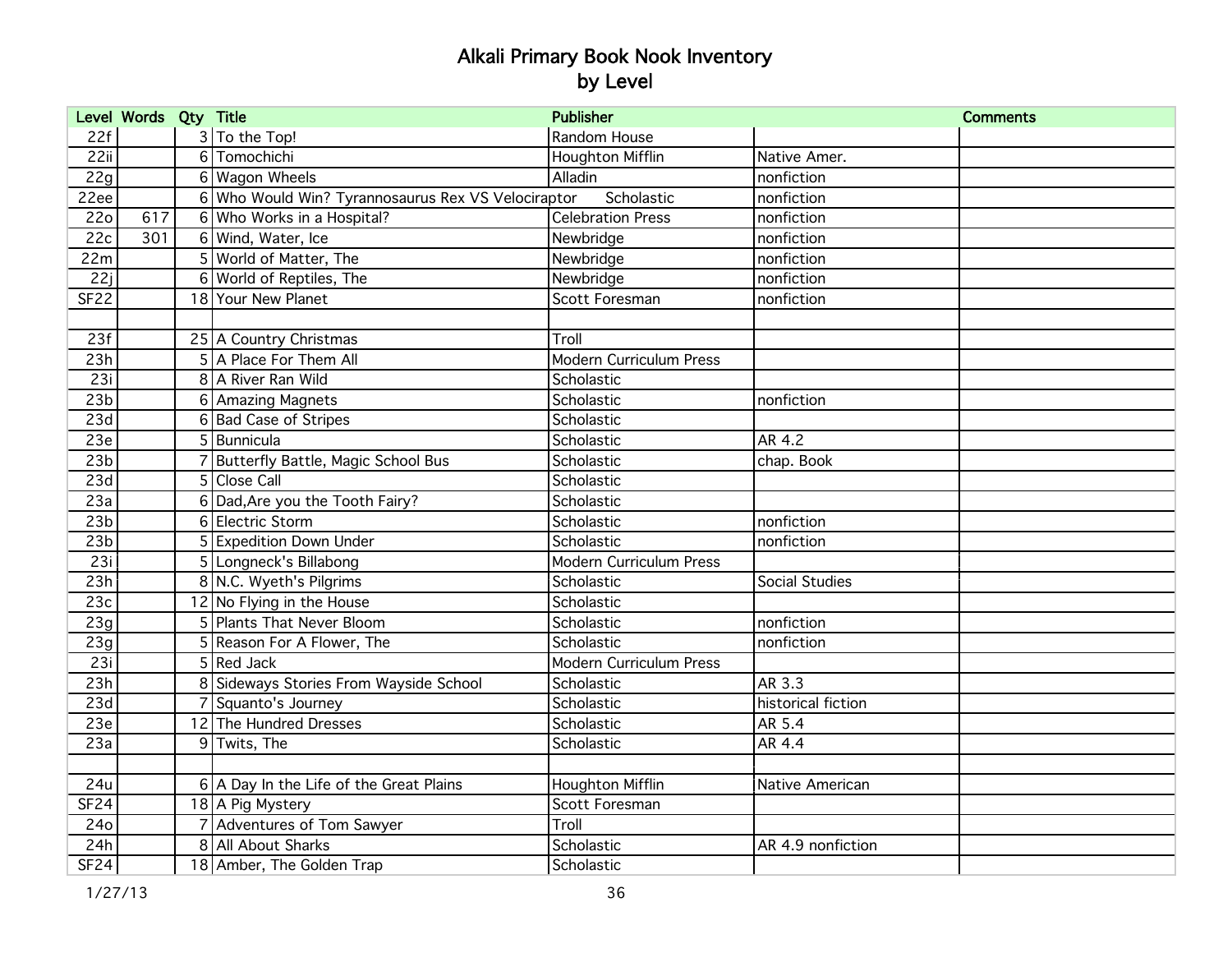# Alkali Primary Book Nook Inventory
## by Level

| Level | Words | Qty | Title | Publisher | | Comments |
|---|---|---|---|---|---|---|
| 22f | | 3 | To the Top! | Random House | | |
| 22ii | | 6 | Tomochichi | Houghton Mifflin | Native Amer. | |
| 22g | | 6 | Wagon Wheels | Alladin | nonfiction | |
| 22ee | | 6 | Who Would Win? Tyrannosaurus Rex VS Velociraptor | Scholastic | nonfiction | |
| 22o | 617 | 6 | Who Works in a Hospital? | Celebration Press | nonfiction | |
| 22c | 301 | 6 | Wind, Water, Ice | Newbridge | nonfiction | |
| 22m | | 5 | World of Matter, The | Newbridge | nonfiction | |
| 22j | | 6 | World of Reptiles, The | Newbridge | nonfiction | |
| SF22 | | 18 | Your New Planet | Scott Foresman | nonfiction | |
| | | | | | | |
| 23f | | 25 | A Country Christmas | Troll | | |
| 23h | | 5 | A Place For Them All | Modern Curriculum Press | | |
| 23i | | 8 | A River Ran Wild | Scholastic | | |
| 23b | | 6 | Amazing Magnets | Scholastic | nonfiction | |
| 23d | | 6 | Bad Case of Stripes | Scholastic | | |
| 23e | | 5 | Bunnicula | Scholastic | AR 4.2 | |
| 23b | | 7 | Butterfly Battle, Magic School Bus | Scholastic | chap. Book | |
| 23d | | 5 | Close Call | Scholastic | | |
| 23a | | 6 | Dad,Are you the Tooth Fairy? | Scholastic | | |
| 23b | | 6 | Electric Storm | Scholastic | nonfiction | |
| 23b | | 5 | Expedition Down Under | Scholastic | nonfiction | |
| 23i | | 5 | Longneck's Billabong | Modern Curriculum Press | | |
| 23h | | 8 | N.C. Wyeth's Pilgrims | Scholastic | Social Studies | |
| 23c | | 12 | No Flying in the House | Scholastic | | |
| 23g | | 5 | Plants That Never Bloom | Scholastic | nonfiction | |
| 23g | | 5 | Reason For A Flower, The | Scholastic | nonfiction | |
| 23i | | 5 | Red Jack | Modern Curriculum Press | | |
| 23h | | 8 | Sideways Stories From Wayside School | Scholastic | AR 3.3 | |
| 23d | | 7 | Squanto's Journey | Scholastic | historical fiction | |
| 23e | | 12 | The Hundred Dresses | Scholastic | AR 5.4 | |
| 23a | | 9 | Twits, The | Scholastic | AR 4.4 | |
| | | | | | | |
| 24u | | 6 | A Day In the Life of the Great Plains | Houghton Mifflin | Native American | |
| SF24 | | 18 | A Pig Mystery | Scott Foresman | | |
| 24o | | 7 | Adventures of Tom Sawyer | Troll | | |
| 24h | | 8 | All About Sharks | Scholastic | AR 4.9 nonfiction | |
| SF24 | | 18 | Amber, The Golden Trap | Scholastic | | |

1/27/13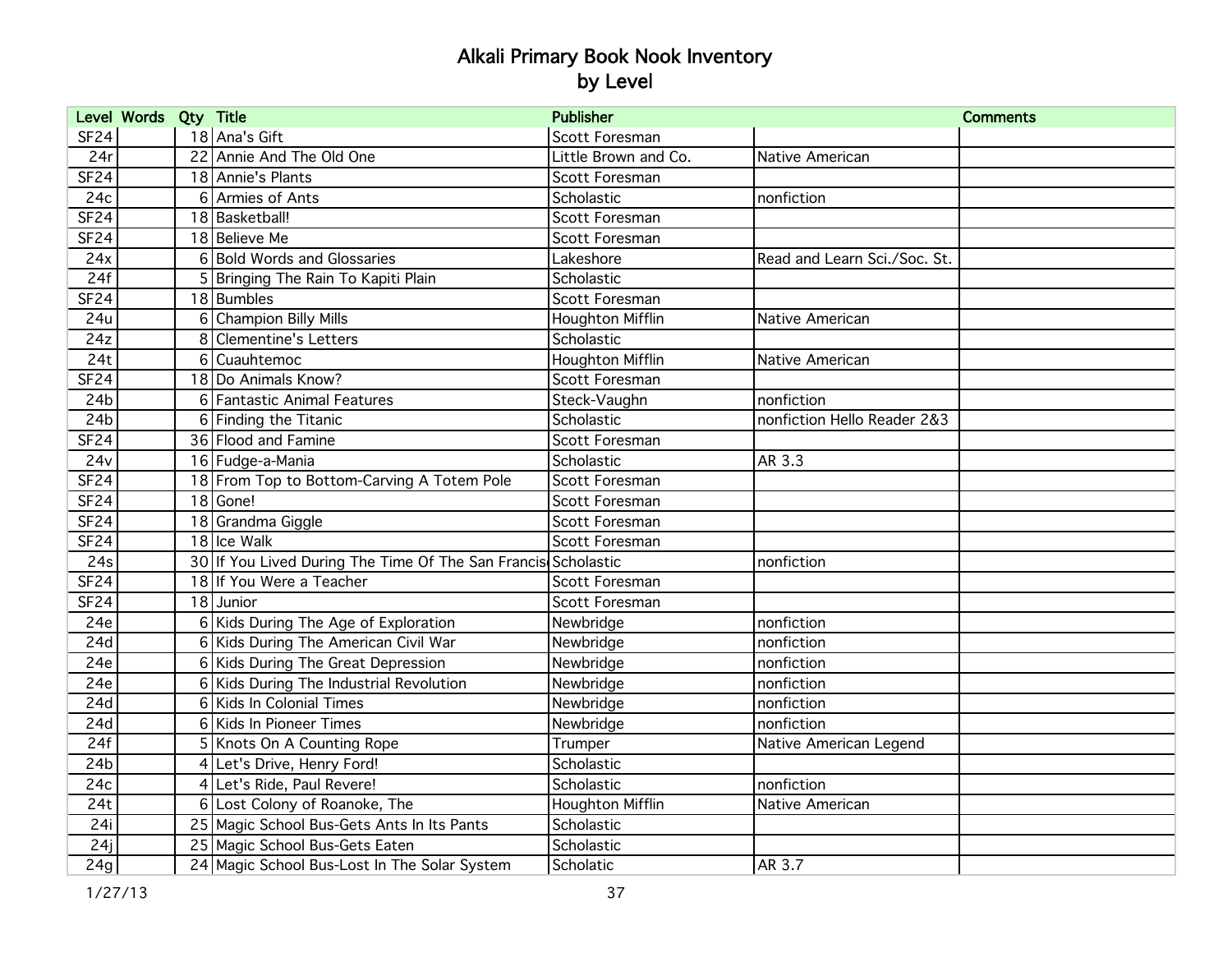# Alkali Primary Book Nook Inventory
## by Level

| Level | Words | Qty | Title | Publisher | | Comments |
|---|---|---|---|---|---|---|
| SF24 | | 18 | Ana's Gift | Scott Foresman | | |
| 24r | | 22 | Annie And The Old One | Little Brown and Co. | Native American | |
| SF24 | | 18 | Annie's Plants | Scott Foresman | | |
| 24c | | 6 | Armies of Ants | Scholastic | nonfiction | |
| SF24 | | 18 | Basketball! | Scott Foresman | | |
| SF24 | | 18 | Believe Me | Scott Foresman | | |
| 24x | | 6 | Bold Words and Glossaries | Lakeshore | Read and Learn Sci./Soc. St. | |
| 24f | | 5 | Bringing The Rain To Kapiti Plain | Scholastic | | |
| SF24 | | 18 | Bumbles | Scott Foresman | | |
| 24u | | 6 | Champion Billy Mills | Houghton Mifflin | Native American | |
| 24z | | 8 | Clementine's Letters | Scholastic | | |
| 24t | | 6 | Cuauhtemoc | Houghton Mifflin | Native American | |
| SF24 | | 18 | Do Animals Know? | Scott Foresman | | |
| 24b | | 6 | Fantastic Animal Features | Steck-Vaughn | nonfiction | |
| 24b | | 6 | Finding the Titanic | Scholastic | nonfiction Hello Reader 2&3 | |
| SF24 | | 36 | Flood and Famine | Scott Foresman | | |
| 24v | | 16 | Fudge-a-Mania | Scholastic | AR 3.3 | |
| SF24 | | 18 | From Top to Bottom-Carving A Totem Pole | Scott Foresman | | |
| SF24 | | 18 | Gone! | Scott Foresman | | |
| SF24 | | 18 | Grandma Giggle | Scott Foresman | | |
| SF24 | | 18 | Ice Walk | Scott Foresman | | |
| 24s | | 30 | If You Lived During The Time Of The San Francis | Scholastic | nonfiction | |
| SF24 | | 18 | If You Were a Teacher | Scott Foresman | | |
| SF24 | | 18 | Junior | Scott Foresman | | |
| 24e | | 6 | Kids During The Age of Exploration | Newbridge | nonfiction | |
| 24d | | 6 | Kids During The American Civil War | Newbridge | nonfiction | |
| 24e | | 6 | Kids During The Great Depression | Newbridge | nonfiction | |
| 24e | | 6 | Kids During The Industrial Revolution | Newbridge | nonfiction | |
| 24d | | 6 | Kids In Colonial Times | Newbridge | nonfiction | |
| 24d | | 6 | Kids In Pioneer Times | Newbridge | nonfiction | |
| 24f | | 5 | Knots On A Counting Rope | Trumper | Native American Legend | |
| 24b | | 4 | Let's Drive, Henry Ford! | Scholastic | | |
| 24c | | 4 | Let's Ride, Paul Revere! | Scholastic | nonfiction | |
| 24t | | 6 | Lost Colony of Roanoke, The | Houghton Mifflin | Native American | |
| 24i | | 25 | Magic School Bus-Gets Ants In Its Pants | Scholastic | | |
| 24j | | 25 | Magic School Bus-Gets Eaten | Scholastic | | |
| 24g | | 24 | Magic School Bus-Lost In The Solar System | Scholatic | AR 3.7 | |

1/27/13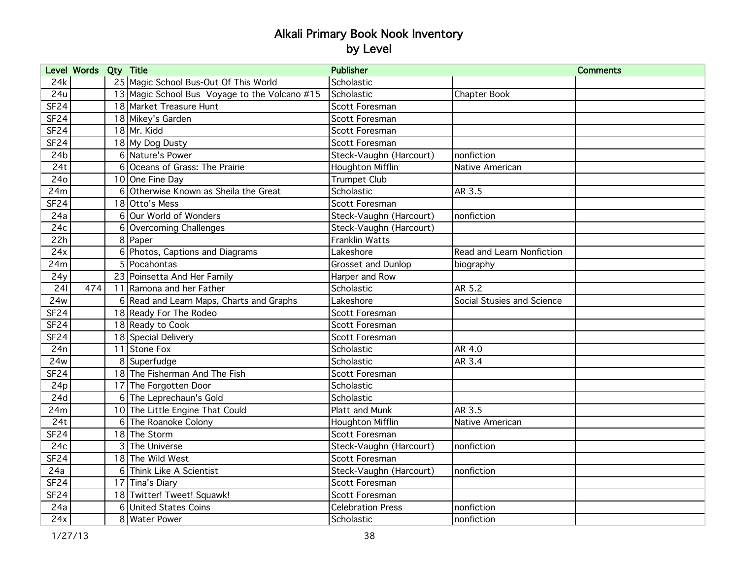# Alkali Primary Book Nook Inventory
## by Level

| Level | Words | Qty | Title | Publisher | | Comments |
|---|---|---|---|---|---|---|
| 24k | | 25 | Magic School Bus-Out Of This World | Scholastic | | |
| 24u | | 13 | Magic School Bus Voyage to the Volcano #15 | Scholastic | Chapter Book | |
| SF24 | | 18 | Market Treasure Hunt | Scott Foresman | | |
| SF24 | | 18 | Mikey's Garden | Scott Foresman | | |
| SF24 | | 18 | Mr. Kidd | Scott Foresman | | |
| SF24 | | 18 | My Dog Dusty | Scott Foresman | | |
| 24b | | 6 | Nature's Power | Steck-Vaughn (Harcourt) | nonfiction | |
| 24t | | 6 | Oceans of Grass: The Prairie | Houghton Mifflin | Native American | |
| 24o | | 10 | One Fine Day | Trumpet Club | | |
| 24m | | 6 | Otherwise Known as Sheila the Great | Scholastic | AR 3.5 | |
| SF24 | | 18 | Otto's Mess | Scott Foresman | | |
| 24a | | 6 | Our World of Wonders | Steck-Vaughn (Harcourt) | nonfiction | |
| 24c | | 6 | Overcoming Challenges | Steck-Vaughn (Harcourt) | | |
| 22h | | 8 | Paper | Franklin Watts | | |
| 24x | | 6 | Photos, Captions and Diagrams | Lakeshore | Read and Learn Nonfiction | |
| 24m | | 5 | Pocahontas | Grosset and Dunlop | biography | |
| 24y | | 23 | Poinsetta And Her Family | Harper and Row | | |
| 24l | 474 | 11 | Ramona and her Father | Scholastic | AR 5.2 | |
| 24w | | 6 | Read and Learn Maps, Charts and Graphs | Lakeshore | Social Stusies and Science | |
| SF24 | | 18 | Ready For The Rodeo | Scott Foresman | | |
| SF24 | | 18 | Ready to Cook | Scott Foresman | | |
| SF24 | | 18 | Special Delivery | Scott Foresman | | |
| 24n | | 11 | Stone Fox | Scholastic | AR 4.0 | |
| 24w | | 8 | Superfudge | Scholastic | AR 3.4 | |
| SF24 | | 18 | The Fisherman And The Fish | Scott Foresman | | |
| 24p | | 17 | The Forgotten Door | Scholastic | | |
| 24d | | 6 | The Leprechaun's Gold | Scholastic | | |
| 24m | | 10 | The Little Engine That Could | Platt and Munk | AR 3.5 | |
| 24t | | 6 | The Roanoke Colony | Houghton Mifflin | Native American | |
| SF24 | | 18 | The Storm | Scott Foresman | | |
| 24c | | 3 | The Universe | Steck-Vaughn (Harcourt) | nonfiction | |
| SF24 | | 18 | The Wild West | Scott Foresman | | |
| 24a | | 6 | Think Like A Scientist | Steck-Vaughn (Harcourt) | nonfiction | |
| SF24 | | 17 | Tina's Diary | Scott Foresman | | |
| SF24 | | 18 | Twitter! Tweet! Squawk! | Scott Foresman | | |
| 24a | | 6 | United States Coins | Celebration Press | nonfiction | |
| 24x | | 8 | Water Power | Scholastic | nonfiction | |

1/27/13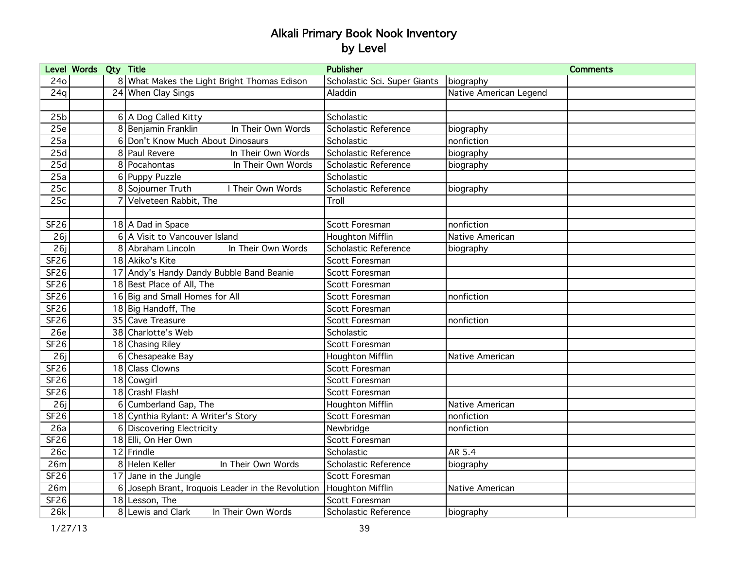# Alkali Primary Book Nook Inventory
## by Level

| Level | Words | Qty | Title | Publisher | | Comments |
|---|---|---|---|---|---|---|
| 24o | | 8 | What Makes the Light Bright Thomas Edison | Scholastic Sci. Super Giants | biography | |
| 24q | | 24 | When Clay Sings | Aladdin | Native American Legend | |
| | | | | | | |
| 25b | | 6 | A Dog Called Kitty | Scholastic | | |
| 25e | | 8 | Benjamin Franklin In Their Own Words | Scholastic Reference | biography | |
| 25a | | 6 | Don't Know Much About Dinosaurs | Scholastic | nonfiction | |
| 25d | | 8 | Paul Revere In Their Own Words | Scholastic Reference | biography | |
| 25d | | 8 | Pocahontas In Their Own Words | Scholastic Reference | biography | |
| 25a | | 6 | Puppy Puzzle | Scholastic | | |
| 25c | | 8 | Sojourner Truth I Their Own Words | Scholastic Reference | biography | |
| 25c | | 7 | Velveteen Rabbit, The | Troll | | |
| | | | | | | |
| SF26 | | 18 | A Dad in Space | Scott Foresman | nonfiction | |
| 26j | | 6 | A Visit to Vancouver Island | Houghton Mifflin | Native American | |
| 26j | | 8 | Abraham Lincoln In Their Own Words | Scholastic Reference | biography | |
| SF26 | | 18 | Akiko's Kite | Scott Foresman | | |
| SF26 | | 17 | Andy's Handy Dandy Bubble Band Beanie | Scott Foresman | | |
| SF26 | | 18 | Best Place of All, The | Scott Foresman | | |
| SF26 | | 16 | Big and Small Homes for All | Scott Foresman | nonfiction | |
| SF26 | | 18 | Big Handoff, The | Scott Foresman | | |
| SF26 | | 35 | Cave Treasure | Scott Foresman | nonfiction | |
| 26e | | 38 | Charlotte's Web | Scholastic | | |
| SF26 | | 18 | Chasing Riley | Scott Foresman | | |
| 26j | | 6 | Chesapeake Bay | Houghton Mifflin | Native American | |
| SF26 | | 18 | Class Clowns | Scott Foresman | | |
| SF26 | | 18 | Cowgirl | Scott Foresman | | |
| SF26 | | 18 | Crash! Flash! | Scott Foresman | | |
| 26j | | 6 | Cumberland Gap, The | Houghton Mifflin | Native American | |
| SF26 | | 18 | Cynthia Rylant: A Writer's Story | Scott Foresman | nonfiction | |
| 26a | | 6 | Discovering Electricity | Newbridge | nonfiction | |
| SF26 | | 18 | Elli, On Her Own | Scott Foresman | | |
| 26c | | 12 | Frindle | Scholastic | AR 5.4 | |
| 26m | | 8 | Helen Keller In Their Own Words | Scholastic Reference | biography | |
| SF26 | | 17 | Jane in the Jungle | Scott Foresman | | |
| 26m | | 6 | Joseph Brant, Iroquois Leader in the Revolution | Houghton Mifflin | Native American | |
| SF26 | | 18 | Lesson, The | Scott Foresman | | |
| 26k | | 8 | Lewis and Clark In Their Own Words | Scholastic Reference | biography | |

1/27/13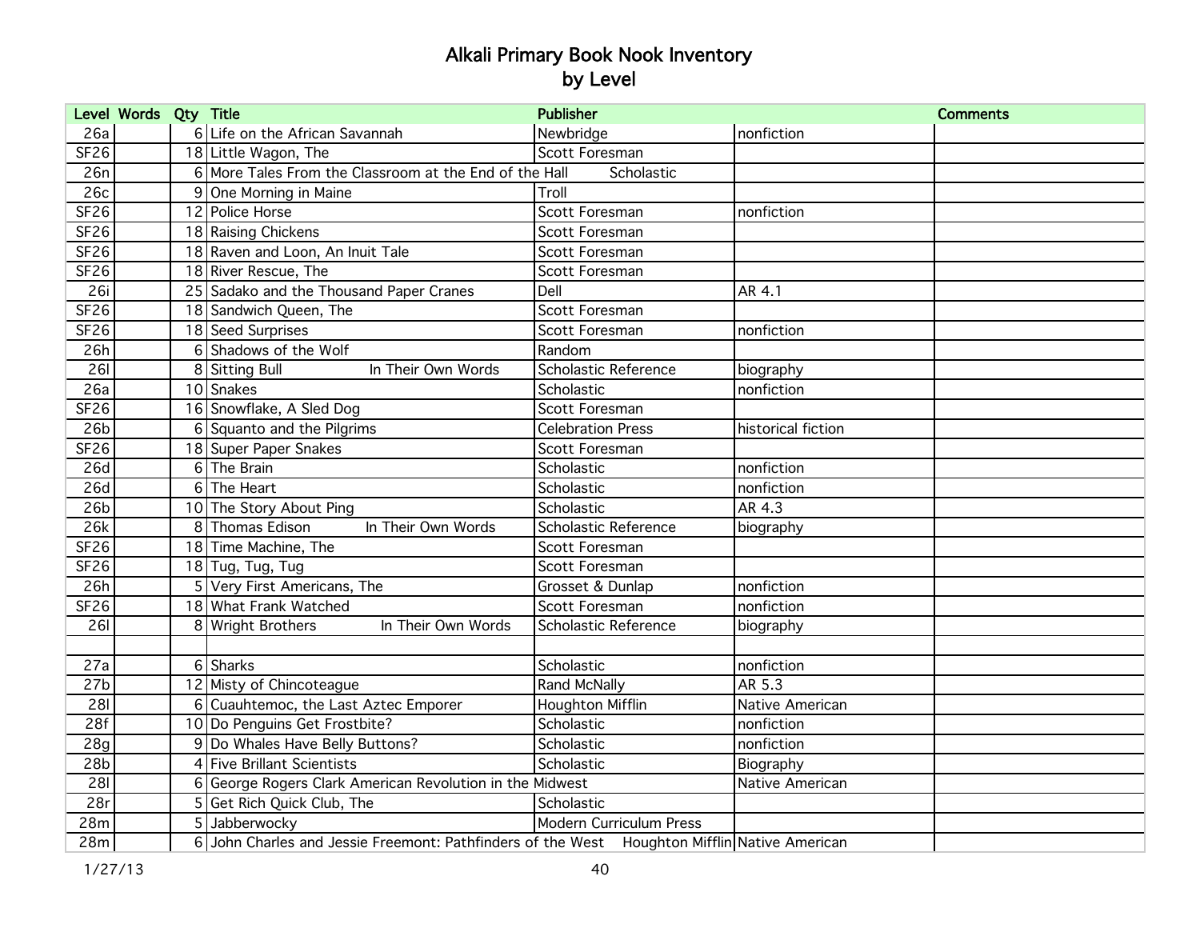# Alkali Primary Book Nook Inventory
## by Level

| Level | Words | Qty | Title | Publisher | | Comments |
|---|---|---|---|---|---|---|
| 26a | | 6 | Life on the African Savannah | Newbridge | nonfiction | |
| SF26 | | 18 | Little Wagon, The | Scott Foresman | | |
| 26n | | 6 | More Tales From the Classroom at the End of the Hall | Scholastic | | |
| 26c | | 9 | One Morning in Maine | Troll | | |
| SF26 | | 12 | Police Horse | Scott Foresman | nonfiction | |
| SF26 | | 18 | Raising Chickens | Scott Foresman | | |
| SF26 | | 18 | Raven and Loon, An Inuit Tale | Scott Foresman | | |
| SF26 | | 18 | River Rescue, The | Scott Foresman | | |
| 26i | | 25 | Sadako and the Thousand Paper Cranes | Dell | AR 4.1 | |
| SF26 | | 18 | Sandwich Queen, The | Scott Foresman | | |
| SF26 | | 18 | Seed Surprises | Scott Foresman | nonfiction | |
| 26h | | 6 | Shadows of the Wolf | Random | | |
| 26l | | 8 | Sitting Bull In Their Own Words | Scholastic Reference | biography | |
| 26a | | 10 | Snakes | Scholastic | nonfiction | |
| SF26 | | 16 | Snowflake, A Sled Dog | Scott Foresman | | |
| 26b | | 6 | Squanto and the Pilgrims | Celebration Press | historical fiction | |
| SF26 | | 18 | Super Paper Snakes | Scott Foresman | | |
| 26d | | 6 | The Brain | Scholastic | nonfiction | |
| 26d | | 6 | The Heart | Scholastic | nonfiction | |
| 26b | | 10 | The Story About Ping | Scholastic | AR 4.3 | |
| 26k | | 8 | Thomas Edison In Their Own Words | Scholastic Reference | biography | |
| SF26 | | 18 | Time Machine, The | Scott Foresman | | |
| SF26 | | 18 | Tug, Tug, Tug | Scott Foresman | | |
| 26h | | 5 | Very First Americans, The | Grosset & Dunlap | nonfiction | |
| SF26 | | 18 | What Frank Watched | Scott Foresman | nonfiction | |
| 26l | | 8 | Wright Brothers In Their Own Words | Scholastic Reference | biography | |
| | | | | | | |
| 27a | | 6 | Sharks | Scholastic | nonfiction | |
| 27b | | 12 | Misty of Chincoteague | Rand McNally | AR 5.3 | |
| 28l | | 6 | Cuauhtemoc, the Last Aztec Emporer | Houghton Mifflin | Native American | |
| 28f | | 10 | Do Penguins Get Frostbite? | Scholastic | nonfiction | |
| 28g | | 9 | Do Whales Have Belly Buttons? | Scholastic | nonfiction | |
| 28b | | 4 | Five Brillant Scientists | Scholastic | Biography | |
| 28l | | 6 | George Rogers Clark American Revolution in the Midwest | | Native American | |
| 28r | | 5 | Get Rich Quick Club, The | Scholastic | | |
| 28m | | 5 | Jabberwocky | Modern Curriculum Press | | |
| 28m | | 6 | John Charles and Jessie Freemont: Pathfinders of the West | Houghton Mifflin | Native American | |

1/27/13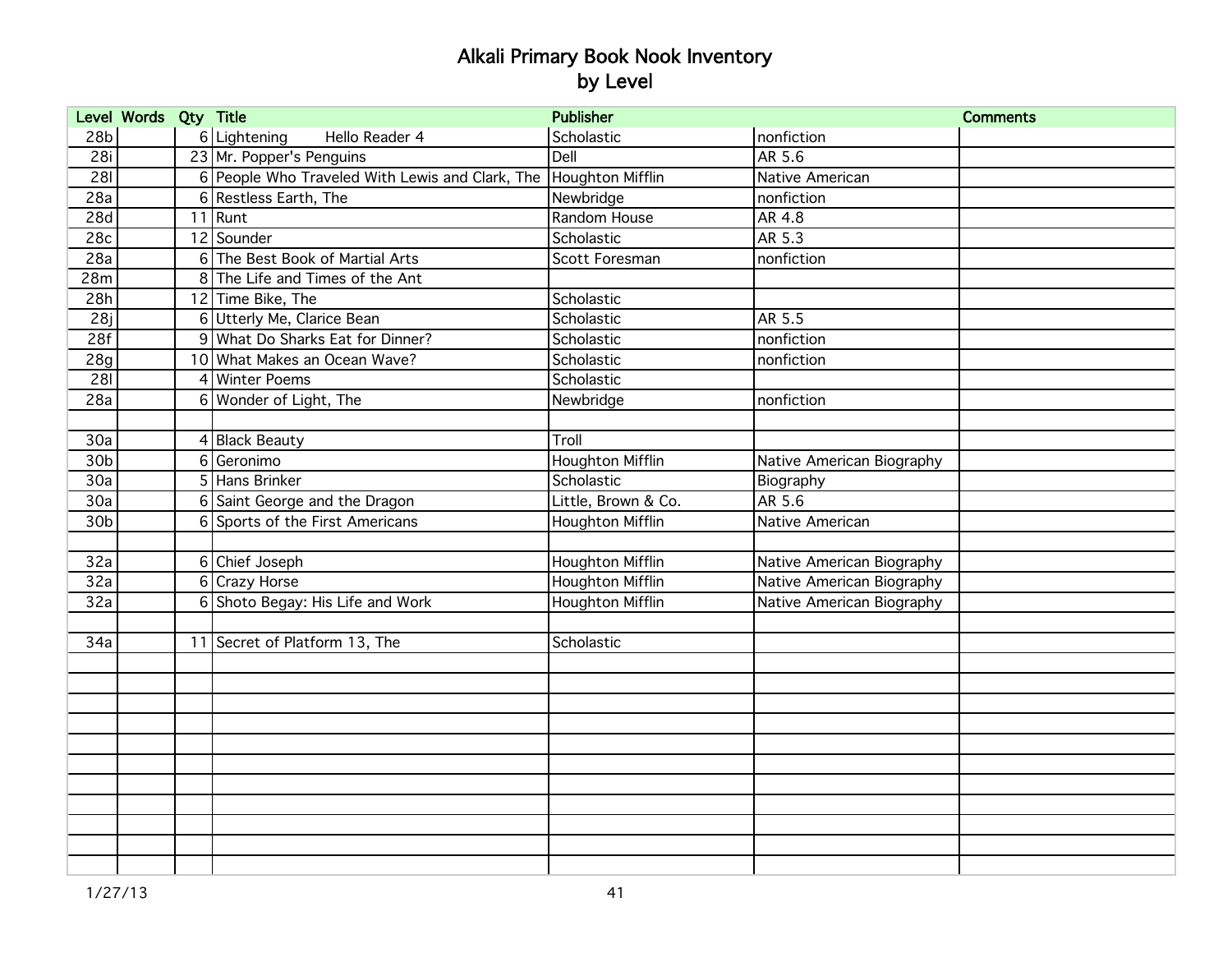# Alkali Primary Book Nook Inventory
## by Level

| Level | Words | Qty | Title | Publisher | | Comments |
|---|---|---|---|---|---|---|
| 28b | | 6 | Lightening Hello Reader 4 | Scholastic | nonfiction | |
| 28i | | 23 | Mr. Popper's Penguins | Dell | AR 5.6 | |
| 28l | | 6 | People Who Traveled With Lewis and Clark, The | Houghton Mifflin | Native American | |
| 28a | | 6 | Restless Earth, The | Newbridge | nonfiction | |
| 28d | | 11 | Runt | Random House | AR 4.8 | |
| 28c | | 12 | Sounder | Scholastic | AR 5.3 | |
| 28a | | 6 | The Best Book of Martial Arts | Scott Foresman | nonfiction | |
| 28m | | 8 | The Life and Times of the Ant | | | |
| 28h | | 12 | Time Bike, The | Scholastic | | |
| 28j | | 6 | Utterly Me, Clarice Bean | Scholastic | AR 5.5 | |
| 28f | | 9 | What Do Sharks Eat for Dinner? | Scholastic | nonfiction | |
| 28g | | 10 | What Makes an Ocean Wave? | Scholastic | nonfiction | |
| 28l | | 4 | Winter Poems | Scholastic | | |
| 28a | | 6 | Wonder of Light, The | Newbridge | nonfiction | |
| | | | | | | |
| 30a | | 4 | Black Beauty | Troll | | |
| 30b | | 6 | Geronimo | Houghton Mifflin | Native American Biography | |
| 30a | | 5 | Hans Brinker | Scholastic | Biography | |
| 30a | | 6 | Saint George and the Dragon | Little, Brown & Co. | AR 5.6 | |
| 30b | | 6 | Sports of the First Americans | Houghton Mifflin | Native American | |
| | | | | | | |
| 32a | | 6 | Chief Joseph | Houghton Mifflin | Native American Biography | |
| 32a | | 6 | Crazy Horse | Houghton Mifflin | Native American Biography | |
| 32a | | 6 | Shoto Begay: His Life and Work | Houghton Mifflin | Native American Biography | |
| | | | | | | |
| 34a | | 11 | Secret of Platform 13, The | Scholastic | | |

1/27/13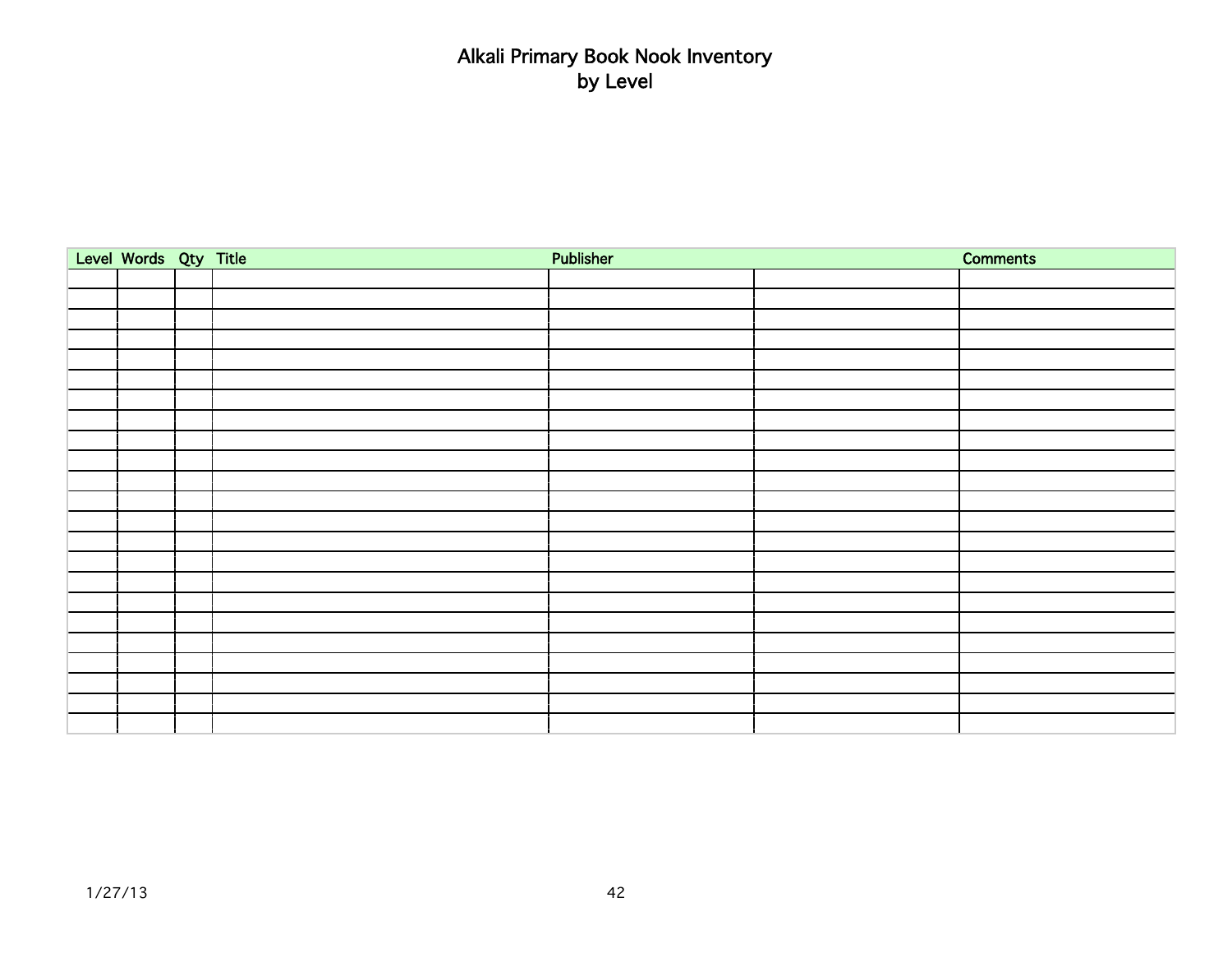# Alkali Primary Book Nook Inventory
## by Level

| Level | Words | Qty | Title | Publisher | | Comments |
|---|---|---|---|---|---|---|
| | | | | | | |
| | | | | | | |
| | | | | | | |
| | | | | | | |
| | | | | | | |
| | | | | | | |
| | | | | | | |
| | | | | | | |
| | | | | | | |
| | | | | | | |
| | | | | | | |
| | | | | | | |
| | | | | | | |
| | | | | | | |
| | | | | | | |
| | | | | | | |
| | | | | | | |
| | | | | | | |
| | | | | | | |
| | | | | | | |
| | | | | | | |
| | | | | | | |
| | | | | | | |

1/27/13